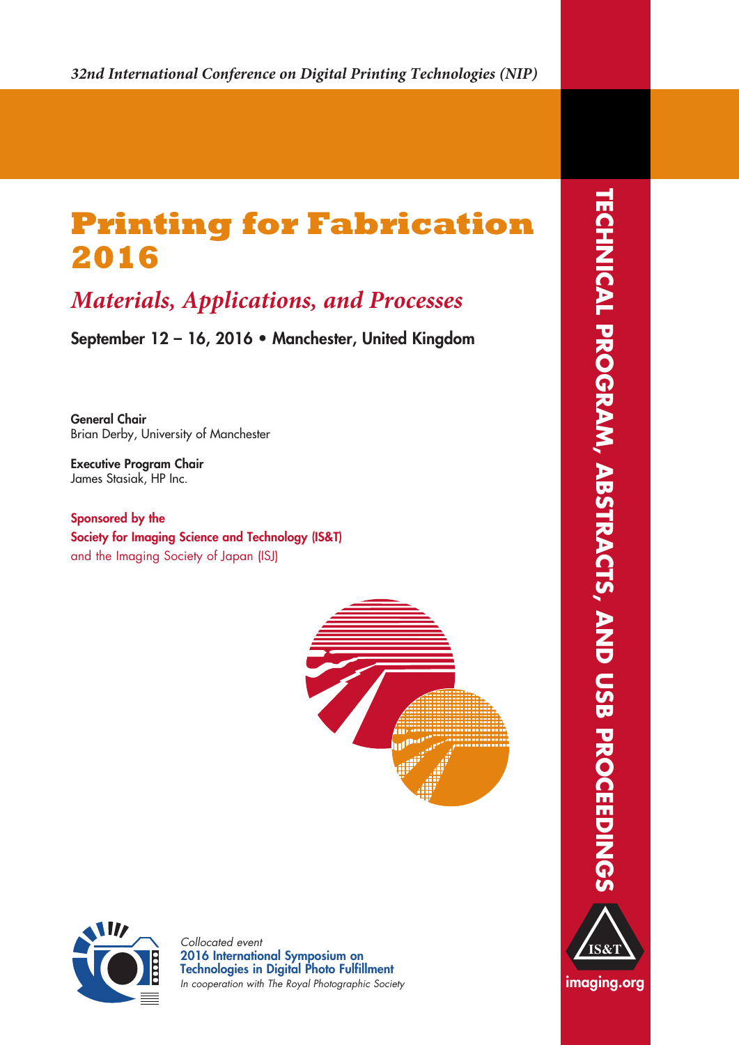*32nd International Conference on Digital Printing Technologies (NIP)*

# Printing for Fabrication 2016

## *Materials, Applications, and Processes*

**September 12 – 16, 2016 • Manchester, United Kingdom**

**General Chair**
Brian Derby, University of Manchester

**Executive Program Chair**
James Stasiak, HP Inc.

**Sponsored by the**
**Society for Imaging Science and Technology (IS&T)**
and the Imaging Society of Japan (ISJ)

*Collocated event*
**2016 International Symposium on Technologies in Digital Photo Fulfillment**
*In cooperation with The Royal Photographic Society*

**TECHNICAL PROGRAM, ABSTRACTS, AND USB PROCEEDINGS**

IS&T

imaging.org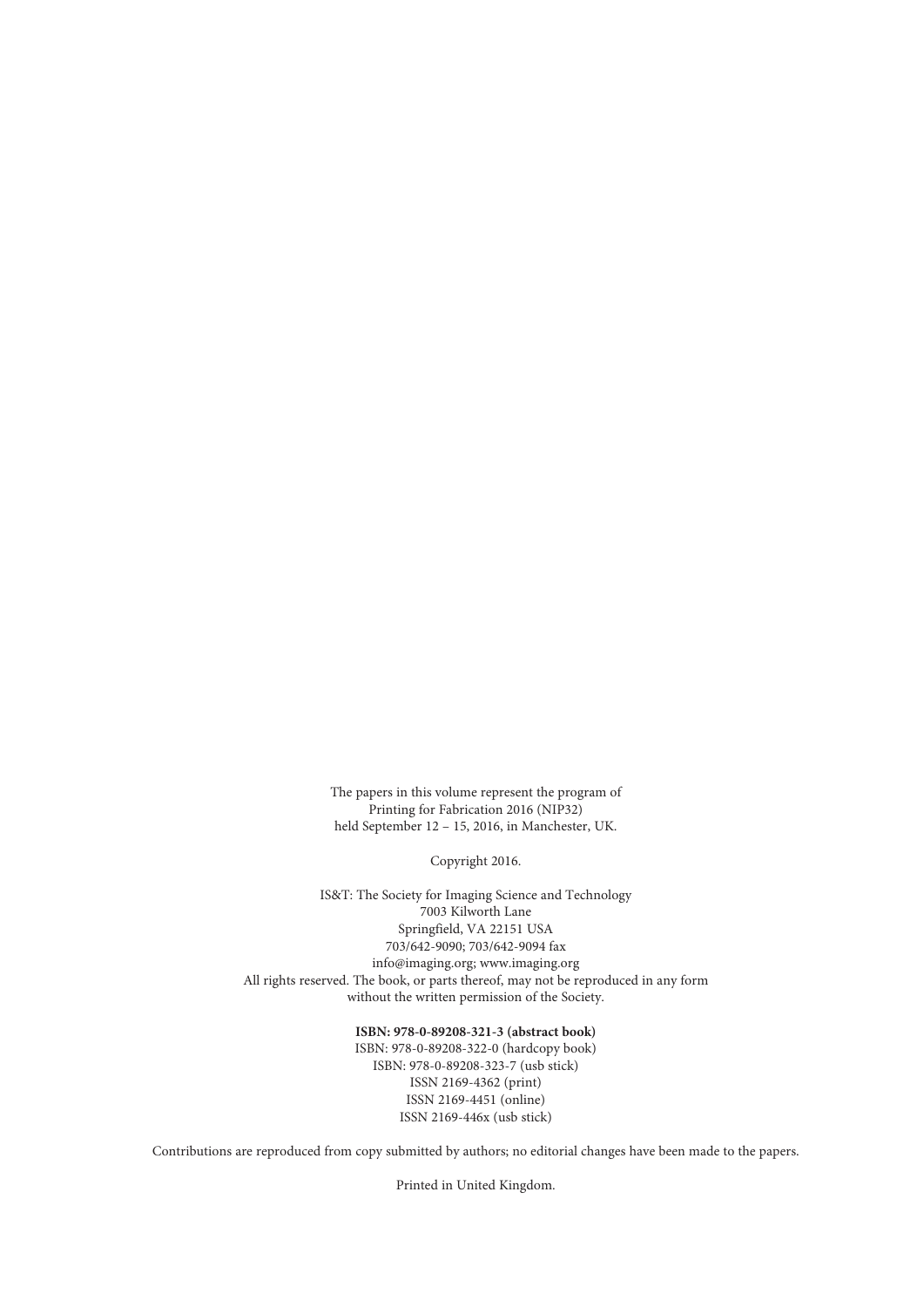The papers in this volume represent the program of
Printing for Fabrication 2016 (NIP32)
held September 12 – 15, 2016, in Manchester, UK.

Copyright 2016.

IS&T: The Society for Imaging Science and Technology
7003 Kilworth Lane
Springfield, VA 22151 USA
703/642-9090; 703/642-9094 fax
info@imaging.org; www.imaging.org
All rights reserved. The book, or parts thereof, may not be reproduced in any form
without the written permission of the Society.

**ISBN: 978-0-89208-321-3 (abstract book)**
ISBN: 978-0-89208-322-0 (hardcopy book)
ISBN: 978-0-89208-323-7 (usb stick)
ISSN 2169-4362 (print)
ISSN 2169-4451 (online)
ISSN 2169-446x (usb stick)

Contributions are reproduced from copy submitted by authors; no editorial changes have been made to the papers.

Printed in United Kingdom.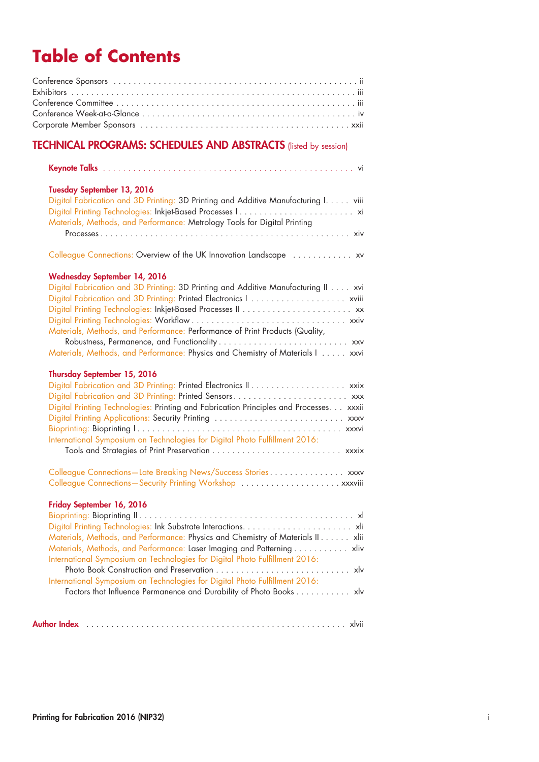# Table of Contents

Conference Sponsors . . . . . . . . . . . . . . . . . . . . . . . . . . . . . . . . . . . . . . . . . . . . . . . . . ii
Exhibitors . . . . . . . . . . . . . . . . . . . . . . . . . . . . . . . . . . . . . . . . . . . . . . . . . . . . . . . . iii
Conference Committee . . . . . . . . . . . . . . . . . . . . . . . . . . . . . . . . . . . . . . . . . . . . . . . iii
Conference Week-at-a-Glance . . . . . . . . . . . . . . . . . . . . . . . . . . . . . . . . . . . . . . . . . . . iv
Corporate Member Sponsors . . . . . . . . . . . . . . . . . . . . . . . . . . . . . . . . . . . . . . . . . . xxii

## TECHNICAL PROGRAMS: SCHEDULES AND ABSTRACTS (listed by session)

**Keynote Talks** . . . . . . . . . . . . . . . . . . . . . . . . . . . . . . . . . . . . . . . . . . . . . . . . . . . vi

### Tuesday September 13, 2016

Digital Fabrication and 3D Printing: 3D Printing and Additive Manufacturing I. . . . . viii
Digital Printing Technologies: Inkjet-Based Processes I . . . . . . . . . . . . . . . . . . . . . . . xi
Materials, Methods, and Performance: Metrology Tools for Digital Printing Processes . . . . . . . . . . . . . . . . . . . . . . . . . . . . . . . . . . . . . . . . . . . . . . . . . xiv

Colleague Connections: Overview of the UK Innovation Landscape . . . . . . . . . . . . xv

### Wednesday September 14, 2016

Digital Fabrication and 3D Printing: 3D Printing and Additive Manufacturing II . . . . xvi
Digital Fabrication and 3D Printing: Printed Electronics I . . . . . . . . . . . . . . . . . . . xviii
Digital Printing Technologies: Inkjet-Based Processes II . . . . . . . . . . . . . . . . . . . . . . xx
Digital Printing Technologies: Workflow . . . . . . . . . . . . . . . . . . . . . . . . . . . . . . . xxiv
Materials, Methods, and Performance: Performance of Print Products (Quality, Robustness, Permanence, and Functionality . . . . . . . . . . . . . . . . . . . . . . . . . . xxv
Materials, Methods, and Performance: Physics and Chemistry of Materials I . . . . . xxvi

### Thursday September 15, 2016

Digital Fabrication and 3D Printing: Printed Electronics II . . . . . . . . . . . . . . . . . . . xxix
Digital Fabrication and 3D Printing: Printed Sensors . . . . . . . . . . . . . . . . . . . . . . . xxx
Digital Printing Technologies: Printing and Fabrication Principles and Processes. . . xxxii
Digital Printing Applications: Security Printing . . . . . . . . . . . . . . . . . . . . . . . . . . xxxv
Bioprinting: Bioprinting I . . . . . . . . . . . . . . . . . . . . . . . . . . . . . . . . . . . . . . . . . . xxxvi
International Symposium on Technologies for Digital Photo Fulfillment 2016: Tools and Strategies of Print Preservation . . . . . . . . . . . . . . . . . . . . . . . . . . xxxix

Colleague Connections—Late Breaking News/Success Stories . . . . . . . . . . . . . . . . xxxv
Colleague Connections—Security Printing Workshop . . . . . . . . . . . . . . . . . . . . xxxviii

### Friday September 16, 2016

Bioprinting: Bioprinting II . . . . . . . . . . . . . . . . . . . . . . . . . . . . . . . . . . . . . . . . . . . . xl
Digital Printing Technologies: Ink Substrate Interactions. . . . . . . . . . . . . . . . . . . . . . . xli
Materials, Methods, and Performance: Physics and Chemistry of Materials II . . . . . . xlii
Materials, Methods, and Performance: Laser Imaging and Patterning . . . . . . . . . . . xliv
International Symposium on Technologies for Digital Photo Fulfillment 2016: Photo Book Construction and Preservation . . . . . . . . . . . . . . . . . . . . . . . . . . . . xlv
International Symposium on Technologies for Digital Photo Fulfillment 2016: Factors that Influence Permanence and Durability of Photo Books . . . . . . . . . . . xlv

**Author Index** . . . . . . . . . . . . . . . . . . . . . . . . . . . . . . . . . . . . . . . . . . . . . . . . . . . . xlvii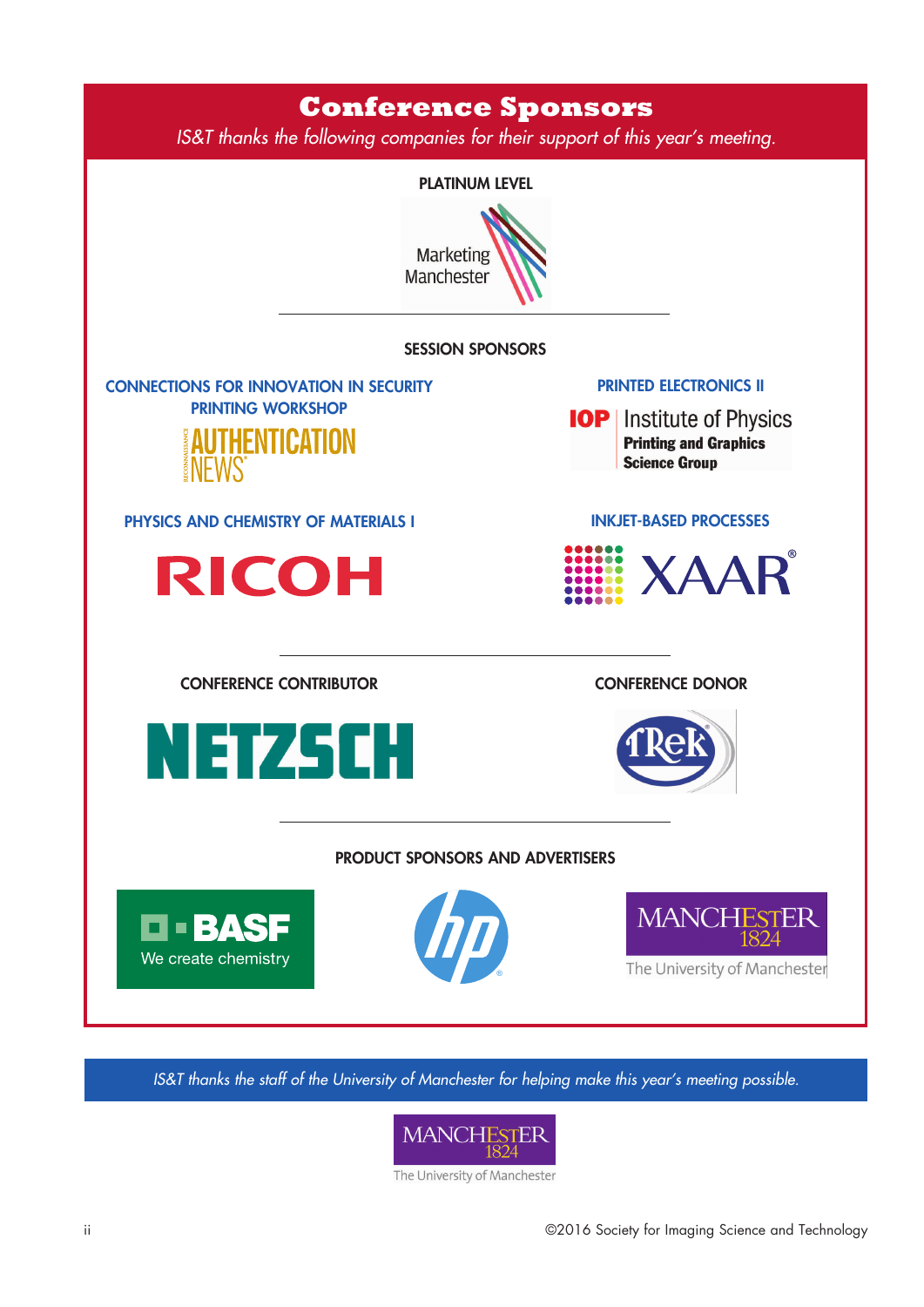# Conference Sponsors

*IS&T thanks the following companies for their support of this year's meeting.*

## PLATINUM LEVEL

Marketing Manchester

## SESSION SPONSORS

**CONNECTIONS FOR INNOVATION IN SECURITY PRINTING WORKSHOP**

Reconnaissance Authentication News

**PRINTED ELECTRONICS II**

IOP Institute of Physics
Printing and Graphics Science Group

**PHYSICS AND CHEMISTRY OF MATERIALS I**

RICOH

**INKJET-BASED PROCESSES**

XAAR

## CONFERENCE CONTRIBUTOR

NETZSCH

## CONFERENCE DONOR

TRek

## PRODUCT SPONSORS AND ADVERTISERS

BASF — We create chemistry

hp

MANCHESTER 1824 — The University of Manchester

*IS&T thanks the staff of the University of Manchester for helping make this year's meeting possible.*

MANCHESTER 1824 — The University of Manchester

©2016 Society for Imaging Science and Technology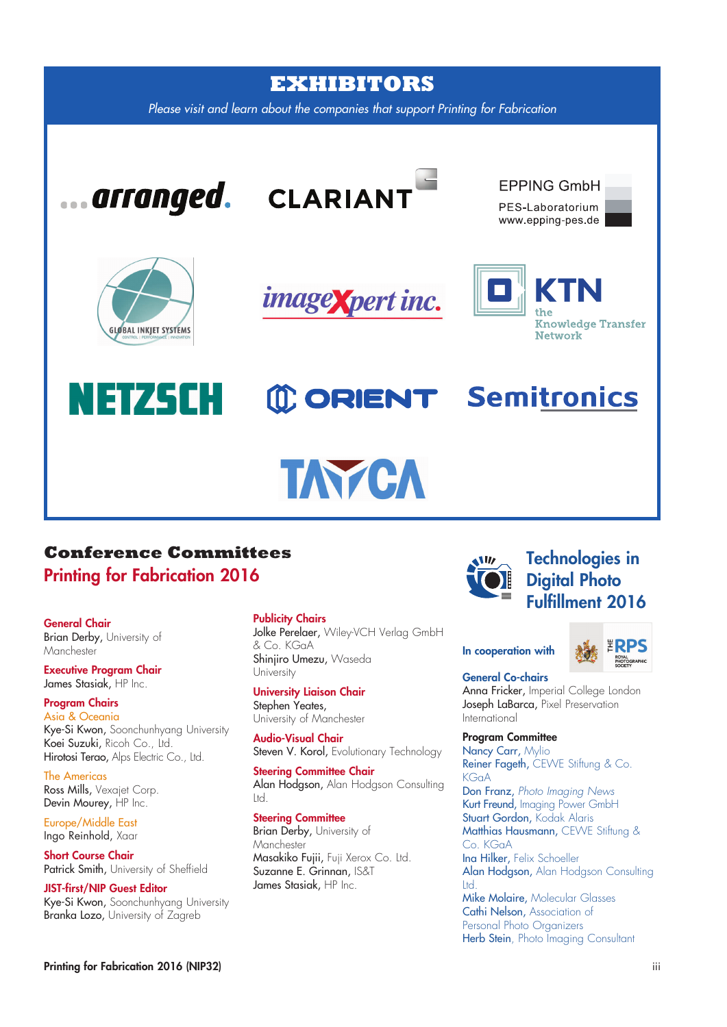# EXHIBITORS

*Please visit and learn about the companies that support Printing for Fabrication*

...arranged.

CLARIANT

EPPING GmbH
PES-Laboratorium
www.epping-pes.de

GLOBAL INKJET SYSTEMS

imageXpert inc.

KTN the Knowledge Transfer Network

NETZSCH

ORIENT

Semitronics

TAYCA

## Conference Committees

## Printing for Fabrication 2016

**General Chair**
Brian Derby, University of Manchester

**Executive Program Chair**
James Stasiak, HP Inc.

**Program Chairs**

Asia & Oceania
Kye-Si Kwon, Soonchunhyang University
Koei Suzuki, Ricoh Co., Ltd.
Hirotosi Terao, Alps Electric Co., Ltd.

The Americas
Ross Mills, Vexajet Corp.
Devin Mourey, HP Inc.

Europe/Middle East
Ingo Reinhold, Xaar

**Short Course Chair**
Patrick Smith, University of Sheffield

**JIST-first/NIP Guest Editor**
Kye-Si Kwon, Soonchunhyang University
Branka Lozo, University of Zagreb

**Publicity Chairs**
Jolke Perelaer, Wiley-VCH Verlag GmbH & Co. KGaA
Shinjiro Umezu, Waseda University

**University Liaison Chair**
Stephen Yeates, University of Manchester

**Audio-Visual Chair**
Steven V. Korol, Evolutionary Technology

**Steering Committee Chair**
Alan Hodgson, Alan Hodgson Consulting Ltd.

**Steering Committee**
Brian Derby, University of Manchester
Masakiko Fujii, Fuji Xerox Co. Ltd.
Suzanne E. Grinnan, IS&T
James Stasiak, HP Inc.

## Technologies in Digital Photo Fulfillment 2016

In cooperation with RPS The Royal Photographic Society

**General Co-chairs**
Anna Fricker, Imperial College London
Joseph LaBarca, Pixel Preservation International

**Program Committee**
Nancy Carr, Mylio
Reiner Fageth, CEWE Stiftung & Co. KGaA
Don Franz, *Photo Imaging News*
Kurt Freund, Imaging Power GmbH
Stuart Gordon, Kodak Alaris
Matthias Hausmann, CEWE Stiftung & Co. KGaA
Ina Hilker, Felix Schoeller
Alan Hodgson, Alan Hodgson Consulting Ltd.
Mike Molaire, Molecular Glasses
Cathi Nelson, Association of Personal Photo Organizers
Herb Stein, Photo Imaging Consultant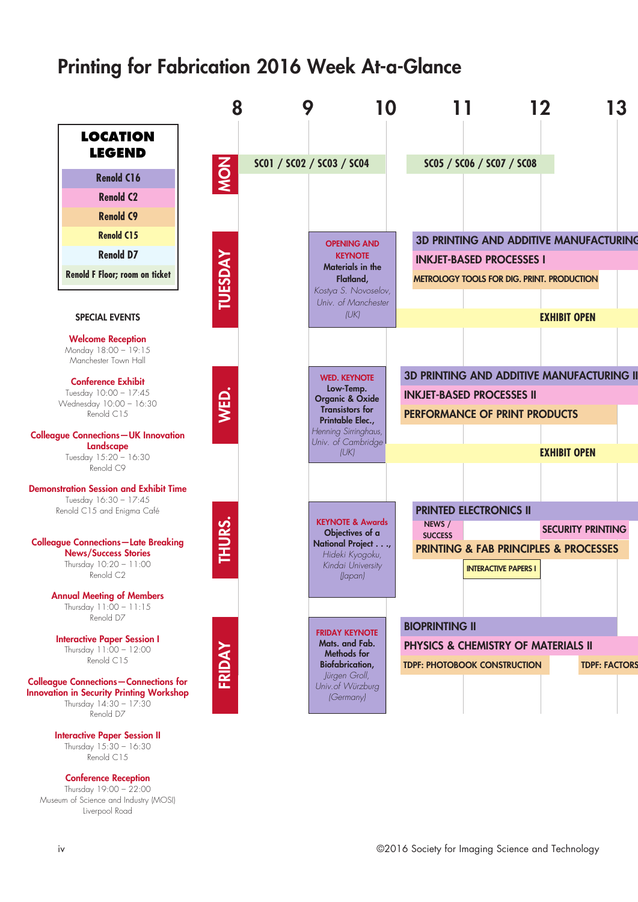# Printing for Fabrication 2016 Week At-a-Glance

**LOCATION LEGEND**

- Renold C16
- Renold C2
- Renold C9
- Renold C15
- Renold D7
- Renold F Floor; room on ticket

## SPECIAL EVENTS

**Welcome Reception**
Monday 18:00 – 19:15
Manchester Town Hall

**Conference Exhibit**
Tuesday 10:00 – 17:45
Wednesday 10:00 – 16:30
Renold C15

**Colleague Connections—UK Innovation Landscape**
Tuesday 15:20 – 16:30
Renold C9

**Demonstration Session and Exhibit Time**
Tuesday 16:30 – 17:45
Renold C15 and Enigma Café

**Colleague Connections—Late Breaking News/Success Stories**
Thursday 10:20 – 11:00
Renold C2

**Annual Meeting of Members**
Thursday 11:00 – 11:15
Renold D7

**Interactive Paper Session I**
Thursday 11:00 – 12:00
Renold C15

**Colleague Connections—Connections for Innovation in Security Printing Workshop**
Thursday 14:30 – 17:30
Renold D7

**Interactive Paper Session II**
Thursday 15:30 – 16:30
Renold C15

**Conference Reception**
Thursday 19:00 – 22:00
Museum of Science and Industry (MOSI)
Liverpool Road

## Schedule (8:00 – 13:00)

**MON**
- SC01 / SC02 / SC03 / SC04
- SC05 / SC06 / SC07 / SC08

**TUESDAY**
- OPENING AND KEYNOTE: Materials in the Flatland, *Kostya S. Novoselov, Univ. of Manchester (UK)*
- 3D PRINTING AND ADDITIVE MANUFACTURING
- INKJET-BASED PROCESSES I
- METROLOGY TOOLS FOR DIG. PRINT. PRODUCTION
- EXHIBIT OPEN

**WED.**
- WED. KEYNOTE: Low-Temp. Organic & Oxide Transistors for Printable Elec., *Henning Sirringhaus, Univ. of Cambridge (UK)*
- 3D PRINTING AND ADDITIVE MANUFACTURING II
- INKJET-BASED PROCESSES II
- PERFORMANCE OF PRINT PRODUCTS
- EXHIBIT OPEN

**THURS.**
- KEYNOTE & Awards: Objectives of a National Project . . ., *Hideki Kyogoku, Kindai University (Japan)*
- PRINTED ELECTRONICS II
- NEWS / SUCCESS
- SECURITY PRINTING
- PRINTING & FAB PRINCIPLES & PROCESSES
- INTERACTIVE PAPERS I

**FRIDAY**
- FRIDAY KEYNOTE: Mats. and Fab. Methods for Biofabrication, *Jürgen Groll, Univ.of Würzburg (Germany)*
- BIOPRINTING II
- PHYSICS & CHEMISTRY OF MATERIALS II
- TDPF: PHOTOBOOK CONSTRUCTION
- TDPF: FACTORS

©2016 Society for Imaging Science and Technology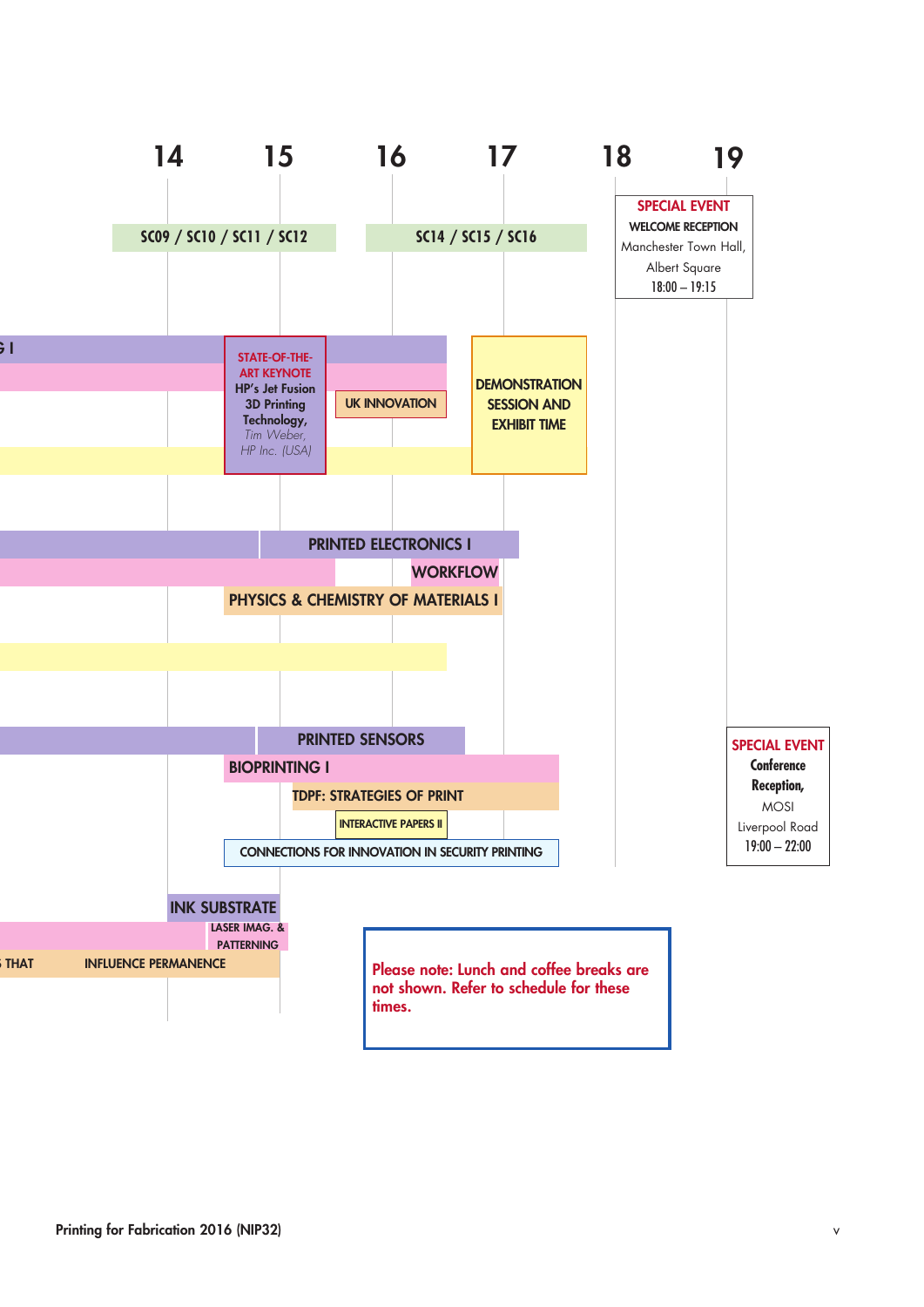14 15 16 17 18 19

SC09 / SC10 / SC11 / SC12

SC14 / SC15 / SC16

**SPECIAL EVENT**
**WELCOME RECEPTION**
Manchester Town Hall,
Albert Square
18:00 – 19:15

G I

**STATE-OF-THE-ART KEYNOTE**
**HP's Jet Fusion 3D Printing Technology,**
*Tim Weber, HP Inc. (USA)*

UK INNOVATION

**DEMONSTRATION SESSION AND EXHIBIT TIME**

PRINTED ELECTRONICS I

WORKFLOW

PHYSICS & CHEMISTRY OF MATERIALS I

PRINTED SENSORS

BIOPRINTING I

TDPF: STRATEGIES OF PRINT

INTERACTIVE PAPERS II

CONNECTIONS FOR INNOVATION IN SECURITY PRINTING

**SPECIAL EVENT**
**Conference Reception,**
MOSI
Liverpool Road
19:00 – 22:00

INK SUBSTRATE

LASER IMAG. & PATTERNING

THAT INFLUENCE PERMANENCE

**Please note: Lunch and coffee breaks are not shown. Refer to schedule for these times.**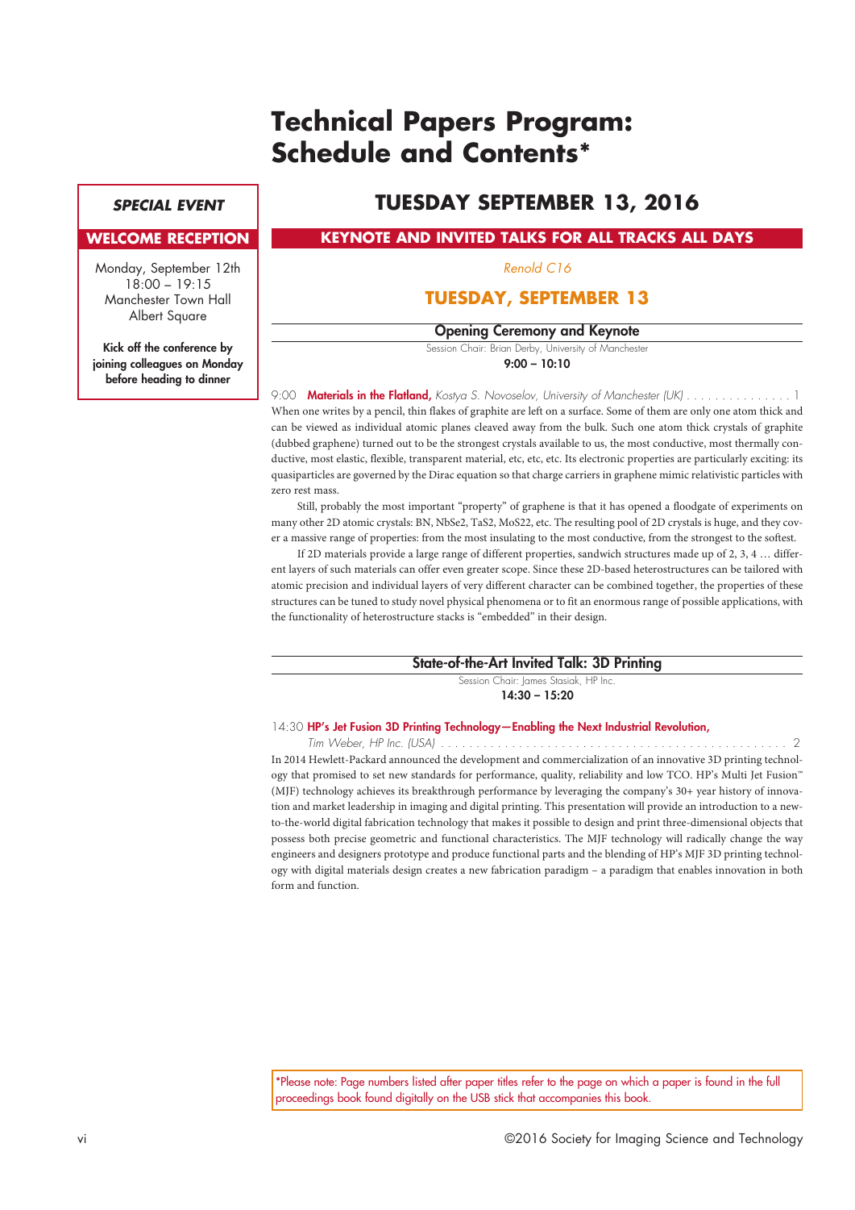# Technical Papers Program: Schedule and Contents*

**SPECIAL EVENT**

**WELCOME RECEPTION**

Monday, September 12th
18:00 – 19:15
Manchester Town Hall
Albert Square

**Kick off the conference by joining colleagues on Monday before heading to dinner**

## TUESDAY SEPTEMBER 13, 2016

### KEYNOTE AND INVITED TALKS FOR ALL TRACKS ALL DAYS

*Renold C16*

### TUESDAY, SEPTEMBER 13

#### Opening Ceremony and Keynote

Session Chair: Brian Derby, University of Manchester

**9:00 – 10:10**

9:00 **Materials in the Flatland,** *Kostya S. Novoselov, University of Manchester (UK)* . . . . . . . . . . . . . . . 1

When one writes by a pencil, thin flakes of graphite are left on a surface. Some of them are only one atom thick and can be viewed as individual atomic planes cleaved away from the bulk. Such one atom thick crystals of graphite (dubbed graphene) turned out to be the strongest crystals available to us, the most conductive, most thermally conductive, most elastic, flexible, transparent material, etc, etc, etc. Its electronic properties are particularly exciting: its quasiparticles are governed by the Dirac equation so that charge carriers in graphene mimic relativistic particles with zero rest mass.

Still, probably the most important "property" of graphene is that it has opened a floodgate of experiments on many other 2D atomic crystals: BN, NbSe2, TaS2, MoS22, etc. The resulting pool of 2D crystals is huge, and they cover a massive range of properties: from the most insulating to the most conductive, from the strongest to the softest.

If 2D materials provide a large range of different properties, sandwich structures made up of 2, 3, 4 … different layers of such materials can offer even greater scope. Since these 2D-based heterostructures can be tailored with atomic precision and individual layers of very different character can be combined together, the properties of these structures can be tuned to study novel physical phenomena or to fit an enormous range of possible applications, with the functionality of heterostructure stacks is "embedded" in their design.

#### State-of-the-Art Invited Talk: 3D Printing

Session Chair: James Stasiak, HP Inc.

**14:30 – 15:20**

14:30 **HP's Jet Fusion 3D Printing Technology—Enabling the Next Industrial Revolution,** *Tim Weber, HP Inc. (USA)* . . . . . . . . . . . . . . . . . . . . . . . . . . . . . . . . . . . . . . . . . . . . . . . . . 2

In 2014 Hewlett-Packard announced the development and commercialization of an innovative 3D printing technology that promised to set new standards for performance, quality, reliability and low TCO. HP's Multi Jet Fusion™ (MJF) technology achieves its breakthrough performance by leveraging the company's 30+ year history of innovation and market leadership in imaging and digital printing. This presentation will provide an introduction to a new-to-the-world digital fabrication technology that makes it possible to design and print three-dimensional objects that possess both precise geometric and functional characteristics. The MJF technology will radically change the way engineers and designers prototype and produce functional parts and the blending of HP's MJF 3D printing technology with digital materials design creates a new fabrication paradigm – a paradigm that enables innovation in both form and function.

*Please note: Page numbers listed after paper titles refer to the page on which a paper is found in the full proceedings book found digitally on the USB stick that accompanies this book.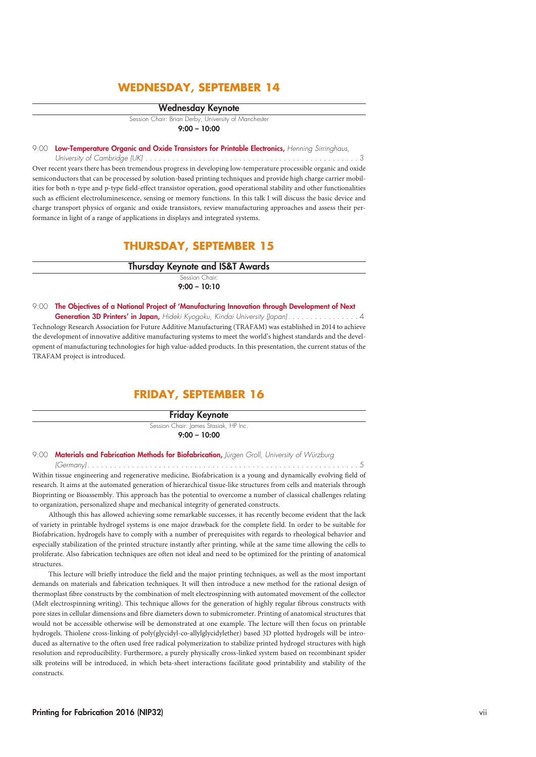# WEDNESDAY, SEPTEMBER 14

## Wednesday Keynote

Session Chair: Brian Derby, University of Manchester

**9:00 – 10:00**

9:00 **Low-Temperature Organic and Oxide Transistors for Printable Electronics,** *Henning Sirringhaus, University of Cambridge (UK)* . . . . . . . . . . . . . . . . . . . . . . . . . . . . . . . . . . . . . . . . . . . . . . . . 3

Over recent years there has been tremendous progress in developing low-temperature processible organic and oxide semiconductors that can be processed by solution-based printing techniques and provide high charge carrier mobilities for both n-type and p-type field-effect transistor operation, good operational stability and other functionalities such as efficient electroluminescence, sensing or memory functions. In this talk I will discuss the basic device and charge transport physics of organic and oxide transistors, review manufacturing approaches and assess their performance in light of a range of applications in displays and integrated systems.

# THURSDAY, SEPTEMBER 15

## Thursday Keynote and IS&T Awards

Session Chair:

**9:00 – 10:10**

9:00 **The Objectives of a National Project of 'Manufacturing Innovation through Development of Next Generation 3D Printers' in Japan,** *Hideki Kyogoku, Kindai University (Japan)* . . . . . . . . . . . . . . . . 4

Technology Research Association for Future Additive Manufacturing (TRAFAM) was established in 2014 to achieve the development of innovative additive manufacturing systems to meet the world's highest standards and the development of manufacturing technologies for high value-added products. In this presentation, the current status of the TRAFAM project is introduced.

# FRIDAY, SEPTEMBER 16

## Friday Keynote

Session Chair: James Stasiak, HP Inc.

**9:00 – 10:00**

9:00 **Materials and Fabrication Methods for Biofabrication,** *Jürgen Groll, University of Würzburg (Germany)* . . . . . . . . . . . . . . . . . . . . . . . . . . . . . . . . . . . . . . . . . . . . . . . . . . . . . . . . . . . 5

Within tissue engineering and regenerative medicine, Biofabrication is a young and dynamically evolving field of research. It aims at the automated generation of hierarchical tissue-like structures from cells and materials through Bioprinting or Bioassembly. This approach has the potential to overcome a number of classical challenges relating to organization, personalized shape and mechanical integrity of generated constructs.

Although this has allowed achieving some remarkable successes, it has recently become evident that the lack of variety in printable hydrogel systems is one major drawback for the complete field. In order to be suitable for Biofabrication, hydrogels have to comply with a number of prerequisites with regards to rheological behavior and especially stabilization of the printed structure instantly after printing, while at the same time allowing the cells to proliferate. Also fabrication techniques are often not ideal and need to be optimized for the printing of anatomical structures.

This lecture will briefly introduce the field and the major printing techniques, as well as the most important demands on materials and fabrication techniques. It will then introduce a new method for the rational design of thermoplast fibre constructs by the combination of melt electrospinning with automated movement of the collector (Melt electrospinning writing). This technique allows for the generation of highly regular fibrous constructs with pore sizes in cellular dimensions and fibre diameters down to submicrometer. Printing of anatomical structures that would not be accessible otherwise will be demonstrated at one example. The lecture will then focus on printable hydrogels. Thiolene cross-linking of poly(glycidyl-co-allylglycidylether) based 3D plotted hydrogels will be introduced as alternative to the often used free radical polymerization to stabilize printed hydrogel structures with high resolution and reproducibility. Furthermore, a purely physically cross-linked system based on recombinant spider silk proteins will be introduced, in which beta-sheet interactions facilitate good printability and stability of the constructs.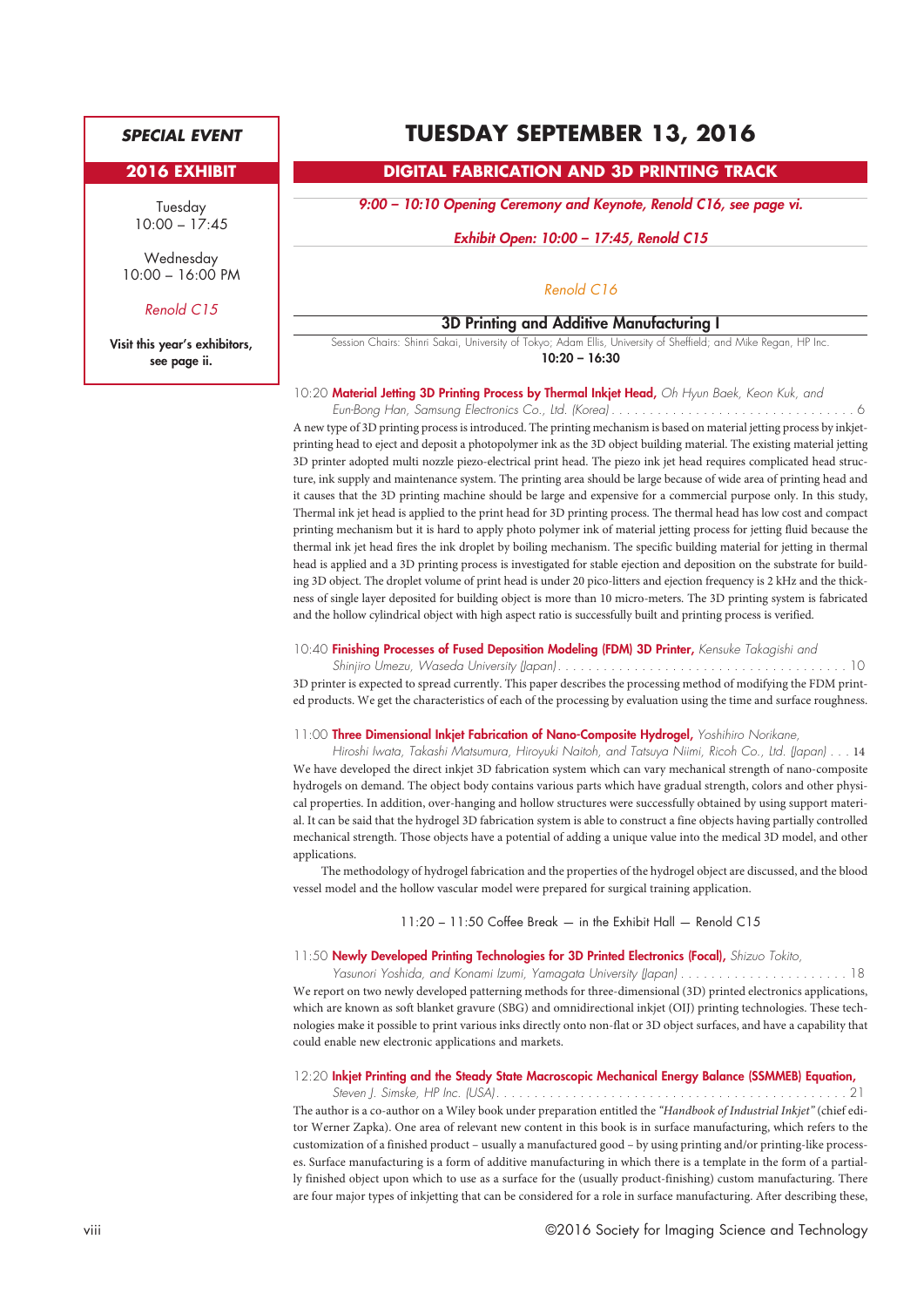**SPECIAL EVENT**

**2016 EXHIBIT**

Tuesday
10:00 – 17:45

Wednesday
10:00 – 16:00 PM

*Renold C15*

**Visit this year's exhibitors, see page ii.**

# TUESDAY SEPTEMBER 13, 2016

## DIGITAL FABRICATION AND 3D PRINTING TRACK

***9:00 – 10:10 Opening Ceremony and Keynote, Renold C16, see page vi.***

***Exhibit Open: 10:00 – 17:45, Renold C15***

*Renold C16*

### 3D Printing and Additive Manufacturing I

Session Chairs: Shinri Sakai, University of Tokyo; Adam Ellis, University of Sheffield; and Mike Regan, HP Inc.
**10:20 – 16:30**

10:20 **Material Jetting 3D Printing Process by Thermal Inkjet Head,** *Oh Hyun Baek, Keon Kuk, and Eun-Bong Han, Samsung Electronics Co., Ltd. (Korea)* . . . . . . . . . . 6

A new type of 3D printing process is introduced. The printing mechanism is based on material jetting process by inkjet-printing head to eject and deposit a photopolymer ink as the 3D object building material. The existing material jetting 3D printer adopted multi nozzle piezo-electrical print head. The piezo ink jet head requires complicated head structure, ink supply and maintenance system. The printing area should be large because of wide area of printing head and it causes that the 3D printing machine should be large and expensive for a commercial purpose only. In this study, Thermal ink jet head is applied to the print head for 3D printing process. The thermal head has low cost and compact printing mechanism but it is hard to apply photo polymer ink of material jetting process for jetting fluid because the thermal ink jet head fires the ink droplet by boiling mechanism. The specific building material for jetting in thermal head is applied and a 3D printing process is investigated for stable ejection and deposition on the substrate for building 3D object. The droplet volume of print head is under 20 pico-litters and ejection frequency is 2 kHz and the thickness of single layer deposited for building object is more than 10 micro-meters. The 3D printing system is fabricated and the hollow cylindrical object with high aspect ratio is successfully built and printing process is verified.

10:40 **Finishing Processes of Fused Deposition Modeling (FDM) 3D Printer,** *Kensuke Takagishi and Shinjiro Umezu, Waseda University (Japan)* . . . . . . . . . . 10

3D printer is expected to spread currently. This paper describes the processing method of modifying the FDM printed products. We get the characteristics of each of the processing by evaluation using the time and surface roughness.

11:00 **Three Dimensional Inkjet Fabrication of Nano-Composite Hydrogel,** *Yoshihiro Norikane, Hiroshi Iwata, Takashi Matsumura, Hiroyuki Naitoh, and Tatsuya Niimi, Ricoh Co., Ltd. (Japan)* . . . 14

We have developed the direct inkjet 3D fabrication system which can vary mechanical strength of nano-composite hydrogels on demand. The object body contains various parts which have gradual strength, colors and other physical properties. In addition, over-hanging and hollow structures were successfully obtained by using support material. It can be said that the hydrogel 3D fabrication system is able to construct a fine objects having partially controlled mechanical strength. Those objects have a potential of adding a unique value into the medical 3D model, and other applications.

The methodology of hydrogel fabrication and the properties of the hydrogel object are discussed, and the blood vessel model and the hollow vascular model were prepared for surgical training application.

11:20 – 11:50 Coffee Break — in the Exhibit Hall — Renold C15

11:50 **Newly Developed Printing Technologies for 3D Printed Electronics (Focal),** *Shizuo Tokito, Yasunori Yoshida, and Konami Izumi, Yamagata University (Japan)* . . . . . . . . . . 18

We report on two newly developed patterning methods for three-dimensional (3D) printed electronics applications, which are known as soft blanket gravure (SBG) and omnidirectional inkjet (OIJ) printing technologies. These technologies make it possible to print various inks directly onto non-flat or 3D object surfaces, and have a capability that could enable new electronic applications and markets.

12:20 **Inkjet Printing and the Steady State Macroscopic Mechanical Energy Balance (SSMMEB) Equation,** *Steven J. Simske, HP Inc. (USA)* . . . . . . . . . . 21

The author is a co-author on a Wiley book under preparation entitled the *"Handbook of Industrial Inkjet"* (chief editor Werner Zapka). One area of relevant new content in this book is in surface manufacturing, which refers to the customization of a finished product – usually a manufactured good – by using printing and/or printing-like processes. Surface manufacturing is a form of additive manufacturing in which there is a template in the form of a partially finished object upon which to use as a surface for the (usually product-finishing) custom manufacturing. There are four major types of inkjetting that can be considered for a role in surface manufacturing. After describing these,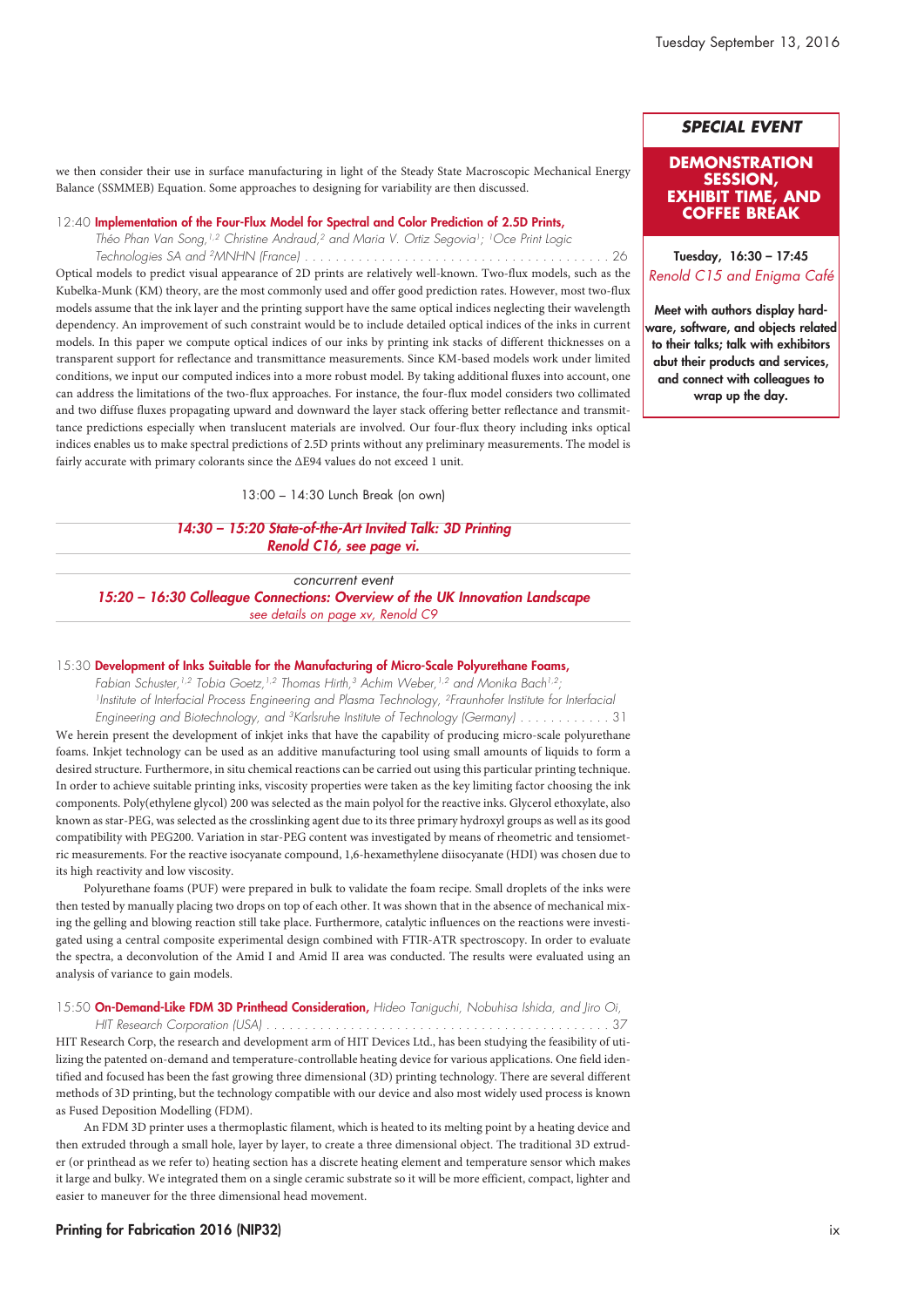we then consider their use in surface manufacturing in light of the Steady State Macroscopic Mechanical Energy Balance (SSMMEB) Equation. Some approaches to designing for variability are then discussed.

12:40 **Implementation of the Four-Flux Model for Spectral and Color Prediction of 2.5D Prints,** *Théo Phan Van Song,[1,2] Christine Andraud,[2] and Maria V. Ortiz Segovia[1]; [1]Oce Print Logic Technologies SA and [2]MNHN (France)* . . . . . . . . . . 26

Optical models to predict visual appearance of 2D prints are relatively well-known. Two-flux models, such as the Kubelka-Munk (KM) theory, are the most commonly used and offer good prediction rates. However, most two-flux models assume that the ink layer and the printing support have the same optical indices neglecting their wavelength dependency. An improvement of such constraint would be to include detailed optical indices of the inks in current models. In this paper we compute optical indices of our inks by printing ink stacks of different thicknesses on a transparent support for reflectance and transmittance measurements. Since KM-based models work under limited conditions, we input our computed indices into a more robust model. By taking additional fluxes into account, one can address the limitations of the two-flux approaches. For instance, the four-flux model considers two collimated and two diffuse fluxes propagating upward and downward the layer stack offering better reflectance and transmittance predictions especially when translucent materials are involved. Our four-flux theory including inks optical indices enables us to make spectral predictions of 2.5D prints without any preliminary measurements. The model is fairly accurate with primary colorants since the ΔE94 values do not exceed 1 unit.

13:00 – 14:30 Lunch Break (on own)

***14:30 – 15:20 State-of-the-Art Invited Talk: 3D Printing***
***Renold C16, see page vi.***

*concurrent event*
***15:20 – 16:30 Colleague Connections: Overview of the UK Innovation Landscape***
*see details on page xv, Renold C9*

15:30 **Development of Inks Suitable for the Manufacturing of Micro-Scale Polyurethane Foams,** *Fabian Schuster,[1,2] Tobia Goetz,[1,2] Thomas Hirth,[3] Achim Weber,[1,2] and Monika Bach[1,2]; [1]Institute of Interfacial Process Engineering and Plasma Technology, [2]Fraunhofer Institute for Interfacial Engineering and Biotechnology, and [3]Karlsruhe Institute of Technology (Germany)* . . . . . . . . . . 31

We herein present the development of inkjet inks that have the capability of producing micro-scale polyurethane foams. Inkjet technology can be used as an additive manufacturing tool using small amounts of liquids to form a desired structure. Furthermore, in situ chemical reactions can be carried out using this particular printing technique. In order to achieve suitable printing inks, viscosity properties were taken as the key limiting factor choosing the ink components. Poly(ethylene glycol) 200 was selected as the main polyol for the reactive inks. Glycerol ethoxylate, also known as star-PEG, was selected as the crosslinking agent due to its three primary hydroxyl groups as well as its good compatibility with PEG200. Variation in star-PEG content was investigated by means of rheometric and tensiometric measurements. For the reactive isocyanate compound, 1,6-hexamethylene diisocyanate (HDI) was chosen due to its high reactivity and low viscosity.

Polyurethane foams (PUF) were prepared in bulk to validate the foam recipe. Small droplets of the inks were then tested by manually placing two drops on top of each other. It was shown that in the absence of mechanical mixing the gelling and blowing reaction still take place. Furthermore, catalytic influences on the reactions were investigated using a central composite experimental design combined with FTIR-ATR spectroscopy. In order to evaluate the spectra, a deconvolution of the Amid I and Amid II area was conducted. The results were evaluated using an analysis of variance to gain models.

15:50 **On-Demand-Like FDM 3D Printhead Consideration,** *Hideo Taniguchi, Nobuhisa Ishida, and Jiro Oi, HIT Research Corporation (USA)* . . . . . . . . . . 37

HIT Research Corp, the research and development arm of HIT Devices Ltd., has been studying the feasibility of utilizing the patented on-demand and temperature-controllable heating device for various applications. One field identified and focused has been the fast growing three dimensional (3D) printing technology. There are several different methods of 3D printing, but the technology compatible with our device and also most widely used process is known as Fused Deposition Modelling (FDM).

An FDM 3D printer uses a thermoplastic filament, which is heated to its melting point by a heating device and then extruded through a small hole, layer by layer, to create a three dimensional object. The traditional 3D extruder (or printhead as we refer to) heating section has a discrete heating element and temperature sensor which makes it large and bulky. We integrated them on a single ceramic substrate so it will be more efficient, compact, lighter and easier to maneuver for the three dimensional head movement.

### SPECIAL EVENT

**DEMONSTRATION SESSION, EXHIBIT TIME, AND COFFEE BREAK**

**Tuesday, 16:30 – 17:45**
*Renold C15 and Enigma Café*

**Meet with authors display hardware, software, and objects related to their talks; talk with exhibitors abut their products and services, and connect with colleagues to wrap up the day.**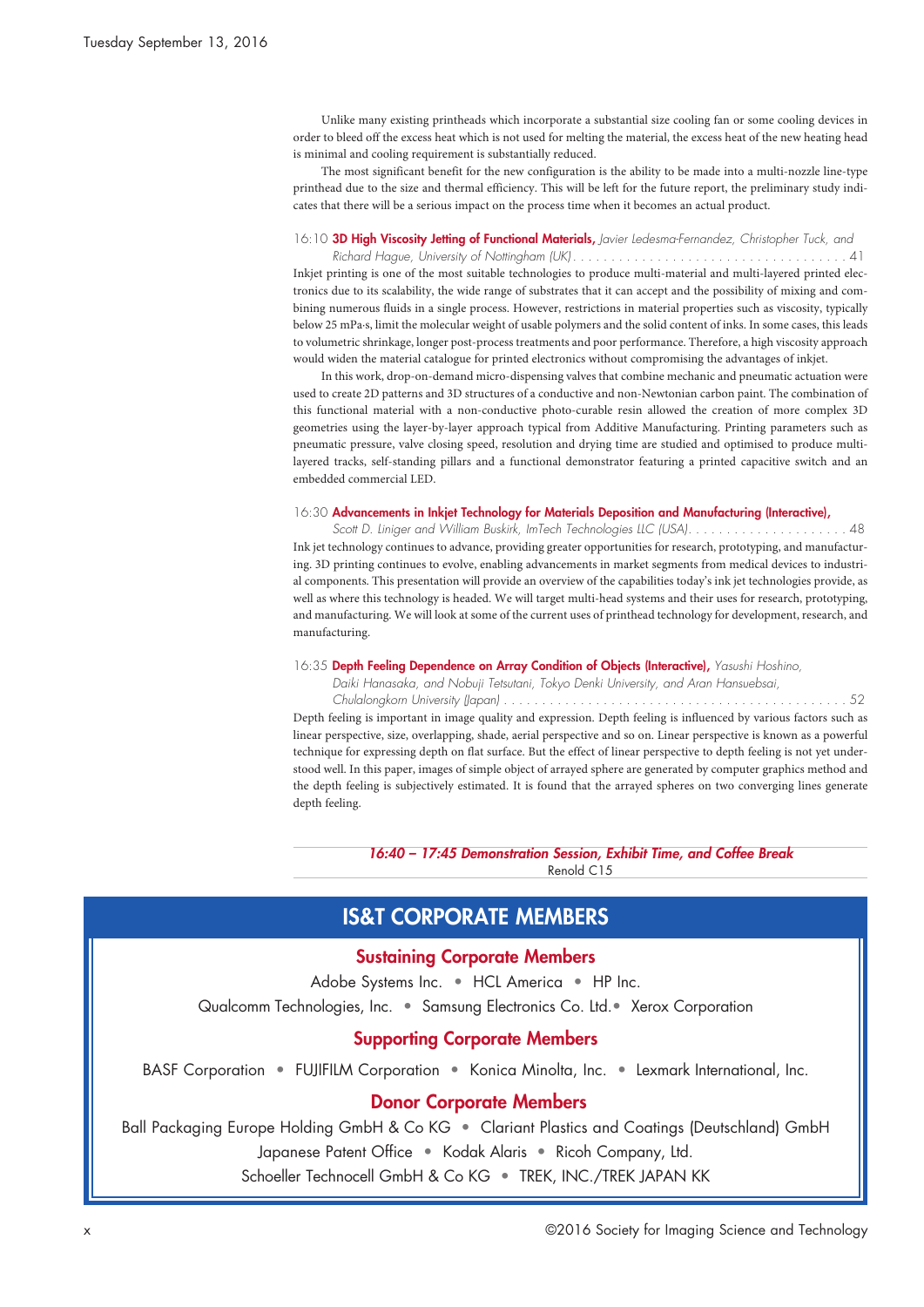Unlike many existing printheads which incorporate a substantial size cooling fan or some cooling devices in order to bleed off the excess heat which is not used for melting the material, the excess heat of the new heating head is minimal and cooling requirement is substantially reduced.

The most significant benefit for the new configuration is the ability to be made into a multi-nozzle line-type printhead due to the size and thermal efficiency. This will be left for the future report, the preliminary study indicates that there will be a serious impact on the process time when it becomes an actual product.

16:10 **3D High Viscosity Jetting of Functional Materials,** *Javier Ledesma-Fernandez, Christopher Tuck, and Richard Hague, University of Nottingham (UK)* . . . . . . . . . . . . . . . . . . . . . . . . . . . . . . . . . . . 41

Inkjet printing is one of the most suitable technologies to produce multi-material and multi-layered printed electronics due to its scalability, the wide range of substrates that it can accept and the possibility of mixing and combining numerous fluids in a single process. However, restrictions in material properties such as viscosity, typically below 25 mPa·s, limit the molecular weight of usable polymers and the solid content of inks. In some cases, this leads to volumetric shrinkage, longer post-process treatments and poor performance. Therefore, a high viscosity approach would widen the material catalogue for printed electronics without compromising the advantages of inkjet.

In this work, drop-on-demand micro-dispensing valves that combine mechanic and pneumatic actuation were used to create 2D patterns and 3D structures of a conductive and non-Newtonian carbon paint. The combination of this functional material with a non-conductive photo-curable resin allowed the creation of more complex 3D geometries using the layer-by-layer approach typical from Additive Manufacturing. Printing parameters such as pneumatic pressure, valve closing speed, resolution and drying time are studied and optimised to produce multi-layered tracks, self-standing pillars and a functional demonstrator featuring a printed capacitive switch and an embedded commercial LED.

16:30 **Advancements in Inkjet Technology for Materials Deposition and Manufacturing (Interactive),** *Scott D. Liniger and William Buskirk, ImTech Technologies LLC (USA)*. . . . . . . . . . . . . . . . . . . . . 48

Ink jet technology continues to advance, providing greater opportunities for research, prototyping, and manufacturing. 3D printing continues to evolve, enabling advancements in market segments from medical devices to industrial components. This presentation will provide an overview of the capabilities today's ink jet technologies provide, as well as where this technology is headed. We will target multi-head systems and their uses for research, prototyping, and manufacturing. We will look at some of the current uses of printhead technology for development, research, and manufacturing.

16:35 **Depth Feeling Dependence on Array Condition of Objects (Interactive),** *Yasushi Hoshino, Daiki Hanasaka, and Nobuji Tetsutani, Tokyo Denki University, and Aran Hansuebsai, Chulalongkorn University (Japan)* . . . . . . . . . . . . . . . . . . . . . . . . . . . . . . . . . . . . . . . . . . . . 52

Depth feeling is important in image quality and expression. Depth feeling is influenced by various factors such as linear perspective, size, overlapping, shade, aerial perspective and so on. Linear perspective is known as a powerful technique for expressing depth on flat surface. But the effect of linear perspective to depth feeling is not yet understood well. In this paper, images of simple object of arrayed sphere are generated by computer graphics method and the depth feeling is subjectively estimated. It is found that the arrayed spheres on two converging lines generate depth feeling.

***16:40 – 17:45 Demonstration Session, Exhibit Time, and Coffee Break***
Renold C15

## IS&T CORPORATE MEMBERS

### Sustaining Corporate Members

Adobe Systems Inc. • HCL America • HP Inc.
Qualcomm Technologies, Inc. • Samsung Electronics Co. Ltd.• Xerox Corporation

### Supporting Corporate Members

BASF Corporation • FUJIFILM Corporation • Konica Minolta, Inc. • Lexmark International, Inc.

### Donor Corporate Members

Ball Packaging Europe Holding GmbH & Co KG • Clariant Plastics and Coatings (Deutschland) GmbH
Japanese Patent Office • Kodak Alaris • Ricoh Company, Ltd.
Schoeller Technocell GmbH & Co KG • TREK, INC./TREK JAPAN KK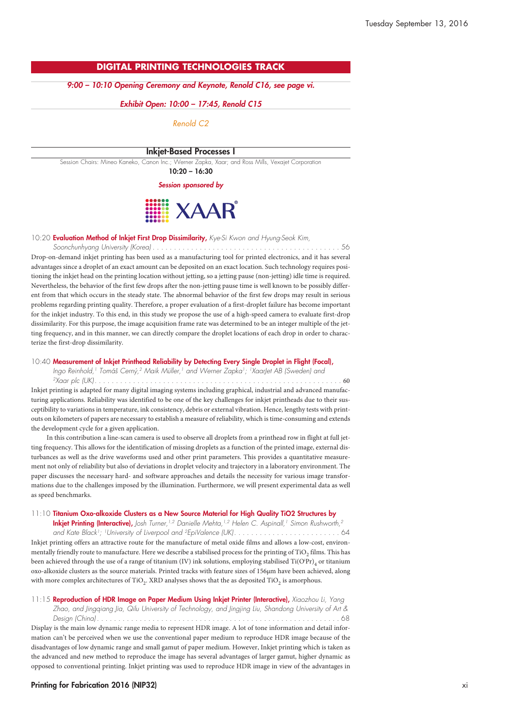## DIGITAL PRINTING TECHNOLOGIES TRACK

*9:00 – 10:10 Opening Ceremony and Keynote, Renold C16, see page vi.*

*Exhibit Open: 10:00 – 17:45, Renold C15*

*Renold C2*

### Inkjet-Based Processes I

Session Chairs: Mineo Kaneko, Canon Inc.; Werner Zapka, Xaar; and Ross Mills, Vexajet Corporation

**10:20 – 16:30**

*Session sponsored by*

XAAR

10:20 **Evaluation Method of Inkjet First Drop Dissimilarity,** *Kye-Si Kwon and Hyung-Seok Kim, Soonchunhyang University (Korea)* . . . . . . . . . . 56

Drop-on-demand inkjet printing has been used as a manufacturing tool for printed electronics, and it has several advantages since a droplet of an exact amount can be deposited on an exact location. Such technology requires positioning the inkjet head on the printing location without jetting, so a jetting pause (non-jetting) idle time is required. Nevertheless, the behavior of the first few drops after the non-jetting pause time is well known to be possibly different from that which occurs in the steady state. The abnormal behavior of the first few drops may result in serious problems regarding printing quality. Therefore, a proper evaluation of a first-droplet failure has become important for the inkjet industry. To this end, in this study we propose the use of a high-speed camera to evaluate first-drop dissimilarity. For this purpose, the image acquisition frame rate was determined to be an integer multiple of the jetting frequency, and in this manner, we can directly compare the droplet locations of each drop in order to characterize the first-drop dissimilarity.

10:40 **Measurement of Inkjet Printhead Reliability by Detecting Every Single Droplet in Flight (Focal),** *Ingo Reinhold,[1] Tomáš Cerný,[2] Maik Müller,[1] and Werner Zapka[1]; [1]XaarJet AB (Sweden) and [2]Xaar plc (UK)* . . . . . . . . . . 60

Inkjet printing is adapted for many digital imaging systems including graphical, industrial and advanced manufacturing applications. Reliability was identified to be one of the key challenges for inkjet printheads due to their susceptibility to variations in temperature, ink consistency, debris or external vibration. Hence, lengthy tests with printouts on kilometers of papers are necessary to establish a measure of reliability, which is time-consuming and extends the development cycle for a given application.

In this contribution a line-scan camera is used to observe all droplets from a printhead row in flight at full jetting frequency. This allows for the identification of missing droplets as a function of the printed image, external disturbances as well as the drive waveforms used and other print parameters. This provides a quantitative measurement not only of reliability but also of deviations in droplet velocity and trajectory in a laboratory environment. The paper discusses the necessary hard- and software approaches and details the necessity for various image transformations due to the challenges imposed by the illumination. Furthermore, we will present experimental data as well as speed benchmarks.

11:10 **Titanium Oxo-alkoxide Clusters as a New Source Material for High Quality TiO2 Structures by Inkjet Printing (Interactive),** *Josh Turner,[1,2] Danielle Mehta,[1,2] Helen C. Aspinall,[1] Simon Rushworth,[2] and Kate Black[1]; [1]University of Liverpool and [2]EpiValence (UK)* . . . . . . . . . . 64

Inkjet printing offers an attractive route for the manufacture of metal oxide films and allows a low-cost, environmentally friendly route to manufacture. Here we describe a stabilised process for the printing of $TiO_2$ films. This has been achieved through the use of a range of titanium (IV) ink solutions, employing stabilised $Ti(O^iPr)_4$ or titanium oxo-alkoxide clusters as the source materials. Printed tracks with feature sizes of 156µm have been achieved, along with more complex architectures of $TiO_2$. XRD analyses shows that the as deposited $TiO_2$ is amorphous.

11:15 **Reproduction of HDR Image on Paper Medium Using Inkjet Printer (Interactive),** *Xiaozhou Li, Yang Zhao, and Jingqiang Jia, Qilu University of Technology, and Jingjing Liu, Shandong University of Art & Design (China)* . . . . . . . . . . 68

Display is the main low dynamic range media to represent HDR image. A lot of tone information and detail information can't be perceived when we use the conventional paper medium to reproduce HDR image because of the disadvantages of low dynamic range and small gamut of paper medium. However, Inkjet printing which is taken as the advanced and new method to reproduce the image has several advantages of larger gamut, higher dynamic as opposed to conventional printing. Inkjet printing was used to reproduce HDR image in view of the advantages in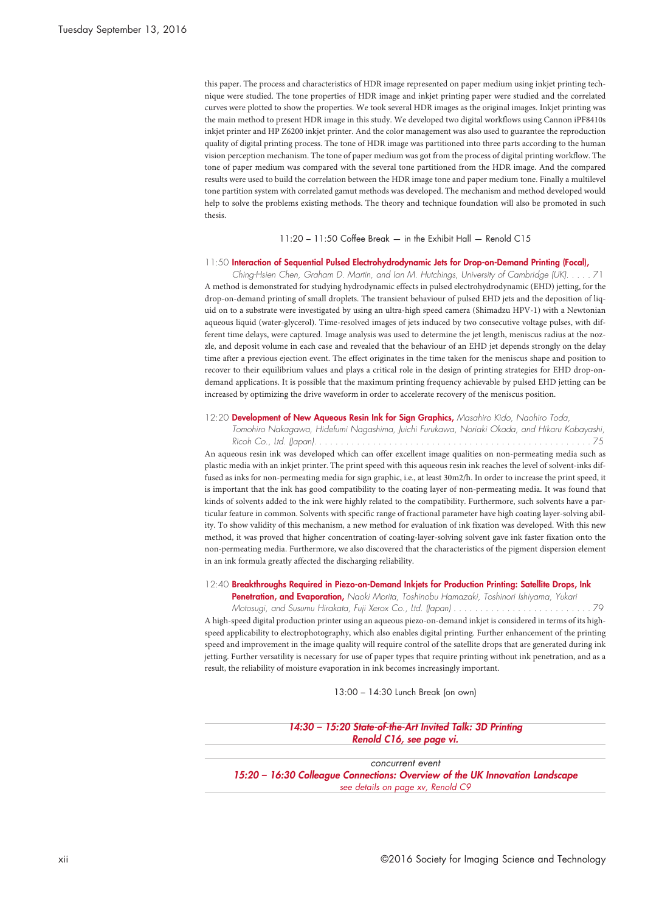this paper. The process and characteristics of HDR image represented on paper medium using inkjet printing technique were studied. The tone properties of HDR image and inkjet printing paper were studied and the correlated curves were plotted to show the properties. We took several HDR images as the original images. Inkjet printing was the main method to present HDR image in this study. We developed two digital workflows using Cannon iPF8410s inkjet printer and HP Z6200 inkjet printer. And the color management was also used to guarantee the reproduction quality of digital printing process. The tone of HDR image was partitioned into three parts according to the human vision perception mechanism. The tone of paper medium was got from the process of digital printing workflow. The tone of paper medium was compared with the several tone partitioned from the HDR image. And the compared results were used to build the correlation between the HDR image tone and paper medium tone. Finally a multilevel tone partition system with correlated gamut methods was developed. The mechanism and method developed would help to solve the problems existing methods. The theory and technique foundation will also be promoted in such thesis.

11:20 – 11:50 Coffee Break — in the Exhibit Hall — Renold C15

11:50 **Interaction of Sequential Pulsed Electrohydrodynamic Jets for Drop-on-Demand Printing (Focal),** *Ching-Hsien Chen, Graham D. Martin, and Ian M. Hutchings, University of Cambridge (UK). . . . . 71*

A method is demonstrated for studying hydrodynamic effects in pulsed electrohydrodynamic (EHD) jetting, for the drop-on-demand printing of small droplets. The transient behaviour of pulsed EHD jets and the deposition of liquid on to a substrate were investigated by using an ultra-high speed camera (Shimadzu HPV-1) with a Newtonian aqueous liquid (water-glycerol). Time-resolved images of jets induced by two consecutive voltage pulses, with different time delays, were captured. Image analysis was used to determine the jet length, meniscus radius at the nozzle, and deposit volume in each case and revealed that the behaviour of an EHD jet depends strongly on the delay time after a previous ejection event. The effect originates in the time taken for the meniscus shape and position to recover to their equilibrium values and plays a critical role in the design of printing strategies for EHD drop-on-demand applications. It is possible that the maximum printing frequency achievable by pulsed EHD jetting can be increased by optimizing the drive waveform in order to accelerate recovery of the meniscus position.

12:20 **Development of New Aqueous Resin Ink for Sign Graphics,** *Masahiro Kido, Naohiro Toda, Tomohiro Nakagawa, Hidefumi Nagashima, Juichi Furukawa, Noriaki Okada, and Hikaru Kobayashi, Ricoh Co., Ltd. (Japan). . . . . . . . . . . . . . . . . . . . . . . . . . . . . . . . . . . . . . . . . . . . . . . . . . . . 75*

An aqueous resin ink was developed which can offer excellent image qualities on non-permeating media such as plastic media with an inkjet printer. The print speed with this aqueous resin ink reaches the level of solvent-inks diffused as inks for non-permeating media for sign graphic, i.e., at least 30m2/h. In order to increase the print speed, it is important that the ink has good compatibility to the coating layer of non-permeating media. It was found that kinds of solvents added to the ink were highly related to the compatibility. Furthermore, such solvents have a particular feature in common. Solvents with specific range of fractional parameter have high coating layer-solving ability. To show validity of this mechanism, a new method for evaluation of ink fixation was developed. With this new method, it was proved that higher concentration of coating-layer-solving solvent gave ink faster fixation onto the non-permeating media. Furthermore, we also discovered that the characteristics of the pigment dispersion element in an ink formula greatly affected the discharging reliability.

12:40 **Breakthroughs Required in Piezo-on-Demand Inkjets for Production Printing: Satellite Drops, Ink Penetration, and Evaporation,** *Naoki Morita, Toshinobu Hamazaki, Toshinori Ishiyama, Yukari Motosugi, and Susumu Hirakata, Fuji Xerox Co., Ltd. (Japan) . . . . . . . . . . . . . . . . . . . . . . . . . . 79*

A high-speed digital production printer using an aqueous piezo-on-demand inkjet is considered in terms of its high-speed applicability to electrophotography, which also enables digital printing. Further enhancement of the printing speed and improvement in the image quality will require control of the satellite drops that are generated during ink jetting. Further versatility is necessary for use of paper types that require printing without ink penetration, and as a result, the reliability of moisture evaporation in ink becomes increasingly important.

13:00 – 14:30 Lunch Break (on own)

***14:30 – 15:20 State-of-the-Art Invited Talk: 3D Printing***
***Renold C16, see page vi.***

*concurrent event*
***15:20 – 16:30 Colleague Connections: Overview of the UK Innovation Landscape***
*see details on page xv, Renold C9*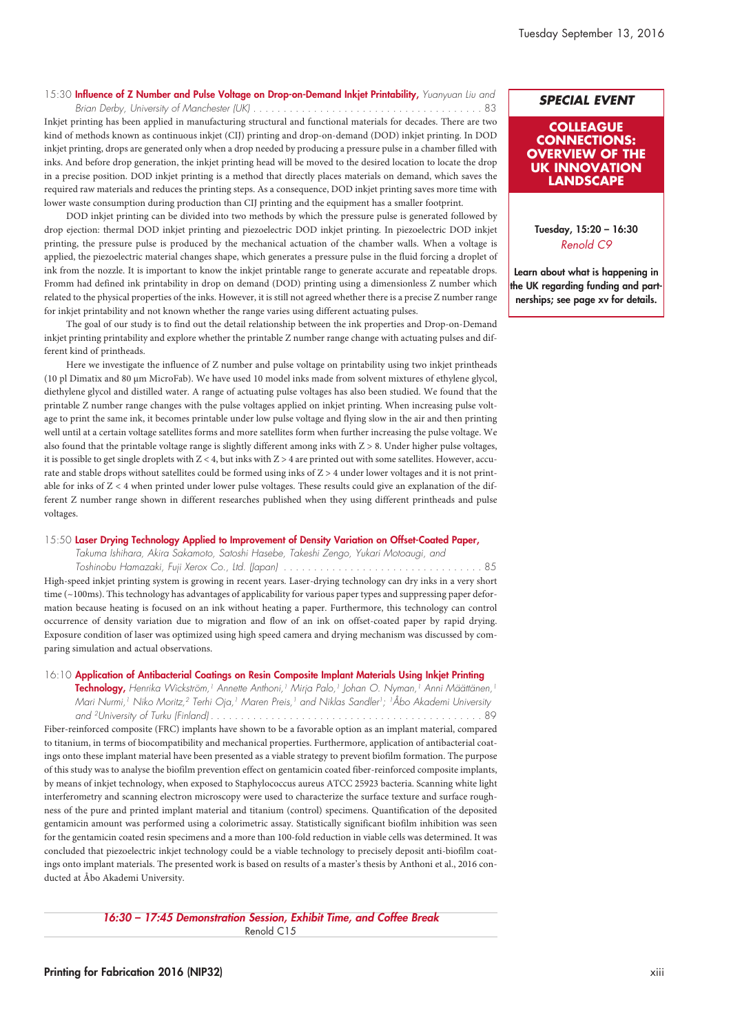15:30 **Influence of Z Number and Pulse Voltage on Drop-on-Demand Inkjet Printability,** *Yuanyuan Liu and Brian Derby, University of Manchester (UK)* . . . . . . . . . . . . . . . . . . . . . . . . . . . . . . . . . . . . . . . 83

Inkjet printing has been applied in manufacturing structural and functional materials for decades. There are two kind of methods known as continuous inkjet (CIJ) printing and drop-on-demand (DOD) inkjet printing. In DOD inkjet printing, drops are generated only when a drop needed by producing a pressure pulse in a chamber filled with inks. And before drop generation, the inkjet printing head will be moved to the desired location to locate the drop in a precise position. DOD inkjet printing is a method that directly places materials on demand, which saves the required raw materials and reduces the printing steps. As a consequence, DOD inkjet printing saves more time with lower waste consumption during production than CIJ printing and the equipment has a smaller footprint.

DOD inkjet printing can be divided into two methods by which the pressure pulse is generated followed by drop ejection: thermal DOD inkjet printing and piezoelectric DOD inkjet printing. In piezoelectric DOD inkjet printing, the pressure pulse is produced by the mechanical actuation of the chamber walls. When a voltage is applied, the piezoelectric material changes shape, which generates a pressure pulse in the fluid forcing a droplet of ink from the nozzle. It is important to know the inkjet printable range to generate accurate and repeatable drops. Fromm had defined ink printability in drop on demand (DOD) printing using a dimensionless Z number which related to the physical properties of the inks. However, it is still not agreed whether there is a precise Z number range for inkjet printability and not known whether the range varies using different actuating pulses.

The goal of our study is to find out the detail relationship between the ink properties and Drop-on-Demand inkjet printing printability and explore whether the printable Z number range change with actuating pulses and different kind of printheads.

Here we investigate the influence of Z number and pulse voltage on printability using two inkjet printheads (10 pl Dimatix and 80 μm MicroFab). We have used 10 model inks made from solvent mixtures of ethylene glycol, diethylene glycol and distilled water. A range of actuating pulse voltages has also been studied. We found that the printable Z number range changes with the pulse voltages applied on inkjet printing. When increasing pulse voltage to print the same ink, it becomes printable under low pulse voltage and flying slow in the air and then printing well until at a certain voltage satellites forms and more satellites form when further increasing the pulse voltage. We also found that the printable voltage range is slightly different among inks with $Z > 8$. Under higher pulse voltages, it is possible to get single droplets with $Z < 4$, but inks with $Z > 4$ are printed out with some satellites. However, accurate and stable drops without satellites could be formed using inks of $Z > 4$ under lower voltages and it is not printable for inks of $Z < 4$ when printed under lower pulse voltages. These results could give an explanation of the different Z number range shown in different researches published when they using different printheads and pulse voltages.

15:50 **Laser Drying Technology Applied to Improvement of Density Variation on Offset-Coated Paper,** *Takuma Ishihara, Akira Sakamoto, Satoshi Hasebe, Takeshi Zengo, Yukari Motoaugi, and Toshinobu Hamazaki, Fuji Xerox Co., Ltd. (Japan)* . . . . . . . . . . . . . . . . . . . . . . . . . . . . . . . . . 85

High-speed inkjet printing system is growing in recent years. Laser-drying technology can dry inks in a very short time (~100ms). This technology has advantages of applicability for various paper types and suppressing paper deformation because heating is focused on an ink without heating a paper. Furthermore, this technology can control occurrence of density variation due to migration and flow of an ink on offset-coated paper by rapid drying. Exposure condition of laser was optimized using high speed camera and drying mechanism was discussed by comparing simulation and actual observations.

16:10 **Application of Antibacterial Coatings on Resin Composite Implant Materials Using Inkjet Printing Technology,** *Henrika Wickström,[1] Annette Anthoni,[1] Mirja Palo,[1] Johan O. Nyman,[1] Anni Määttänen,[1] Mari Nurmi,[1] Niko Moritz,[2] Terhi Oja,[1] Maren Preis,[1] and Niklas Sandler[1]; [1]Åbo Akademi University and [2]University of Turku (Finland)* . . . . . . . . . . . . . . . . . . . . . . . . . . . . . . . . . . . . . . . . . . 89

Fiber-reinforced composite (FRC) implants have shown to be a favorable option as an implant material, compared to titanium, in terms of biocompatibility and mechanical properties. Furthermore, application of antibacterial coatings onto these implant material have been presented as a viable strategy to prevent biofilm formation. The purpose of this study was to analyse the biofilm prevention effect on gentamicin coated fiber-reinforced composite implants, by means of inkjet technology, when exposed to Staphylococcus aureus ATCC 25923 bacteria. Scanning white light interferometry and scanning electron microscopy were used to characterize the surface texture and surface roughness of the pure and printed implant material and titanium (control) specimens. Quantification of the deposited gentamicin amount was performed using a colorimetric assay. Statistically significant biofilm inhibition was seen for the gentamicin coated resin specimens and a more than 100-fold reduction in viable cells was determined. It was concluded that piezoelectric inkjet technology could be a viable technology to precisely deposit anti-biofilm coatings onto implant materials. The presented work is based on results of a master's thesis by Anthoni et al., 2016 conducted at Åbo Akademi University.

***16:30 – 17:45 Demonstration Session, Exhibit Time, and Coffee Break***
Renold C15

---

***SPECIAL EVENT***

**COLLEAGUE CONNECTIONS: OVERVIEW OF THE UK INNOVATION LANDSCAPE**

**Tuesday, 15:20 – 16:30**
*Renold C9*

**Learn about what is happening in the UK regarding funding and partnerships; see page xv for details.**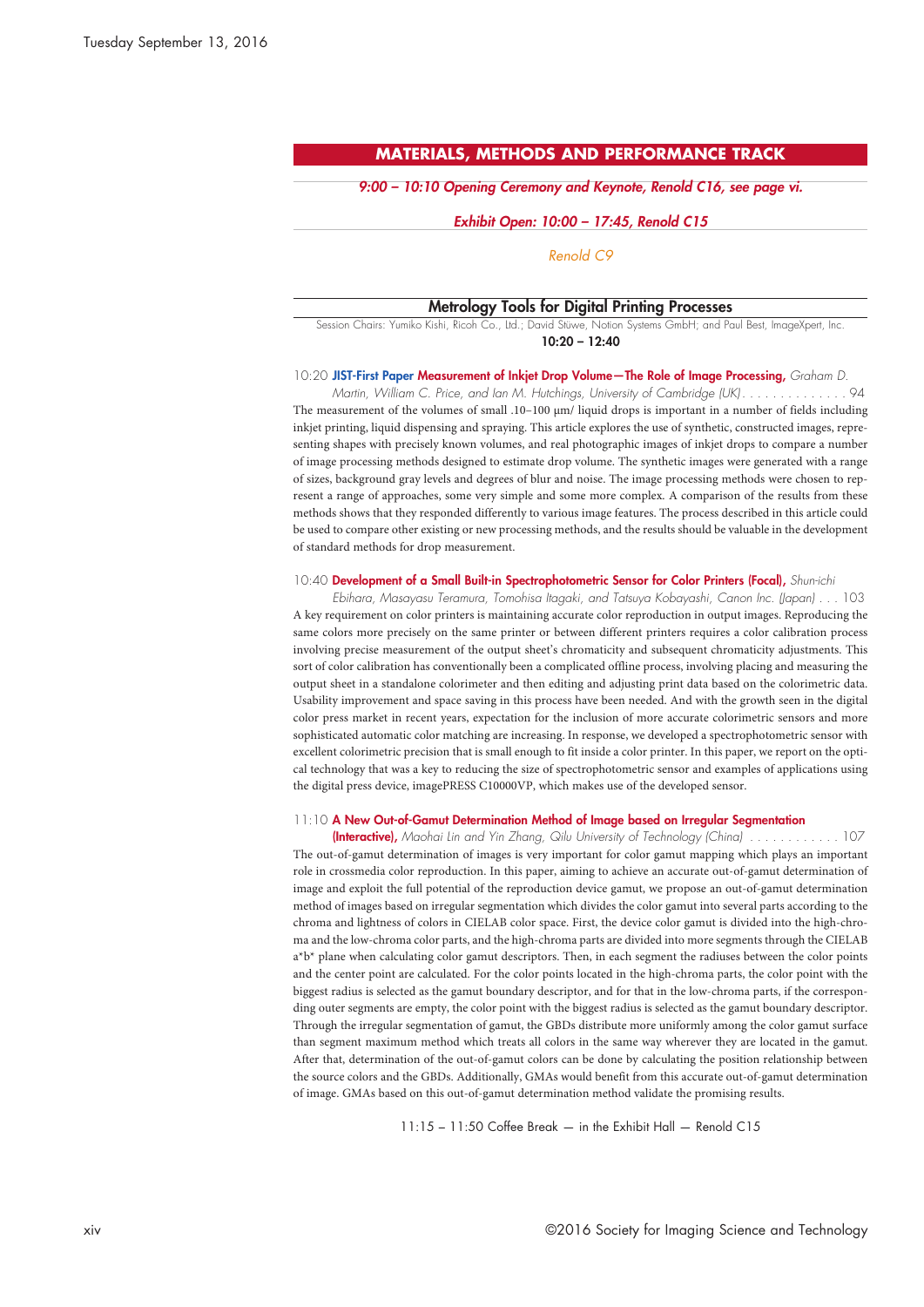## MATERIALS, METHODS AND PERFORMANCE TRACK

*9:00 – 10:10 Opening Ceremony and Keynote, Renold C16, see page vi.*

*Exhibit Open: 10:00 – 17:45, Renold C15*

*Renold C9*

### Metrology Tools for Digital Printing Processes

Session Chairs: Yumiko Kishi, Ricoh Co., Ltd.; David Stüwe, Notion Systems GmbH; and Paul Best, ImageXpert, Inc.

**10:20 – 12:40**

10:20 **JIST-First Paper Measurement of Inkjet Drop Volume—The Role of Image Processing,** *Graham D. Martin, William C. Price, and Ian M. Hutchings, University of Cambridge (UK)* . . . . . . . . . . . . . . 94

The measurement of the volumes of small .10–100 μm/ liquid drops is important in a number of fields including inkjet printing, liquid dispensing and spraying. This article explores the use of synthetic, constructed images, representing shapes with precisely known volumes, and real photographic images of inkjet drops to compare a number of image processing methods designed to estimate drop volume. The synthetic images were generated with a range of sizes, background gray levels and degrees of blur and noise. The image processing methods were chosen to represent a range of approaches, some very simple and some more complex. A comparison of the results from these methods shows that they responded differently to various image features. The process described in this article could be used to compare other existing or new processing methods, and the results should be valuable in the development of standard methods for drop measurement.

10:40 **Development of a Small Built-in Spectrophotometric Sensor for Color Printers (Focal),** *Shun-ichi Ebihara, Masayasu Teramura, Tomohisa Itagaki, and Tatsuya Kobayashi, Canon Inc. (Japan)* . . . 103

A key requirement on color printers is maintaining accurate color reproduction in output images. Reproducing the same colors more precisely on the same printer or between different printers requires a color calibration process involving precise measurement of the output sheet's chromaticity and subsequent chromaticity adjustments. This sort of color calibration has conventionally been a complicated offline process, involving placing and measuring the output sheet in a standalone colorimeter and then editing and adjusting print data based on the colorimetric data. Usability improvement and space saving in this process have been needed. And with the growth seen in the digital color press market in recent years, expectation for the inclusion of more accurate colorimetric sensors and more sophisticated automatic color matching are increasing. In response, we developed a spectrophotometric sensor with excellent colorimetric precision that is small enough to fit inside a color printer. In this paper, we report on the optical technology that was a key to reducing the size of spectrophotometric sensor and examples of applications using the digital press device, imagePRESS C10000VP, which makes use of the developed sensor.

11:10 **A New Out-of-Gamut Determination Method of Image based on Irregular Segmentation (Interactive),** *Maohai Lin and Yin Zhang, Qilu University of Technology (China)* . . . . . . . . . . . . 107

The out-of-gamut determination of images is very important for color gamut mapping which plays an important role in crossmedia color reproduction. In this paper, aiming to achieve an accurate out-of-gamut determination of image and exploit the full potential of the reproduction device gamut, we propose an out-of-gamut determination method of images based on irregular segmentation which divides the color gamut into several parts according to the chroma and lightness of colors in CIELAB color space. First, the device color gamut is divided into the high-chroma and the low-chroma color parts, and the high-chroma parts are divided into more segments through the CIELAB a*b* plane when calculating color gamut descriptors. Then, in each segment the radiuses between the color points and the center point are calculated. For the color points located in the high-chroma parts, the color point with the biggest radius is selected as the gamut boundary descriptor, and for that in the low-chroma parts, if the corresponding outer segments are empty, the color point with the biggest radius is selected as the gamut boundary descriptor. Through the irregular segmentation of gamut, the GBDs distribute more uniformly among the color gamut surface than segment maximum method which treats all colors in the same way wherever they are located in the gamut. After that, determination of the out-of-gamut colors can be done by calculating the position relationship between the source colors and the GBDs. Additionally, GMAs would benefit from this accurate out-of-gamut determination of image. GMAs based on this out-of-gamut determination method validate the promising results.

11:15 – 11:50 Coffee Break — in the Exhibit Hall — Renold C15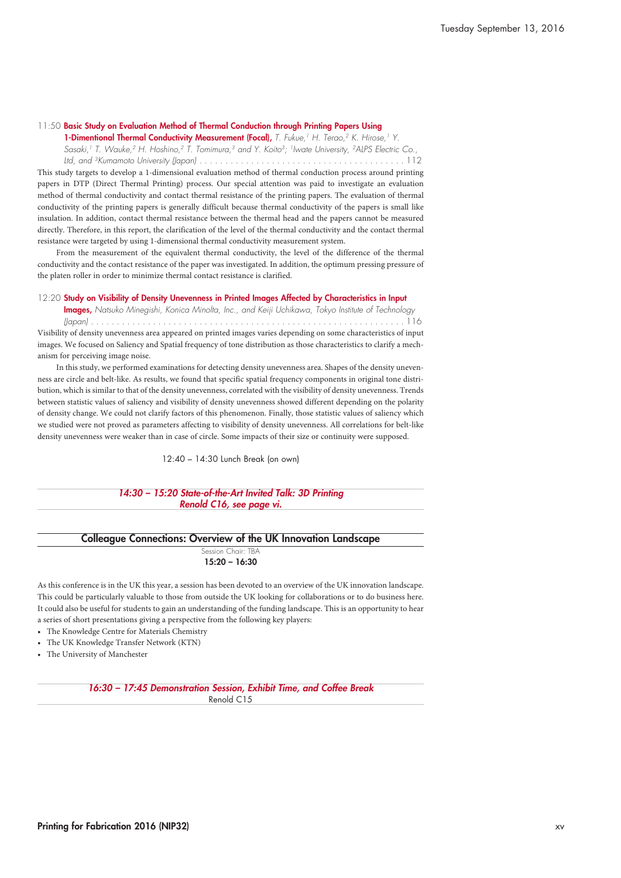11:50 **Basic Study on Evaluation Method of Thermal Conduction through Printing Papers Using 1-Dimentional Thermal Conductivity Measurement (Focal),** *T. Fukue,[1] H. Terao,[2] K. Hirose,[1] Y. Sasaki,[1] T. Wauke,[2] H. Hoshino,[2] T. Tomimura,[3] and Y. Koito[3]; [1]Iwate University, [2]ALPS Electric Co., Ltd, and [3]Kumamoto University (Japan)* . . . . . . . . . . . . . . . . . . . . . . . . . . . . . . . . . . . . . . . 112

This study targets to develop a 1-dimensional evaluation method of thermal conduction process around printing papers in DTP (Direct Thermal Printing) process. Our special attention was paid to investigate an evaluation method of thermal conductivity and contact thermal resistance of the printing papers. The evaluation of thermal conductivity of the printing papers is generally difficult because thermal conductivity of the papers is small like insulation. In addition, contact thermal resistance between the thermal head and the papers cannot be measured directly. Therefore, in this report, the clarification of the level of the thermal conductivity and the contact thermal resistance were targeted by using 1-dimensional thermal conductivity measurement system.

From the measurement of the equivalent thermal conductivity, the level of the difference of the thermal conductivity and the contact resistance of the paper was investigated. In addition, the optimum pressing pressure of the platen roller in order to minimize thermal contact resistance is clarified.

12:20 **Study on Visibility of Density Unevenness in Printed Images Affected by Characteristics in Input Images,** *Natsuko Minegishi, Konica Minolta, Inc., and Keiji Uchikawa, Tokyo Institute of Technology (Japan)* . . . . . . . . . . . . . . . . . . . . . . . . . . . . . . . . . . . . . . . . . . . . . . . . . . . . . . . . . . . . 116

Visibility of density unevenness area appeared on printed images varies depending on some characteristics of input images. We focused on Saliency and Spatial frequency of tone distribution as those characteristics to clarify a mechanism for perceiving image noise.

In this study, we performed examinations for detecting density unevenness area. Shapes of the density unevenness are circle and belt-like. As results, we found that specific spatial frequency components in original tone distribution, which is similar to that of the density unevenness, correlated with the visibility of density unevenness. Trends between statistic values of saliency and visibility of density unevenness showed different depending on the polarity of density change. We could not clarify factors of this phenomenon. Finally, those statistic values of saliency which we studied were not proved as parameters affecting to visibility of density unevenness. All correlations for belt-like density unevenness were weaker than in case of circle. Some impacts of their size or continuity were supposed.

12:40 – 14:30 Lunch Break (on own)

***14:30 – 15:20 State-of-the-Art Invited Talk: 3D Printing***
***Renold C16, see page vi.***

## Colleague Connections: Overview of the UK Innovation Landscape

Session Chair: TBA
**15:20 – 16:30**

As this conference is in the UK this year, a session has been devoted to an overview of the UK innovation landscape. This could be particularly valuable to those from outside the UK looking for collaborations or to do business here. It could also be useful for students to gain an understanding of the funding landscape. This is an opportunity to hear a series of short presentations giving a perspective from the following key players:

- The Knowledge Centre for Materials Chemistry
- The UK Knowledge Transfer Network (KTN)
- The University of Manchester

***16:30 – 17:45 Demonstration Session, Exhibit Time, and Coffee Break***
Renold C15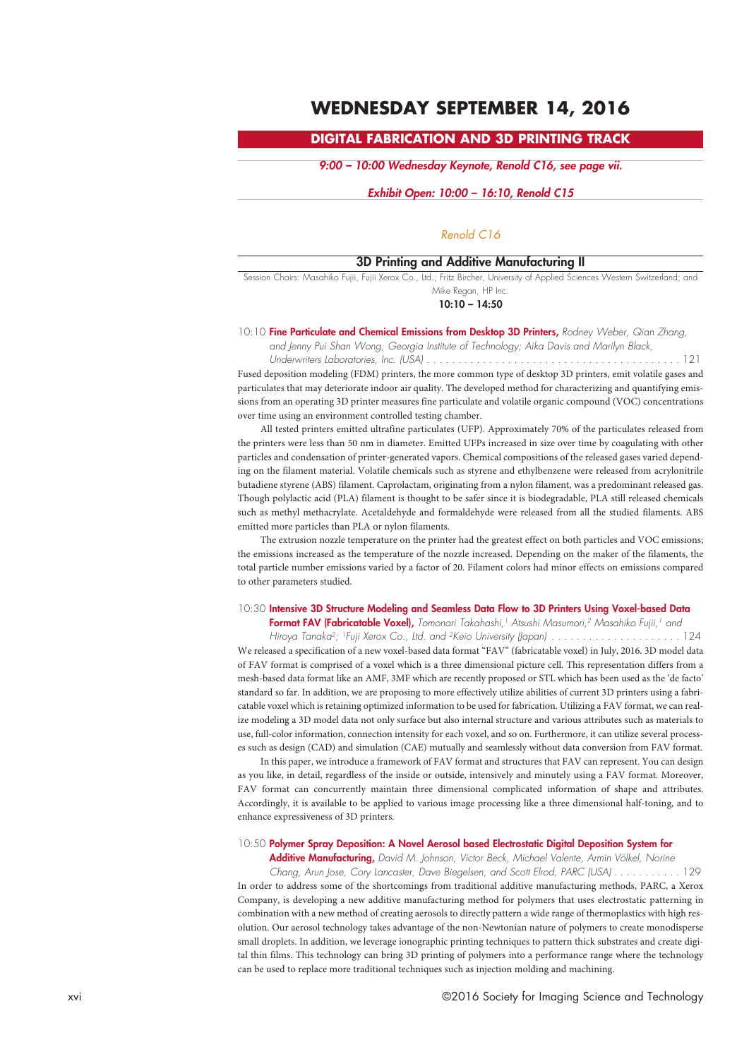# WEDNESDAY SEPTEMBER 14, 2016

## DIGITAL FABRICATION AND 3D PRINTING TRACK

*9:00 – 10:00 Wednesday Keynote, Renold C16, see page vii.*

*Exhibit Open: 10:00 – 16:10, Renold C15*

*Renold C16*

### 3D Printing and Additive Manufacturing II

Session Chairs: Masahiko Fujii, Fujii Xerox Co., Ltd.; Fritz Bircher, University of Applied Sciences Western Switzerland; and Mike Regan, HP Inc.

**10:10 – 14:50**

10:10 **Fine Particulate and Chemical Emissions from Desktop 3D Printers,** *Rodney Weber, Qian Zhang, and Jenny Pui Shan Wong, Georgia Institute of Technology; Aika Davis and Marilyn Black, Underwriters Laboratories, Inc. (USA)* . . . . . . . . . . . . . . . . . . . . . . . . . . . . . . . . . . . . . . . . . . 121

Fused deposition modeling (FDM) printers, the more common type of desktop 3D printers, emit volatile gases and particulates that may deteriorate indoor air quality. The developed method for characterizing and quantifying emissions from an operating 3D printer measures fine particulate and volatile organic compound (VOC) concentrations over time using an environment controlled testing chamber.

All tested printers emitted ultrafine particulates (UFP). Approximately 70% of the particulates released from the printers were less than 50 nm in diameter. Emitted UFPs increased in size over time by coagulating with other particles and condensation of printer-generated vapors. Chemical compositions of the released gases varied depending on the filament material. Volatile chemicals such as styrene and ethylbenzene were released from acrylonitrile butadiene styrene (ABS) filament. Caprolactam, originating from a nylon filament, was a predominant released gas. Though polylactic acid (PLA) filament is thought to be safer since it is biodegradable, PLA still released chemicals such as methyl methacrylate. Acetaldehyde and formaldehyde were released from all the studied filaments. ABS emitted more particles than PLA or nylon filaments.

The extrusion nozzle temperature on the printer had the greatest effect on both particles and VOC emissions; the emissions increased as the temperature of the nozzle increased. Depending on the maker of the filaments, the total particle number emissions varied by a factor of 20. Filament colors had minor effects on emissions compared to other parameters studied.

10:30 **Intensive 3D Structure Modeling and Seamless Data Flow to 3D Printers Using Voxel-based Data Format FAV (Fabricatable Voxel),** *Tomonari Takahashi,[1] Atsushi Masumori,[2] Masahiko Fujii,[1] and Hiroya Tanaka[2]; [1]Fuji Xerox Co., Ltd. and [2]Keio University (Japan)* . . . . . . . . . . . . . . . . . . . . . . 124

We released a specification of a new voxel-based data format "FAV" (fabricatable voxel) in July, 2016. 3D model data of FAV format is comprised of a voxel which is a three dimensional picture cell. This representation differs from a mesh-based data format like an AMF, 3MF which are recently proposed or STL which has been used as the 'de facto' standard so far. In addition, we are proposing to more effectively utilize abilities of current 3D printers using a fabricatable voxel which is retaining optimized information to be used for fabrication. Utilizing a FAV format, we can realize modeling a 3D model data not only surface but also internal structure and various attributes such as materials to use, full-color information, connection intensity for each voxel, and so on. Furthermore, it can utilize several processes such as design (CAD) and simulation (CAE) mutually and seamlessly without data conversion from FAV format.

In this paper, we introduce a framework of FAV format and structures that FAV can represent. You can design as you like, in detail, regardless of the inside or outside, intensively and minutely using a FAV format. Moreover, FAV format can concurrently maintain three dimensional complicated information of shape and attributes. Accordingly, it is available to be applied to various image processing like a three dimensional half-toning, and to enhance expressiveness of 3D printers.

10:50 **Polymer Spray Deposition: A Novel Aerosol based Electrostatic Digital Deposition System for Additive Manufacturing,** *David M. Johnson, Victor Beck, Michael Valente, Armin Völkel, Norine Chang, Arun Jose, Cory Lancaster, Dave Biegelsen, and Scott Elrod, PARC (USA)* . . . . . . . . . . . 129

In order to address some of the shortcomings from traditional additive manufacturing methods, PARC, a Xerox Company, is developing a new additive manufacturing method for polymers that uses electrostatic patterning in combination with a new method of creating aerosols to directly pattern a wide range of thermoplastics with high resolution. Our aerosol technology takes advantage of the non-Newtonian nature of polymers to create monodisperse small droplets. In addition, we leverage ionographic printing techniques to pattern thick substrates and create digital thin films. This technology can bring 3D printing of polymers into a performance range where the technology can be used to replace more traditional techniques such as injection molding and machining.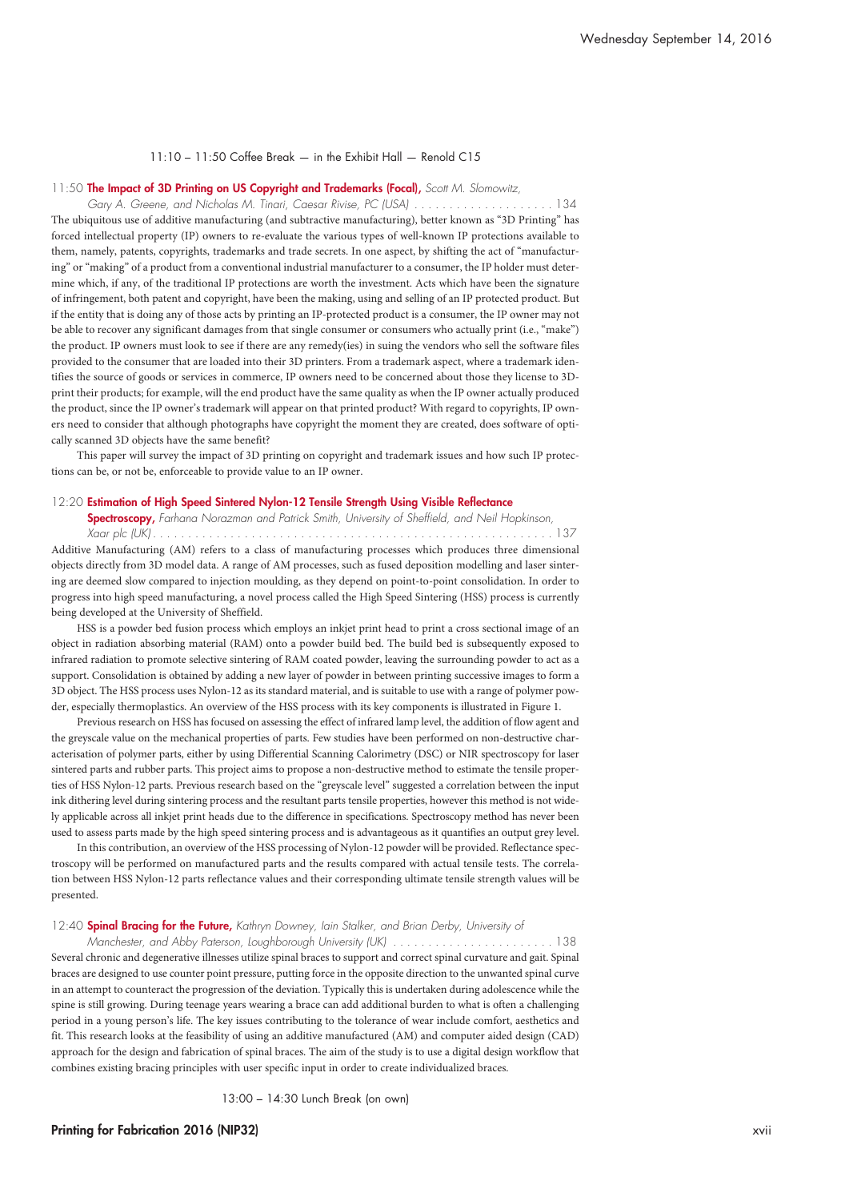11:10 – 11:50 Coffee Break — in the Exhibit Hall — Renold C15

11:50 **The Impact of 3D Printing on US Copyright and Trademarks (Focal),** *Scott M. Slomowitz, Gary A. Greene, and Nicholas M. Tinari, Caesar Rivise, PC (USA)* . . . . . . . . . . . . . . . . . . . . 134

The ubiquitous use of additive manufacturing (and subtractive manufacturing), better known as "3D Printing" has forced intellectual property (IP) owners to re-evaluate the various types of well-known IP protections available to them, namely, patents, copyrights, trademarks and trade secrets. In one aspect, by shifting the act of "manufacturing" or "making" of a product from a conventional industrial manufacturer to a consumer, the IP holder must determine which, if any, of the traditional IP protections are worth the investment. Acts which have been the signature of infringement, both patent and copyright, have been the making, using and selling of an IP protected product. But if the entity that is doing any of those acts by printing an IP-protected product is a consumer, the IP owner may not be able to recover any significant damages from that single consumer or consumers who actually print (i.e., "make") the product. IP owners must look to see if there are any remedy(ies) in suing the vendors who sell the software files provided to the consumer that are loaded into their 3D printers. From a trademark aspect, where a trademark identifies the source of goods or services in commerce, IP owners need to be concerned about those they license to 3D-print their products; for example, will the end product have the same quality as when the IP owner actually produced the product, since the IP owner's trademark will appear on that printed product? With regard to copyrights, IP owners need to consider that although photographs have copyright the moment they are created, does software of optically scanned 3D objects have the same benefit?

This paper will survey the impact of 3D printing on copyright and trademark issues and how such IP protections can be, or not be, enforceable to provide value to an IP owner.

12:20 **Estimation of High Speed Sintered Nylon-12 Tensile Strength Using Visible Reflectance Spectroscopy,** *Farhana Norazman and Patrick Smith, University of Sheffield, and Neil Hopkinson, Xaar plc (UK)* . . . . . . . . . . . . . . . . . . . . . . . . . . . . . . . . . . . . . . . . . . . . . . . . . . . . . . . 137

Additive Manufacturing (AM) refers to a class of manufacturing processes which produces three dimensional objects directly from 3D model data. A range of AM processes, such as fused deposition modelling and laser sintering are deemed slow compared to injection moulding, as they depend on point-to-point consolidation. In order to progress into high speed manufacturing, a novel process called the High Speed Sintering (HSS) process is currently being developed at the University of Sheffield.

HSS is a powder bed fusion process which employs an inkjet print head to print a cross sectional image of an object in radiation absorbing material (RAM) onto a powder build bed. The build bed is subsequently exposed to infrared radiation to promote selective sintering of RAM coated powder, leaving the surrounding powder to act as a support. Consolidation is obtained by adding a new layer of powder in between printing successive images to form a 3D object. The HSS process uses Nylon-12 as its standard material, and is suitable to use with a range of polymer powder, especially thermoplastics. An overview of the HSS process with its key components is illustrated in Figure 1.

Previous research on HSS has focused on assessing the effect of infrared lamp level, the addition of flow agent and the greyscale value on the mechanical properties of parts. Few studies have been performed on non-destructive characterisation of polymer parts, either by using Differential Scanning Calorimetry (DSC) or NIR spectroscopy for laser sintered parts and rubber parts. This project aims to propose a non-destructive method to estimate the tensile properties of HSS Nylon-12 parts. Previous research based on the "greyscale level" suggested a correlation between the input ink dithering level during sintering process and the resultant parts tensile properties, however this method is not widely applicable across all inkjet print heads due to the difference in specifications. Spectroscopy method has never been used to assess parts made by the high speed sintering process and is advantageous as it quantifies an output grey level.

In this contribution, an overview of the HSS processing of Nylon-12 powder will be provided. Reflectance spectroscopy will be performed on manufactured parts and the results compared with actual tensile tests. The correlation between HSS Nylon-12 parts reflectance values and their corresponding ultimate tensile strength values will be presented.

12:40 **Spinal Bracing for the Future,** *Kathryn Downey, Iain Stalker, and Brian Derby, University of Manchester, and Abby Paterson, Loughborough University (UK)* . . . . . . . . . . . . . . . . . . . . . . . 138

Several chronic and degenerative illnesses utilize spinal braces to support and correct spinal curvature and gait. Spinal braces are designed to use counter point pressure, putting force in the opposite direction to the unwanted spinal curve in an attempt to counteract the progression of the deviation. Typically this is undertaken during adolescence while the spine is still growing. During teenage years wearing a brace can add additional burden to what is often a challenging period in a young person's life. The key issues contributing to the tolerance of wear include comfort, aesthetics and fit. This research looks at the feasibility of using an additive manufactured (AM) and computer aided design (CAD) approach for the design and fabrication of spinal braces. The aim of the study is to use a digital design workflow that combines existing bracing principles with user specific input in order to create individualized braces.

13:00 – 14:30 Lunch Break (on own)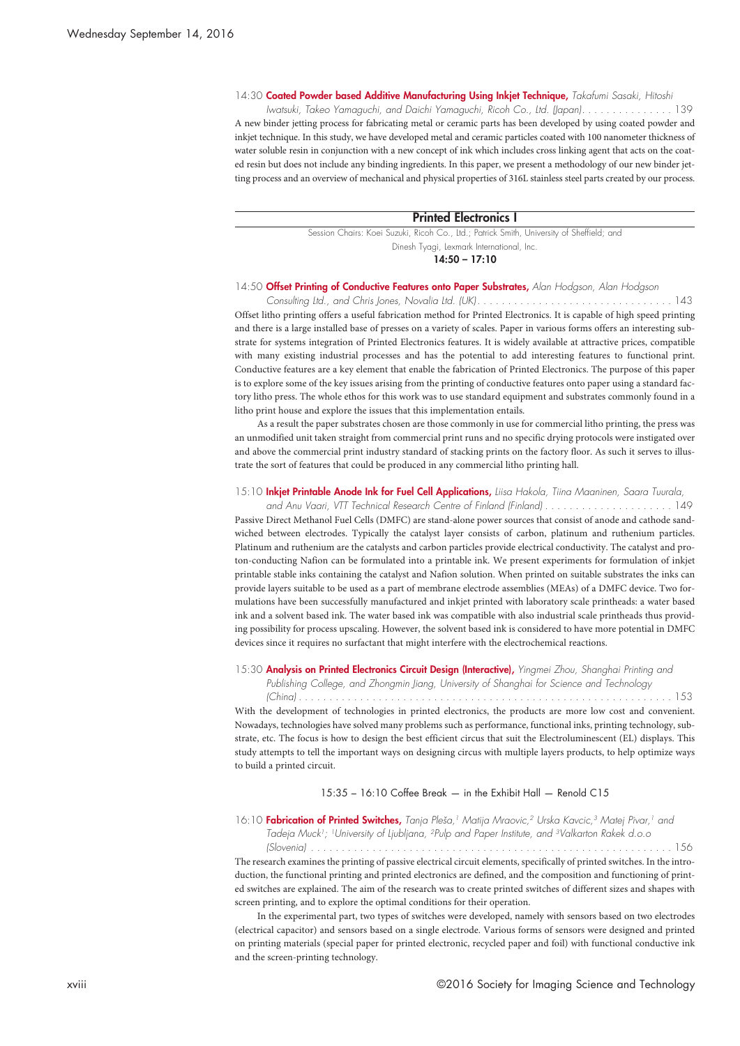14:30 **Coated Powder based Additive Manufacturing Using Inkjet Technique,** *Takafumi Sasaki, Hitoshi Iwatsuki, Takeo Yamaguchi, and Daichi Yamaguchi, Ricoh Co., Ltd. (Japan)*. . . . . . . . . . . . . . . 139

A new binder jetting process for fabricating metal or ceramic parts has been developed by using coated powder and inkjet technique. In this study, we have developed metal and ceramic particles coated with 100 nanometer thickness of water soluble resin in conjunction with a new concept of ink which includes cross linking agent that acts on the coated resin but does not include any binding ingredients. In this paper, we present a methodology of our new binder jetting process and an overview of mechanical and physical properties of 316L stainless steel parts created by our process.

## Printed Electronics I

Session Chairs: Koei Suzuki, Ricoh Co., Ltd.; Patrick Smith, University of Sheffield; and Dinesh Tyagi, Lexmark International, Inc.

**14:50 – 17:10**

14:50 **Offset Printing of Conductive Features onto Paper Substrates,** *Alan Hodgson, Alan Hodgson Consulting Ltd., and Chris Jones, Novalia Ltd. (UK)*. . . . . . . . . . . . . . . . . . . . . . . . . . . . . . . . 143

Offset litho printing offers a useful fabrication method for Printed Electronics. It is capable of high speed printing and there is a large installed base of presses on a variety of scales. Paper in various forms offers an interesting substrate for systems integration of Printed Electronics features. It is widely available at attractive prices, compatible with many existing industrial processes and has the potential to add interesting features to functional print. Conductive features are a key element that enable the fabrication of Printed Electronics. The purpose of this paper is to explore some of the key issues arising from the printing of conductive features onto paper using a standard factory litho press. The whole ethos for this work was to use standard equipment and substrates commonly found in a litho print house and explore the issues that this implementation entails.

As a result the paper substrates chosen are those commonly in use for commercial litho printing, the press was an unmodified unit taken straight from commercial print runs and no specific drying protocols were instigated over and above the commercial print industry standard of stacking prints on the factory floor. As such it serves to illustrate the sort of features that could be produced in any commercial litho printing hall.

15:10 **Inkjet Printable Anode Ink for Fuel Cell Applications,** *Liisa Hakola, Tiina Maaninen, Saara Tuurala, and Anu Vaari, VTT Technical Research Centre of Finland (Finland)* . . . . . . . . . . . . . . . . . . . . . 149

Passive Direct Methanol Fuel Cells (DMFC) are stand-alone power sources that consist of anode and cathode sandwiched between electrodes. Typically the catalyst layer consists of carbon, platinum and ruthenium particles. Platinum and ruthenium are the catalysts and carbon particles provide electrical conductivity. The catalyst and proton-conducting Nafion can be formulated into a printable ink. We present experiments for formulation of inkjet printable stable inks containing the catalyst and Nafion solution. When printed on suitable substrates the inks can provide layers suitable to be used as a part of membrane electrode assemblies (MEAs) of a DMFC device. Two formulations have been successfully manufactured and inkjet printed with laboratory scale printheads: a water based ink and a solvent based ink. The water based ink was compatible with also industrial scale printheads thus providing possibility for process upscaling. However, the solvent based ink is considered to have more potential in DMFC devices since it requires no surfactant that might interfere with the electrochemical reactions.

15:30 **Analysis on Printed Electronics Circuit Design (Interactive),** *Yingmei Zhou, Shanghai Printing and Publishing College, and Zhongmin Jiang, University of Shanghai for Science and Technology (China)* . . . . . . . . . . . . . . . . . . . . . . . . . . . . . . . . . . . . . . . . . . . . . . . . . . . . . . . . . . . . 153

With the development of technologies in printed electronics, the products are more low cost and convenient. Nowadays, technologies have solved many problems such as performance, functional inks, printing technology, substrate, etc. The focus is how to design the best efficient circus that suit the Electroluminescent (EL) displays. This study attempts to tell the important ways on designing circus with multiple layers products, to help optimize ways to build a printed circuit.

15:35 – 16:10 Coffee Break — in the Exhibit Hall — Renold C15

16:10 **Fabrication of Printed Switches,** *Tanja Pleša,[1] Matija Mraovic,[2] Urska Kavcic,[3] Matej Pivar,[1] and Tadeja Muck[1]; [1]University of Ljubljana, [2]Pulp and Paper Institute, and [3]Valkarton Rakek d.o.o (Slovenia)* . . . . . . . . . . . . . . . . . . . . . . . . . . . . . . . . . . . . . . . . . . . . . . . . . . . . . . . . . . . . 156

The research examines the printing of passive electrical circuit elements, specifically of printed switches. In the introduction, the functional printing and printed electronics are defined, and the composition and functioning of printed switches are explained. The aim of the research was to create printed switches of different sizes and shapes with screen printing, and to explore the optimal conditions for their operation.

In the experimental part, two types of switches were developed, namely with sensors based on two electrodes (electrical capacitor) and sensors based on a single electrode. Various forms of sensors were designed and printed on printing materials (special paper for printed electronic, recycled paper and foil) with functional conductive ink and the screen-printing technology.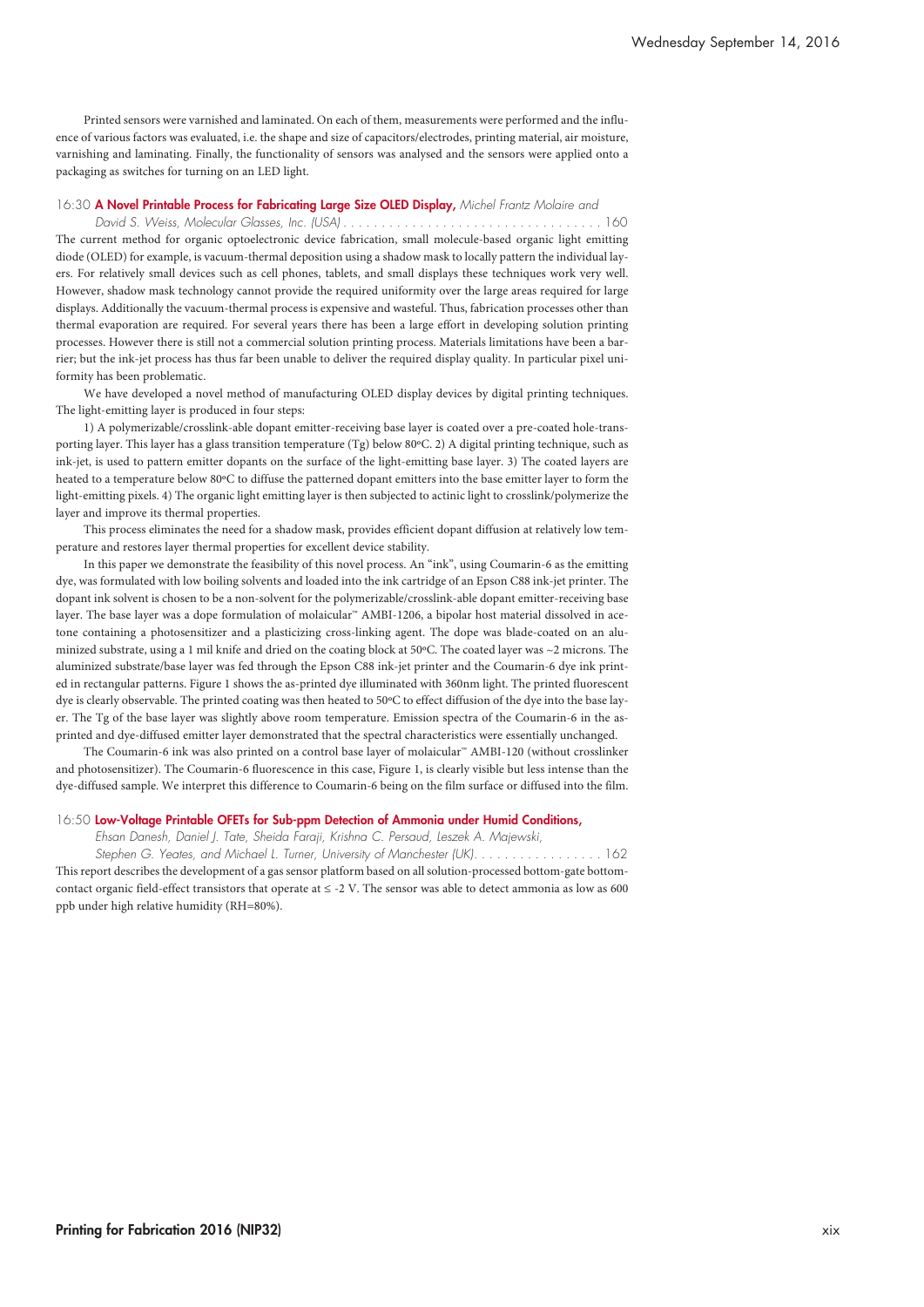Printed sensors were varnished and laminated. On each of them, measurements were performed and the influence of various factors was evaluated, i.e. the shape and size of capacitors/electrodes, printing material, air moisture, varnishing and laminating. Finally, the functionality of sensors was analysed and the sensors were applied onto a packaging as switches for turning on an LED light.

16:30 **A Novel Printable Process for Fabricating Large Size OLED Display,** *Michel Frantz Molaire and David S. Weiss, Molecular Glasses, Inc. (USA)* . . . . . . . . . . . . . . . . . . . . . . . . . . . . . . . . . . . . 160

The current method for organic optoelectronic device fabrication, small molecule-based organic light emitting diode (OLED) for example, is vacuum-thermal deposition using a shadow mask to locally pattern the individual layers. For relatively small devices such as cell phones, tablets, and small displays these techniques work very well. However, shadow mask technology cannot provide the required uniformity over the large areas required for large displays. Additionally the vacuum-thermal process is expensive and wasteful. Thus, fabrication processes other than thermal evaporation are required. For several years there has been a large effort in developing solution printing processes. However there is still not a commercial solution printing process. Materials limitations have been a barrier; but the ink-jet process has thus far been unable to deliver the required display quality. In particular pixel uniformity has been problematic.

We have developed a novel method of manufacturing OLED display devices by digital printing techniques. The light-emitting layer is produced in four steps:

1) A polymerizable/crosslink-able dopant emitter-receiving base layer is coated over a pre-coated hole-transporting layer. This layer has a glass transition temperature (Tg) below 80ºC. 2) A digital printing technique, such as ink-jet, is used to pattern emitter dopants on the surface of the light-emitting base layer. 3) The coated layers are heated to a temperature below 80ºC to diffuse the patterned dopant emitters into the base emitter layer to form the light-emitting pixels. 4) The organic light emitting layer is then subjected to actinic light to crosslink/polymerize the layer and improve its thermal properties.

This process eliminates the need for a shadow mask, provides efficient dopant diffusion at relatively low temperature and restores layer thermal properties for excellent device stability.

In this paper we demonstrate the feasibility of this novel process. An "ink", using Coumarin-6 as the emitting dye, was formulated with low boiling solvents and loaded into the ink cartridge of an Epson C88 ink-jet printer. The dopant ink solvent is chosen to be a non-solvent for the polymerizable/crosslink-able dopant emitter-receiving base layer. The base layer was a dope formulation of molaicular™ AMBI-1206, a bipolar host material dissolved in acetone containing a photosensitizer and a plasticizing cross-linking agent. The dope was blade-coated on an aluminized substrate, using a 1 mil knife and dried on the coating block at 50ºC. The coated layer was ~2 microns. The aluminized substrate/base layer was fed through the Epson C88 ink-jet printer and the Coumarin-6 dye ink printed in rectangular patterns. Figure 1 shows the as-printed dye illuminated with 360nm light. The printed fluorescent dye is clearly observable. The printed coating was then heated to 50ºC to effect diffusion of the dye into the base layer. The Tg of the base layer was slightly above room temperature. Emission spectra of the Coumarin-6 in the as-printed and dye-diffused emitter layer demonstrated that the spectral characteristics were essentially unchanged.

The Coumarin-6 ink was also printed on a control base layer of molaicular™ AMBI-120 (without crosslinker and photosensitizer). The Coumarin-6 fluorescence in this case, Figure 1, is clearly visible but less intense than the dye-diffused sample. We interpret this difference to Coumarin-6 being on the film surface or diffused into the film.

16:50 **Low-Voltage Printable OFETs for Sub-ppm Detection of Ammonia under Humid Conditions,** *Ehsan Danesh, Daniel J. Tate, Sheida Faraji, Krishna C. Persaud, Leszek A. Majewski, Stephen G. Yeates, and Michael L. Turner, University of Manchester (UK)*. . . . . . . . . . . . . . . . . 162

This report describes the development of a gas sensor platform based on all solution-processed bottom-gate bottom-contact organic field-effect transistors that operate at ≤ -2 V. The sensor was able to detect ammonia as low as 600 ppb under high relative humidity (RH=80%).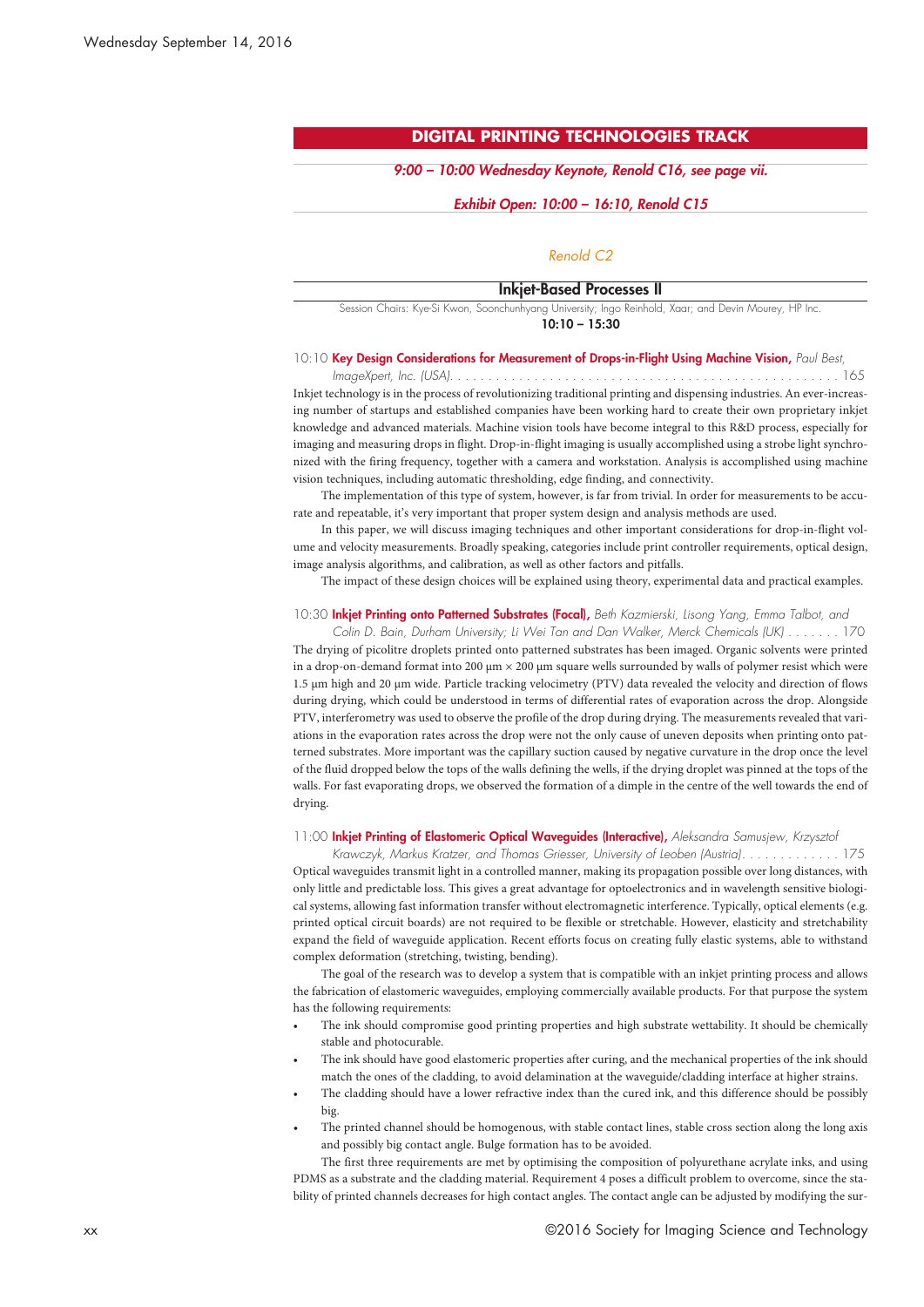## DIGITAL PRINTING TECHNOLOGIES TRACK

*9:00 – 10:00 Wednesday Keynote, Renold C16, see page vii.*

*Exhibit Open: 10:00 – 16:10, Renold C15*

*Renold C2*

### Inkjet-Based Processes II

Session Chairs: Kye-Si Kwon, Soonchunhyang University; Ingo Reinhold, Xaar; and Devin Mourey, HP Inc.

**10:10 – 15:30**

10:10 **Key Design Considerations for Measurement of Drops-in-Flight Using Machine Vision,** *Paul Best, ImageXpert, Inc. (USA)*. . . . . . . . . . . . . . . . . . . . . . . . . . . . . . . . . . . . . . . . . . . . . . . . . . . . 165

Inkjet technology is in the process of revolutionizing traditional printing and dispensing industries. An ever-increasing number of startups and established companies have been working hard to create their own proprietary inkjet knowledge and advanced materials. Machine vision tools have become integral to this R&D process, especially for imaging and measuring drops in flight. Drop-in-flight imaging is usually accomplished using a strobe light synchronized with the firing frequency, together with a camera and workstation. Analysis is accomplished using machine vision techniques, including automatic thresholding, edge finding, and connectivity.

The implementation of this type of system, however, is far from trivial. In order for measurements to be accurate and repeatable, it's very important that proper system design and analysis methods are used.

In this paper, we will discuss imaging techniques and other important considerations for drop-in-flight volume and velocity measurements. Broadly speaking, categories include print controller requirements, optical design, image analysis algorithms, and calibration, as well as other factors and pitfalls.

The impact of these design choices will be explained using theory, experimental data and practical examples.

10:30 **Inkjet Printing onto Patterned Substrates (Focal),** *Beth Kazmierski, Lisong Yang, Emma Talbot, and Colin D. Bain, Durham University; Li Wei Tan and Dan Walker, Merck Chemicals (UK)* . . . . . . . 170

The drying of picolitre droplets printed onto patterned substrates has been imaged. Organic solvents were printed in a drop-on-demand format into 200 μm × 200 μm square wells surrounded by walls of polymer resist which were 1.5 μm high and 20 μm wide. Particle tracking velocimetry (PTV) data revealed the velocity and direction of flows during drying, which could be understood in terms of differential rates of evaporation across the drop. Alongside PTV, interferometry was used to observe the profile of the drop during drying. The measurements revealed that variations in the evaporation rates across the drop were not the only cause of uneven deposits when printing onto patterned substrates. More important was the capillary suction caused by negative curvature in the drop once the level of the fluid dropped below the tops of the walls defining the wells, if the drying droplet was pinned at the tops of the walls. For fast evaporating drops, we observed the formation of a dimple in the centre of the well towards the end of drying.

11:00 **Inkjet Printing of Elastomeric Optical Waveguides (Interactive),** *Aleksandra Samusjew, Krzysztof Krawczyk, Markus Kratzer, and Thomas Griesser, University of Leoben (Austria)*. . . . . . . . . . . . 175

Optical waveguides transmit light in a controlled manner, making its propagation possible over long distances, with only little and predictable loss. This gives a great advantage for optoelectronics and in wavelength sensitive biological systems, allowing fast information transfer without electromagnetic interference. Typically, optical elements (e.g. printed optical circuit boards) are not required to be flexible or stretchable. However, elasticity and stretchability expand the field of waveguide application. Recent efforts focus on creating fully elastic systems, able to withstand complex deformation (stretching, twisting, bending).

The goal of the research was to develop a system that is compatible with an inkjet printing process and allows the fabrication of elastomeric waveguides, employing commercially available products. For that purpose the system has the following requirements:

- The ink should compromise good printing properties and high substrate wettability. It should be chemically stable and photocurable.
- The ink should have good elastomeric properties after curing, and the mechanical properties of the ink should match the ones of the cladding, to avoid delamination at the waveguide/cladding interface at higher strains.
- The cladding should have a lower refractive index than the cured ink, and this difference should be possibly big.
- The printed channel should be homogenous, with stable contact lines, stable cross section along the long axis and possibly big contact angle. Bulge formation has to be avoided.

The first three requirements are met by optimising the composition of polyurethane acrylate inks, and using PDMS as a substrate and the cladding material. Requirement 4 poses a difficult problem to overcome, since the stability of printed channels decreases for high contact angles. The contact angle can be adjusted by modifying the sur-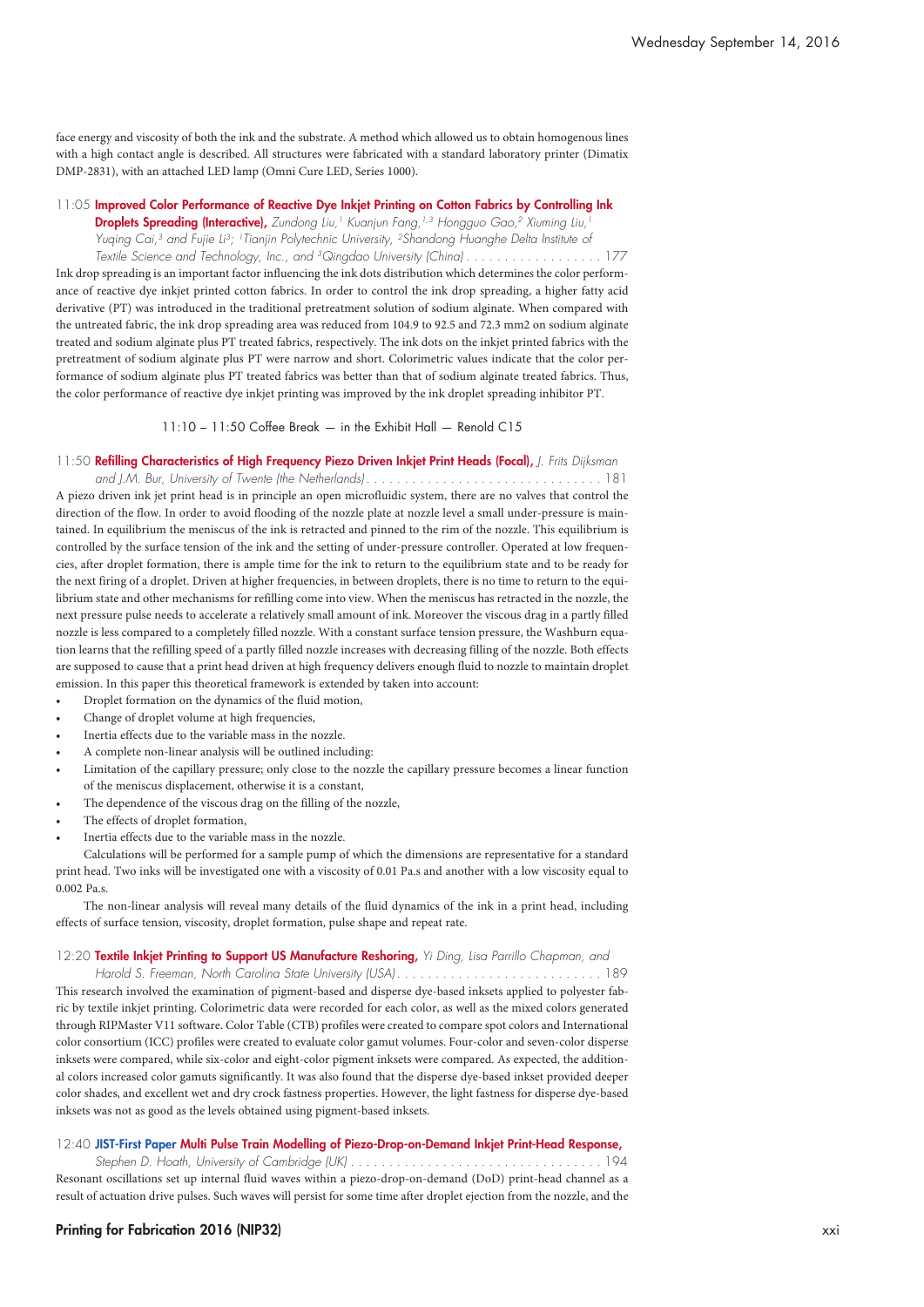face energy and viscosity of both the ink and the substrate. A method which allowed us to obtain homogenous lines with a high contact angle is described. All structures were fabricated with a standard laboratory printer (Dimatix DMP-2831), with an attached LED lamp (Omni Cure LED, Series 1000).

11:05 **Improved Color Performance of Reactive Dye Inkjet Printing on Cotton Fabrics by Controlling Ink Droplets Spreading (Interactive),** *Zundong Liu,[1] Kuanjun Fang,[1,3] Hongguo Gao,[2] Xiuming Liu,[1] Yuqing Cai,[3] and Fujie Li[3]; [1]Tianjin Polytechnic University, [2]Shandong Huanghe Delta Institute of Textile Science and Technology, Inc., and [3]Qingdao University (China)* . . . . . . . . . . . . . . . . . . 177

Ink drop spreading is an important factor influencing the ink dots distribution which determines the color performance of reactive dye inkjet printed cotton fabrics. In order to control the ink drop spreading, a higher fatty acid derivative (PT) was introduced in the traditional pretreatment solution of sodium alginate. When compared with the untreated fabric, the ink drop spreading area was reduced from 104.9 to 92.5 and 72.3 mm2 on sodium alginate treated and sodium alginate plus PT treated fabrics, respectively. The ink dots on the inkjet printed fabrics with the pretreatment of sodium alginate plus PT were narrow and short. Colorimetric values indicate that the color performance of sodium alginate plus PT treated fabrics was better than that of sodium alginate treated fabrics. Thus, the color performance of reactive dye inkjet printing was improved by the ink droplet spreading inhibitor PT.

11:10 – 11:50 Coffee Break — in the Exhibit Hall — Renold C15

11:50 **Refilling Characteristics of High Frequency Piezo Driven Inkjet Print Heads (Focal),** *J. Frits Dijksman and J.M. Bur, University of Twente (the Netherlands)* . . . . . . . . . . . . . . . . . . . . . . . . . . . . . . . 181

A piezo driven ink jet print head is in principle an open microfluidic system, there are no valves that control the direction of the flow. In order to avoid flooding of the nozzle plate at nozzle level a small under-pressure is maintained. In equilibrium the meniscus of the ink is retracted and pinned to the rim of the nozzle. This equilibrium is controlled by the surface tension of the ink and the setting of under-pressure controller. Operated at low frequencies, after droplet formation, there is ample time for the ink to return to the equilibrium state and to be ready for the next firing of a droplet. Driven at higher frequencies, in between droplets, there is no time to return to the equilibrium state and other mechanisms for refilling come into view. When the meniscus has retracted in the nozzle, the next pressure pulse needs to accelerate a relatively small amount of ink. Moreover the viscous drag in a partly filled nozzle is less compared to a completely filled nozzle. With a constant surface tension pressure, the Washburn equation learns that the refilling speed of a partly filled nozzle increases with decreasing filling of the nozzle. Both effects are supposed to cause that a print head driven at high frequency delivers enough fluid to nozzle to maintain droplet emission. In this paper this theoretical framework is extended by taken into account:

- Droplet formation on the dynamics of the fluid motion,
- Change of droplet volume at high frequencies,
- Inertia effects due to the variable mass in the nozzle.
- A complete non-linear analysis will be outlined including:
- Limitation of the capillary pressure; only close to the nozzle the capillary pressure becomes a linear function of the meniscus displacement, otherwise it is a constant,
- The dependence of the viscous drag on the filling of the nozzle,
- The effects of droplet formation,
- Inertia effects due to the variable mass in the nozzle.

Calculations will be performed for a sample pump of which the dimensions are representative for a standard print head. Two inks will be investigated one with a viscosity of 0.01 Pa.s and another with a low viscosity equal to 0.002 Pa.s.

The non-linear analysis will reveal many details of the fluid dynamics of the ink in a print head, including effects of surface tension, viscosity, droplet formation, pulse shape and repeat rate.

12:20 **Textile Inkjet Printing to Support US Manufacture Reshoring,** *Yi Ding, Lisa Parrillo Chapman, and Harold S. Freeman, North Carolina State University (USA)* . . . . . . . . . . . . . . . . . . . . . . . . . . . 189

This research involved the examination of pigment-based and disperse dye-based inksets applied to polyester fabric by textile inkjet printing. Colorimetric data were recorded for each color, as well as the mixed colors generated through RIPMaster V11 software. Color Table (CTB) profiles were created to compare spot colors and International color consortium (ICC) profiles were created to evaluate color gamut volumes. Four-color and seven-color disperse inksets were compared, while six-color and eight-color pigment inksets were compared. As expected, the additional colors increased color gamuts significantly. It was also found that the disperse dye-based inkset provided deeper color shades, and excellent wet and dry crock fastness properties. However, the light fastness for disperse dye-based inksets was not as good as the levels obtained using pigment-based inksets.

12:40 **JIST-First Paper Multi Pulse Train Modelling of Piezo-Drop-on-Demand Inkjet Print-Head Response,** *Stephen D. Hoath, University of Cambridge (UK)* . . . . . . . . . . . . . . . . . . . . . . . . . . . . . . . . . 194

Resonant oscillations set up internal fluid waves within a piezo-drop-on-demand (DoD) print-head channel as a result of actuation drive pulses. Such waves will persist for some time after droplet ejection from the nozzle, and the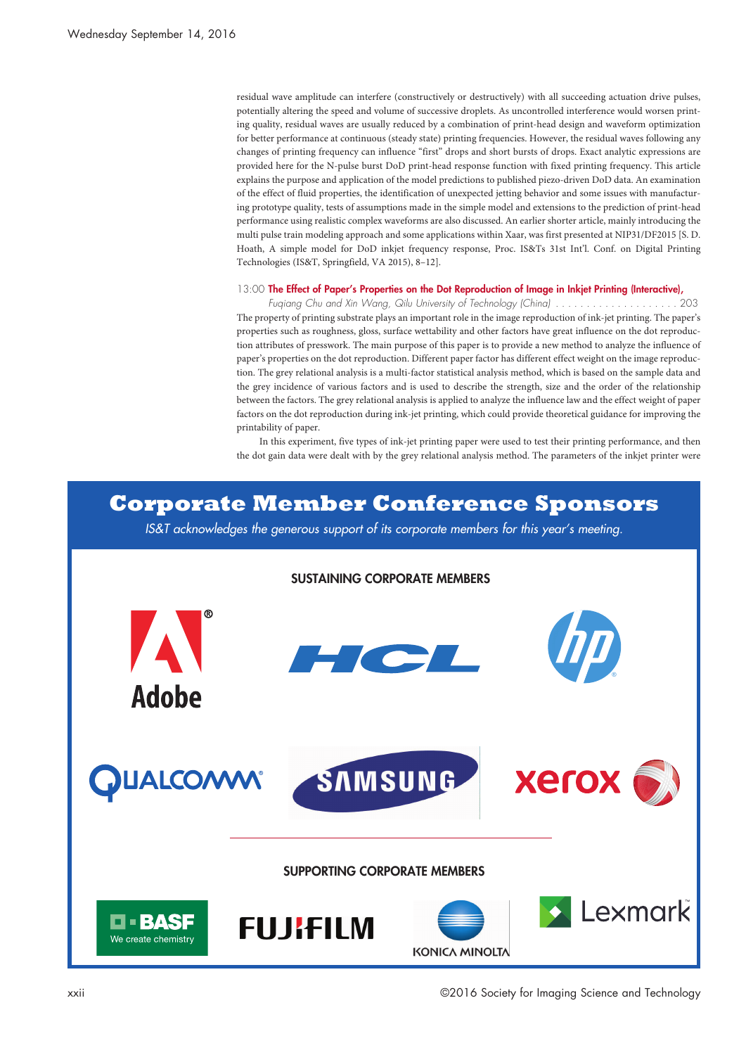residual wave amplitude can interfere (constructively or destructively) with all succeeding actuation drive pulses, potentially altering the speed and volume of successive droplets. As uncontrolled interference would worsen printing quality, residual waves are usually reduced by a combination of print-head design and waveform optimization for better performance at continuous (steady state) printing frequencies. However, the residual waves following any changes of printing frequency can influence "first" drops and short bursts of drops. Exact analytic expressions are provided here for the N-pulse burst DoD print-head response function with fixed printing frequency. This article explains the purpose and application of the model predictions to published piezo-driven DoD data. An examination of the effect of fluid properties, the identification of unexpected jetting behavior and some issues with manufacturing prototype quality, tests of assumptions made in the simple model and extensions to the prediction of print-head performance using realistic complex waveforms are also discussed. An earlier shorter article, mainly introducing the multi pulse train modeling approach and some applications within Xaar, was first presented at NIP31/DF2015 [S. D. Hoath, A simple model for DoD inkjet frequency response, Proc. IS&T's 31st Int'l. Conf. on Digital Printing Technologies (IS&T, Springfield, VA 2015), 8–12].

13:00 **The Effect of Paper's Properties on the Dot Reproduction of Image in Inkjet Printing (Interactive),**
*Fuqiang Chu and Xin Wang, Qilu University of Technology (China)* . . . . . . . . . . . . . . . . . . . . 203

The property of printing substrate plays an important role in the image reproduction of ink-jet printing. The paper's properties such as roughness, gloss, surface wettability and other factors have great influence on the dot reproduction attributes of presswork. The main purpose of this paper is to provide a new method to analyze the influence of paper's properties on the dot reproduction. Different paper factor has different effect weight on the image reproduction. The grey relational analysis is a multi-factor statistical analysis method, which is based on the sample data and the grey incidence of various factors and is used to describe the strength, size and the order of the relationship between the factors. The grey relational analysis is applied to analyze the influence law and the effect weight of paper factors on the dot reproduction during ink-jet printing, which could provide theoretical guidance for improving the printability of paper.

In this experiment, five types of ink-jet printing paper were used to test their printing performance, and then the dot gain data were dealt with by the grey relational analysis method. The parameters of the inkjet printer were

## Corporate Member Conference Sponsors

*IS&T acknowledges the generous support of its corporate members for this year's meeting.*

### SUSTAINING CORPORATE MEMBERS

Adobe · HCL · hp · Qualcomm · Samsung · xerox

### SUPPORTING CORPORATE MEMBERS

BASF We create chemistry · FUJIFILM · Konica Minolta · Lexmark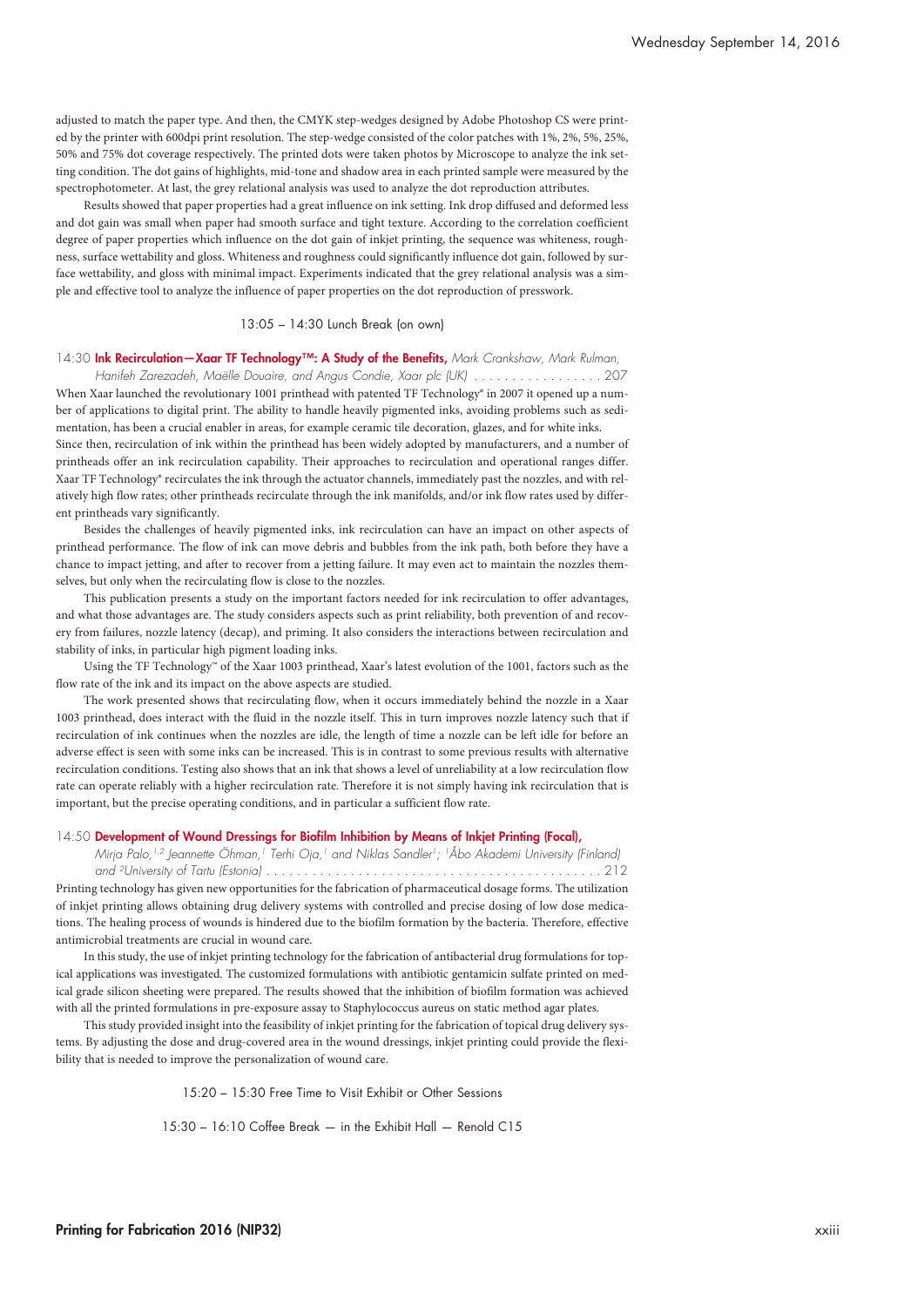adjusted to match the paper type. And then, the CMYK step-wedges designed by Adobe Photoshop CS were printed by the printer with 600dpi print resolution. The step-wedge consisted of the color patches with 1%, 2%, 5%, 25%, 50% and 75% dot coverage respectively. The printed dots were taken photos by Microscope to analyze the ink setting condition. The dot gains of highlights, mid-tone and shadow area in each printed sample were measured by the spectrophotometer. At last, the grey relational analysis was used to analyze the dot reproduction attributes.

Results showed that paper properties had a great influence on ink setting. Ink drop diffused and deformed less and dot gain was small when paper had smooth surface and tight texture. According to the correlation coefficient degree of paper properties which influence on the dot gain of inkjet printing, the sequence was whiteness, roughness, surface wettability and gloss. Whiteness and roughness could significantly influence dot gain, followed by surface wettability, and gloss with minimal impact. Experiments indicated that the grey relational analysis was a simple and effective tool to analyze the influence of paper properties on the dot reproduction of presswork.

13:05 – 14:30 Lunch Break (on own)

14:30 **Ink Recirculation—Xaar TF Technology™: A Study of the Benefits,** *Mark Crankshaw, Mark Rulman, Hanifeh Zarezadeh, Maëlle Douaire, and Angus Condie, Xaar plc (UK)* . . . . . . . . . . . . . . . . . 207

When Xaar launched the revolutionary 1001 printhead with patented TF Technology® in 2007 it opened up a number of applications to digital print. The ability to handle heavily pigmented inks, avoiding problems such as sedimentation, has been a crucial enabler in areas, for example ceramic tile decoration, glazes, and for white inks.

Since then, recirculation of ink within the printhead has been widely adopted by manufacturers, and a number of printheads offer an ink recirculation capability. Their approaches to recirculation and operational ranges differ. Xaar TF Technology® recirculates the ink through the actuator channels, immediately past the nozzles, and with relatively high flow rates; other printheads recirculate through the ink manifolds, and/or ink flow rates used by different printheads vary significantly.

Besides the challenges of heavily pigmented inks, ink recirculation can have an impact on other aspects of printhead performance. The flow of ink can move debris and bubbles from the ink path, both before they have a chance to impact jetting, and after to recover from a jetting failure. It may even act to maintain the nozzles themselves, but only when the recirculating flow is close to the nozzles.

This publication presents a study on the important factors needed for ink recirculation to offer advantages, and what those advantages are. The study considers aspects such as print reliability, both prevention of and recovery from failures, nozzle latency (decap), and priming. It also considers the interactions between recirculation and stability of inks, in particular high pigment loading inks.

Using the TF Technology™ of the Xaar 1003 printhead, Xaar's latest evolution of the 1001, factors such as the flow rate of the ink and its impact on the above aspects are studied.

The work presented shows that recirculating flow, when it occurs immediately behind the nozzle in a Xaar 1003 printhead, does interact with the fluid in the nozzle itself. This in turn improves nozzle latency such that if recirculation of ink continues when the nozzles are idle, the length of time a nozzle can be left idle for before an adverse effect is seen with some inks can be increased. This is in contrast to some previous results with alternative recirculation conditions. Testing also shows that an ink that shows a level of unreliability at a low recirculation flow rate can operate reliably with a higher recirculation rate. Therefore it is not simply having ink recirculation that is important, but the precise operating conditions, and in particular a sufficient flow rate.

14:50 **Development of Wound Dressings for Biofilm Inhibition by Means of Inkjet Printing (Focal),** *Mirja Palo,[1,2] Jeannette Öhman,[1] Terhi Oja,[1] and Niklas Sandler[1]; [1]Åbo Akademi University (Finland) and [2]University of Tartu (Estonia)* . . . . . . . . . . . . . . . . . . . . . . . . . . . . . . . . . . . . . . . . . . . . 212

Printing technology has given new opportunities for the fabrication of pharmaceutical dosage forms. The utilization of inkjet printing allows obtaining drug delivery systems with controlled and precise dosing of low dose medications. The healing process of wounds is hindered due to the biofilm formation by the bacteria. Therefore, effective antimicrobial treatments are crucial in wound care.

In this study, the use of inkjet printing technology for the fabrication of antibacterial drug formulations for topical applications was investigated. The customized formulations with antibiotic gentamicin sulfate printed on medical grade silicon sheeting were prepared. The results showed that the inhibition of biofilm formation was achieved with all the printed formulations in pre-exposure assay to Staphylococcus aureus on static method agar plates.

This study provided insight into the feasibility of inkjet printing for the fabrication of topical drug delivery systems. By adjusting the dose and drug-covered area in the wound dressings, inkjet printing could provide the flexibility that is needed to improve the personalization of wound care.

15:20 – 15:30 Free Time to Visit Exhibit or Other Sessions

15:30 – 16:10 Coffee Break — in the Exhibit Hall — Renold C15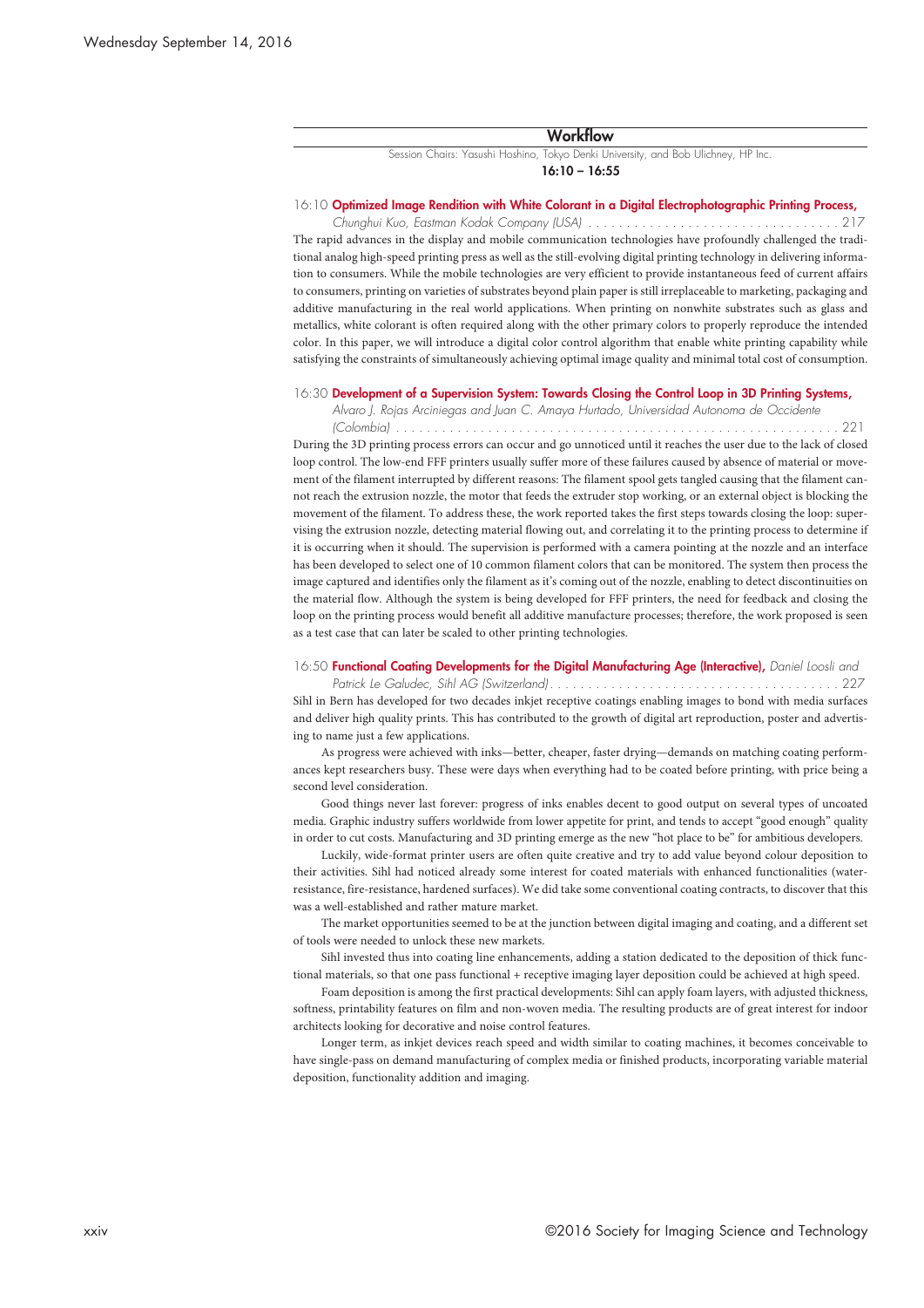## Workflow

Session Chairs: Yasushi Hoshino, Tokyo Denki University, and Bob Ulichney, HP Inc.

**16:10 – 16:55**

16:10 **Optimized Image Rendition with White Colorant in a Digital Electrophotographic Printing Process,** *Chunghui Kuo, Eastman Kodak Company (USA)* . . . . . . . . . . . . . . . . . . . . . . . . . . . . . . . . . 217

The rapid advances in the display and mobile communication technologies have profoundly challenged the traditional analog high-speed printing press as well as the still-evolving digital printing technology in delivering information to consumers. While the mobile technologies are very efficient to provide instantaneous feed of current affairs to consumers, printing on varieties of substrates beyond plain paper is still irreplaceable to marketing, packaging and additive manufacturing in the real world applications. When printing on nonwhite substrates such as glass and metallics, white colorant is often required along with the other primary colors to properly reproduce the intended color. In this paper, we will introduce a digital color control algorithm that enable white printing capability while satisfying the constraints of simultaneously achieving optimal image quality and minimal total cost of consumption.

16:30 **Development of a Supervision System: Towards Closing the Control Loop in 3D Printing Systems,** *Alvaro J. Rojas Arciniegas and Juan C. Amaya Hurtado, Universidad Autonoma de Occidente (Colombia)* . . . . . . . . . . . . . . . . . . . . . . . . . . . . . . . . . . . . . . . . . . . . . . . . . . . . . . . . . 221

During the 3D printing process errors can occur and go unnoticed until it reaches the user due to the lack of closed loop control. The low-end FFF printers usually suffer more of these failures caused by absence of material or movement of the filament interrupted by different reasons: The filament spool gets tangled causing that the filament cannot reach the extrusion nozzle, the motor that feeds the extruder stop working, or an external object is blocking the movement of the filament. To address these, the work reported takes the first steps towards closing the loop: supervising the extrusion nozzle, detecting material flowing out, and correlating it to the printing process to determine if it is occurring when it should. The supervision is performed with a camera pointing at the nozzle and an interface has been developed to select one of 10 common filament colors that can be monitored. The system then process the image captured and identifies only the filament as it's coming out of the nozzle, enabling to detect discontinuities on the material flow. Although the system is being developed for FFF printers, the need for feedback and closing the loop on the printing process would benefit all additive manufacture processes; therefore, the work proposed is seen as a test case that can later be scaled to other printing technologies.

16:50 **Functional Coating Developments for the Digital Manufacturing Age (Interactive),** *Daniel Loosli and Patrick Le Galudec, Sihl AG (Switzerland)* . . . . . . . . . . . . . . . . . . . . . . . . . . . . . . . . . . . . . 227

Sihl in Bern has developed for two decades inkjet receptive coatings enabling images to bond with media surfaces and deliver high quality prints. This has contributed to the growth of digital art reproduction, poster and advertising to name just a few applications.

As progress were achieved with inks—better, cheaper, faster drying—demands on matching coating performances kept researchers busy. These were days when everything had to be coated before printing, with price being a second level consideration.

Good things never last forever: progress of inks enables decent to good output on several types of uncoated media. Graphic industry suffers worldwide from lower appetite for print, and tends to accept "good enough" quality in order to cut costs. Manufacturing and 3D printing emerge as the new "hot place to be" for ambitious developers.

Luckily, wide-format printer users are often quite creative and try to add value beyond colour deposition to their activities. Sihl had noticed already some interest for coated materials with enhanced functionalities (water-resistance, fire-resistance, hardened surfaces). We did take some conventional coating contracts, to discover that this was a well-established and rather mature market.

The market opportunities seemed to be at the junction between digital imaging and coating, and a different set of tools were needed to unlock these new markets.

Sihl invested thus into coating line enhancements, adding a station dedicated to the deposition of thick functional materials, so that one pass functional + receptive imaging layer deposition could be achieved at high speed.

Foam deposition is among the first practical developments: Sihl can apply foam layers, with adjusted thickness, softness, printability features on film and non-woven media. The resulting products are of great interest for indoor architects looking for decorative and noise control features.

Longer term, as inkjet devices reach speed and width similar to coating machines, it becomes conceivable to have single-pass on demand manufacturing of complex media or finished products, incorporating variable material deposition, functionality addition and imaging.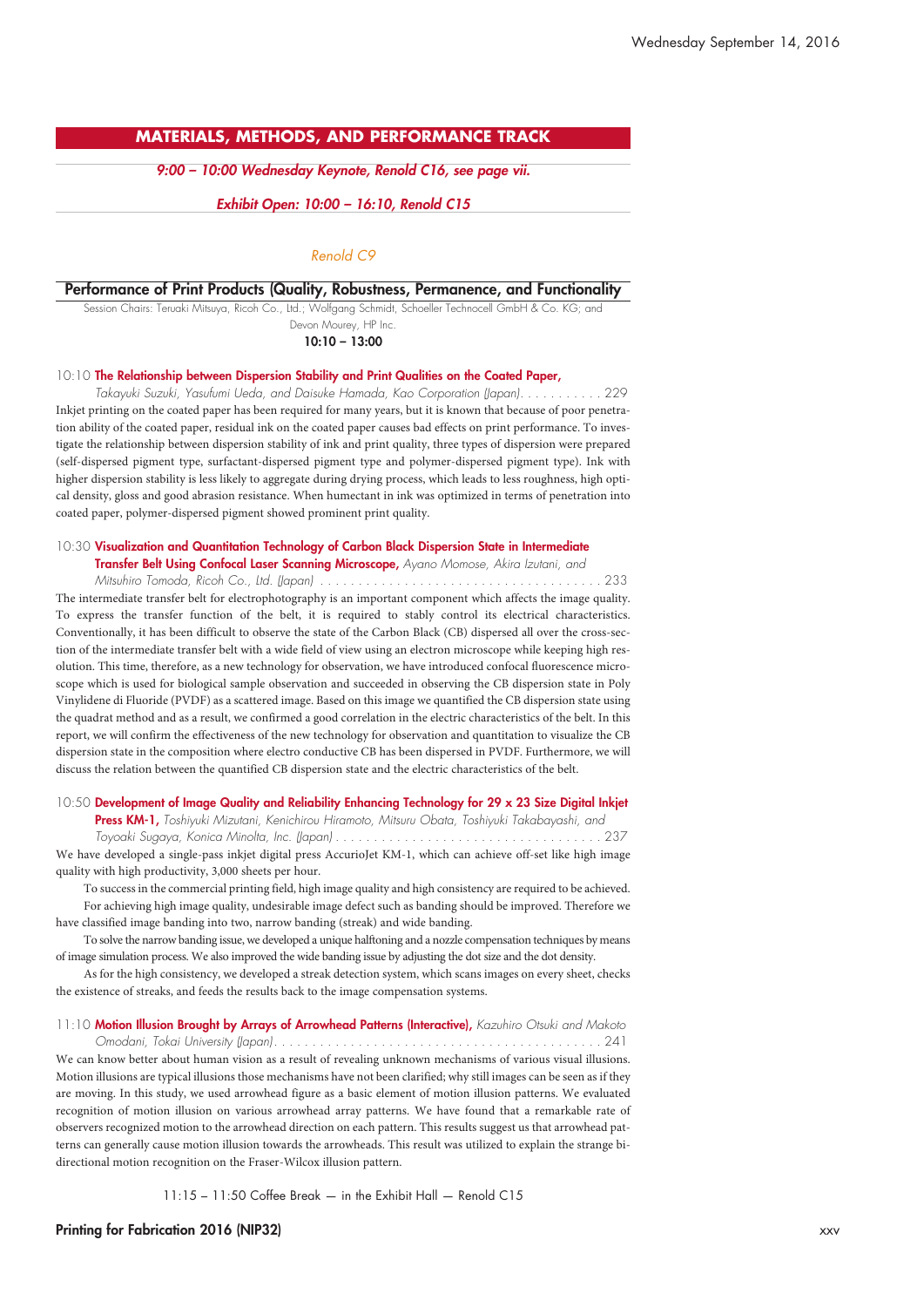## MATERIALS, METHODS, AND PERFORMANCE TRACK

*9:00 – 10:00 Wednesday Keynote, Renold C16, see page vii.*

*Exhibit Open: 10:00 – 16:10, Renold C15*

*Renold C9*

### Performance of Print Products (Quality, Robustness, Permanence, and Functionality

Session Chairs: Teruaki Mitsuya, Ricoh Co., Ltd.; Wolfgang Schmidt, Schoeller Technocell GmbH & Co. KG; and Devon Mourey, HP Inc.

**10:10 – 13:00**

10:10 **The Relationship between Dispersion Stability and Print Qualities on the Coated Paper,** *Takayuki Suzuki, Yasufumi Ueda, and Daisuke Hamada, Kao Corporation (Japan)* . . . . . . . . . . . 229

Inkjet printing on the coated paper has been required for many years, but it is known that because of poor penetration ability of the coated paper, residual ink on the coated paper causes bad effects on print performance. To investigate the relationship between dispersion stability of ink and print quality, three types of dispersion were prepared (self-dispersed pigment type, surfactant-dispersed pigment type and polymer-dispersed pigment type). Ink with higher dispersion stability is less likely to aggregate during drying process, which leads to less roughness, high optical density, gloss and good abrasion resistance. When humectant in ink was optimized in terms of penetration into coated paper, polymer-dispersed pigment showed prominent print quality.

10:30 **Visualization and Quantitation Technology of Carbon Black Dispersion State in Intermediate Transfer Belt Using Confocal Laser Scanning Microscope,** *Ayano Momose, Akira Izutani, and Mitsuhiro Tomoda, Ricoh Co., Ltd. (Japan)* . . . . . . . . . . . . . . . . . . . . . . . . . . . . . . . . . . . . . 233

The intermediate transfer belt for electrophotography is an important component which affects the image quality. To express the transfer function of the belt, it is required to stably control its electrical characteristics. Conventionally, it has been difficult to observe the state of the Carbon Black (CB) dispersed all over the cross-section of the intermediate transfer belt with a wide field of view using an electron microscope while keeping high resolution. This time, therefore, as a new technology for observation, we have introduced confocal fluorescence microscope which is used for biological sample observation and succeeded in observing the CB dispersion state in Poly Vinylidene di Fluoride (PVDF) as a scattered image. Based on this image we quantified the CB dispersion state using the quadrat method and as a result, we confirmed a good correlation in the electric characteristics of the belt. In this report, we will confirm the effectiveness of the new technology for observation and quantitation to visualize the CB dispersion state in the composition where electro conductive CB has been dispersed in PVDF. Furthermore, we will discuss the relation between the quantified CB dispersion state and the electric characteristics of the belt.

10:50 **Development of Image Quality and Reliability Enhancing Technology for 29 x 23 Size Digital Inkjet Press KM-1,** *Toshiyuki Mizutani, Kenichirou Hiramoto, Mitsuru Obata, Toshiyuki Takabayashi, and Toyoaki Sugaya, Konica Minolta, Inc. (Japan)* . . . . . . . . . . . . . . . . . . . . . . . . . . . . . . . . . . . 237

We have developed a single-pass inkjet digital press AccurioJet KM-1, which can achieve off-set like high image quality with high productivity, 3,000 sheets per hour.

To success in the commercial printing field, high image quality and high consistency are required to be achieved. For achieving high image quality, undesirable image defect such as banding should be improved. Therefore we have classified image banding into two, narrow banding (streak) and wide banding.

To solve the narrow banding issue, we developed a unique halftoning and a nozzle compensation techniques by means of image simulation process. We also improved the wide banding issue by adjusting the dot size and the dot density.

As for the high consistency, we developed a streak detection system, which scans images on every sheet, checks the existence of streaks, and feeds the results back to the image compensation systems.

11:10 **Motion Illusion Brought by Arrays of Arrowhead Patterns (Interactive),** *Kazuhiro Otsuki and Makoto Omodani, Tokai University (Japan)* . . . . . . . . . . . . . . . . . . . . . . . . . . . . . . . . . . . . . . . . . . 241

We can know better about human vision as a result of revealing unknown mechanisms of various visual illusions. Motion illusions are typical illusions those mechanisms have not been clarified; why still images can be seen as if they are moving. In this study, we used arrowhead figure as a basic element of motion illusion patterns. We evaluated recognition of motion illusion on various arrowhead array patterns. We have found that a remarkable rate of observers recognized motion to the arrowhead direction on each pattern. This results suggest us that arrowhead patterns can generally cause motion illusion towards the arrowheads. This result was utilized to explain the strange bi-directional motion recognition on the Fraser-Wilcox illusion pattern.

11:15 – 11:50 Coffee Break — in the Exhibit Hall — Renold C15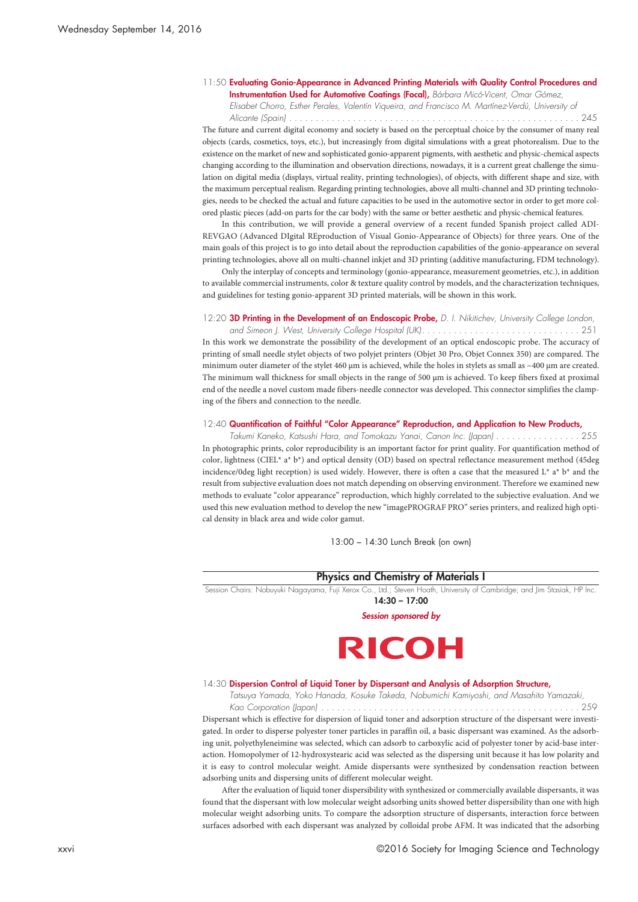11:50 **Evaluating Gonio-Appearance in Advanced Printing Materials with Quality Control Procedures and Instrumentation Used for Automotive Coatings (Focal),** *Bárbara Micó-Vicent, Omar Gómez, Elisabet Chorro, Esther Perales, Valentín Viqueira, and Francisco M. Martínez-Verdú, University of Alicante (Spain)* . . . . . . . . . . . . . . . . . . . . . . . . . . . . . . . . . . . . . . . . . . . . . . . . . . . . . . 245

The future and current digital economy and society is based on the perceptual choice by the consumer of many real objects (cards, cosmetics, toys, etc.), but increasingly from digital simulations with a great photorealism. Due to the existence on the market of new and sophisticated gonio-apparent pigments, with aesthetic and physic-chemical aspects changing according to the illumination and observation directions, nowadays, it is a current great challenge the simulation on digital media (displays, virtual reality, printing technologies), of objects, with different shape and size, with the maximum perceptual realism. Regarding printing technologies, above all multi-channel and 3D printing technologies, needs to be checked the actual and future capacities to be used in the automotive sector in order to get more colored plastic pieces (add-on parts for the car body) with the same or better aesthetic and physic-chemical features.

In this contribution, we will provide a general overview of a recent funded Spanish project called ADI-REVGAO (Advanced DIgital REproduction of Visual Gonio-Appearance of Objects) for three years. One of the main goals of this project is to go into detail about the reproduction capabilities of the gonio-appearance on several printing technologies, above all on multi-channel inkjet and 3D printing (additive manufacturing, FDM technology).

Only the interplay of concepts and terminology (gonio-appearance, measurement geometries, etc.), in addition to available commercial instruments, color & texture quality control by models, and the characterization techniques, and guidelines for testing gonio-apparent 3D printed materials, will be shown in this work.

12:20 **3D Printing in the Development of an Endoscopic Probe,** *D. I. Nikitichev, University College London, and Simeon J. West, University College Hospital (UK)*. . . . . . . . . . . . . . . . . . . . . . . . . . . . . . 251

In this work we demonstrate the possibility of the development of an optical endoscopic probe. The accuracy of printing of small needle stylet objects of two polyjet printers (Objet 30 Pro, Objet Connex 350) are compared. The minimum outer diameter of the stylet 460 μm is achieved, while the holes in stylets as small as ~400 μm are created. The minimum wall thickness for small objects in the range of 500 μm is achieved. To keep fibers fixed at proximal end of the needle a novel custom made fibers-needle connector was developed. This connector simplifies the clamping of the fibers and connection to the needle.

12:40 **Quantification of Faithful "Color Appearance" Reproduction, and Application to New Products,** *Takumi Kaneko, Katsushi Hara, and Tomokazu Yanai, Canon Inc. (Japan)* . . . . . . . . . . . . . . . . 255

In photographic prints, color reproducibility is an important factor for print quality. For quantification method of color, lightness (CIEL* a* b*) and optical density (OD) based on spectral reflectance measurement method (45deg incidence/0deg light reception) is used widely. However, there is often a case that the measured L* a* b* and the result from subjective evaluation does not match depending on observing environment. Therefore we examined new methods to evaluate "color appearance" reproduction, which highly correlated to the subjective evaluation. And we used this new evaluation method to develop the new "imagePROGRAF PRO" series printers, and realized high optical density in black area and wide color gamut.

13:00 – 14:30 Lunch Break (on own)

## Physics and Chemistry of Materials I

Session Chairs: Nobuyuki Nagayama, Fuji Xerox Co., Ltd.; Steven Hoath, University of Cambridge; and Jim Stasiak, HP Inc.

**14:30 – 17:00**

***Session sponsored by***

RICOH

14:30 **Dispersion Control of Liquid Toner by Dispersant and Analysis of Adsorption Structure,** *Tatsuya Yamada, Yoko Hanada, Kosuke Takeda, Nobumichi Kamiyoshi, and Masahito Yamazaki, Kao Corporation (Japan)* . . . . . . . . . . . . . . . . . . . . . . . . . . . . . . . . . . . . . . . . . . . . . . . . . . . 259

Dispersant which is effective for dispersion of liquid toner and adsorption structure of the dispersant were investigated. In order to disperse polyester toner particles in paraffin oil, a basic dispersant was examined. As the adsorbing unit, polyethyleneimine was selected, which can adsorb to carboxylic acid of polyester toner by acid-base interaction. Homopolymer of 12-hydroxystearic acid was selected as the dispersing unit because it has low polarity and it is easy to control molecular weight. Amide dispersants were synthesized by condensation reaction between adsorbing units and dispersing units of different molecular weight.

After the evaluation of liquid toner dispersibility with synthesized or commercially available dispersants, it was found that the dispersant with low molecular weight adsorbing units showed better dispersibility than one with high molecular weight adsorbing units. To compare the adsorption structure of dispersants, interaction force between surfaces adsorbed with each dispersant was analyzed by colloidal probe AFM. It was indicated that the adsorbing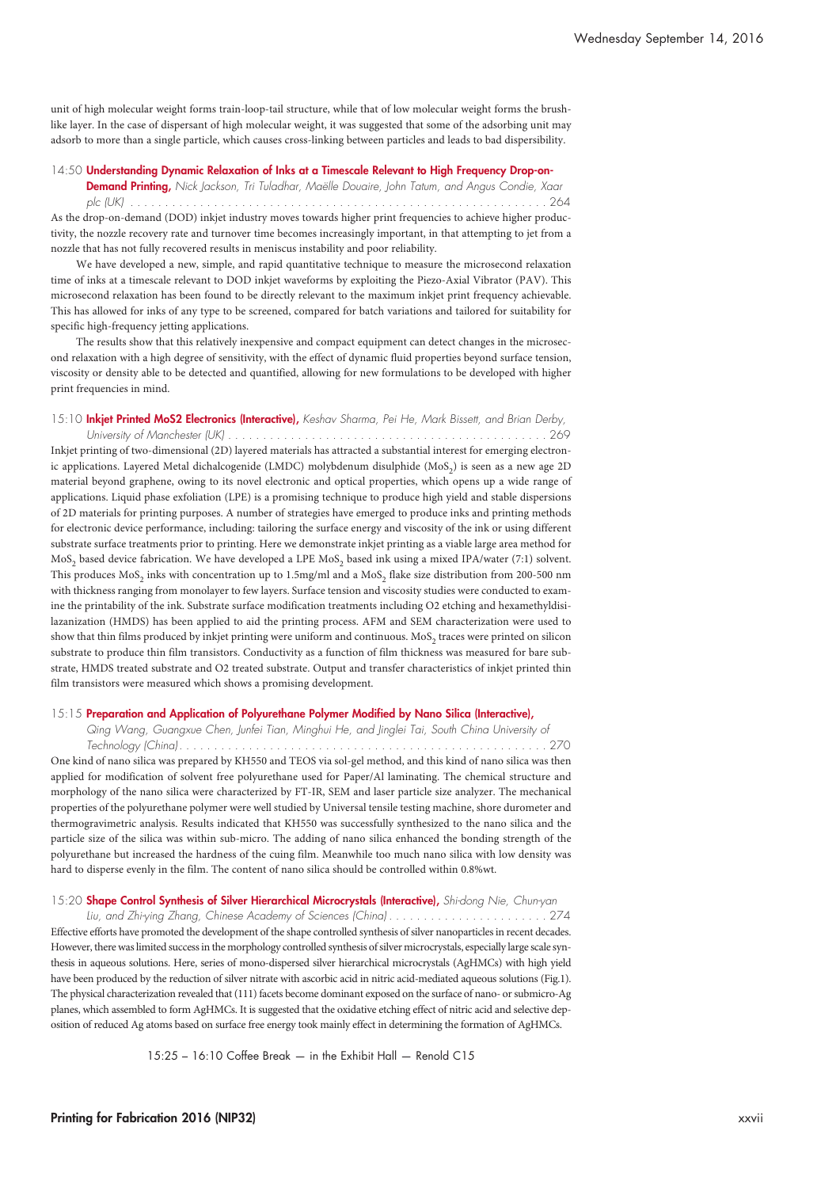unit of high molecular weight forms train-loop-tail structure, while that of low molecular weight forms the brush-like layer. In the case of dispersant of high molecular weight, it was suggested that some of the adsorbing unit may adsorb to more than a single particle, which causes cross-linking between particles and leads to bad dispersibility.

14:50 **Understanding Dynamic Relaxation of Inks at a Timescale Relevant to High Frequency Drop-on-Demand Printing,** *Nick Jackson, Tri Tuladhar, Maëlle Douaire, John Tatum, and Angus Condie, Xaar plc (UK)* . . . . . . . . . . 264

As the drop-on-demand (DOD) inkjet industry moves towards higher print frequencies to achieve higher productivity, the nozzle recovery rate and turnover time becomes increasingly important, in that attempting to jet from a nozzle that has not fully recovered results in meniscus instability and poor reliability.

We have developed a new, simple, and rapid quantitative technique to measure the microsecond relaxation time of inks at a timescale relevant to DOD inkjet waveforms by exploiting the Piezo-Axial Vibrator (PAV). This microsecond relaxation has been found to be directly relevant to the maximum inkjet print frequency achievable. This has allowed for inks of any type to be screened, compared for batch variations and tailored for suitability for specific high-frequency jetting applications.

The results show that this relatively inexpensive and compact equipment can detect changes in the microsecond relaxation with a high degree of sensitivity, with the effect of dynamic fluid properties beyond surface tension, viscosity or density able to be detected and quantified, allowing for new formulations to be developed with higher print frequencies in mind.

15:10 **Inkjet Printed MoS2 Electronics (Interactive),** *Keshav Sharma, Pei He, Mark Bissett, and Brian Derby, University of Manchester (UK)* . . . . . . . . . . 269

Inkjet printing of two-dimensional (2D) layered materials has attracted a substantial interest for emerging electronic applications. Layered Metal dichalcogenide (LMDC) molybdenum disulphide ($MoS_2$) is seen as a new age 2D material beyond graphene, owing to its novel electronic and optical properties, which opens up a wide range of applications. Liquid phase exfoliation (LPE) is a promising technique to produce high yield and stable dispersions of 2D materials for printing purposes. A number of strategies have emerged to produce inks and printing methods for electronic device performance, including: tailoring the surface energy and viscosity of the ink or using different substrate surface treatments prior to printing. Here we demonstrate inkjet printing as a viable large area method for $MoS_2$ based device fabrication. We have developed a LPE $MoS_2$ based ink using a mixed IPA/water (7:1) solvent. This produces $MoS_2$ inks with concentration up to 1.5mg/ml and a $MoS_2$ flake size distribution from 200-500 nm with thickness ranging from monolayer to few layers. Surface tension and viscosity studies were conducted to examine the printability of the ink. Substrate surface modification treatments including O2 etching and hexamethyldisilazanization (HMDS) has been applied to aid the printing process. AFM and SEM characterization were used to show that thin films produced by inkjet printing were uniform and continuous. $MoS_2$ traces were printed on silicon substrate to produce thin film transistors. Conductivity as a function of film thickness was measured for bare substrate, HMDS treated substrate and O2 treated substrate. Output and transfer characteristics of inkjet printed thin film transistors were measured which shows a promising development.

15:15 **Preparation and Application of Polyurethane Polymer Modified by Nano Silica (Interactive),** *Qing Wang, Guangxue Chen, Junfei Tian, Minghui He, and Jinglei Tai, South China University of Technology (China)* . . . . . . . . . . 270

One kind of nano silica was prepared by KH550 and TEOS via sol-gel method, and this kind of nano silica was then applied for modification of solvent free polyurethane used for Paper/Al laminating. The chemical structure and morphology of the nano silica were characterized by FT-IR, SEM and laser particle size analyzer. The mechanical properties of the polyurethane polymer were well studied by Universal tensile testing machine, shore durometer and thermogravimetric analysis. Results indicated that KH550 was successfully synthesized to the nano silica and the particle size of the silica was within sub-micro. The adding of nano silica enhanced the bonding strength of the polyurethane but increased the hardness of the cuing film. Meanwhile too much nano silica with low density was hard to disperse evenly in the film. The content of nano silica should be controlled within 0.8%wt.

15:20 **Shape Control Synthesis of Silver Hierarchical Microcrystals (Interactive),** *Shi-dong Nie, Chun-yan Liu, and Zhi-ying Zhang, Chinese Academy of Sciences (China)* . . . . . . . . . . 274

Effective efforts have promoted the development of the shape controlled synthesis of silver nanoparticles in recent decades. However, there was limited success in the morphology controlled synthesis of silver microcrystals, especially large scale synthesis in aqueous solutions. Here, series of mono-dispersed silver hierarchical microcrystals (AgHMCs) with high yield have been produced by the reduction of silver nitrate with ascorbic acid in nitric acid-mediated aqueous solutions (Fig.1). The physical characterization revealed that (111) facets become dominant exposed on the surface of nano- or submicro-Ag planes, which assembled to form AgHMCs. It is suggested that the oxidative etching effect of nitric acid and selective deposition of reduced Ag atoms based on surface free energy took mainly effect in determining the formation of AgHMCs.

15:25 – 16:10 Coffee Break — in the Exhibit Hall — Renold C15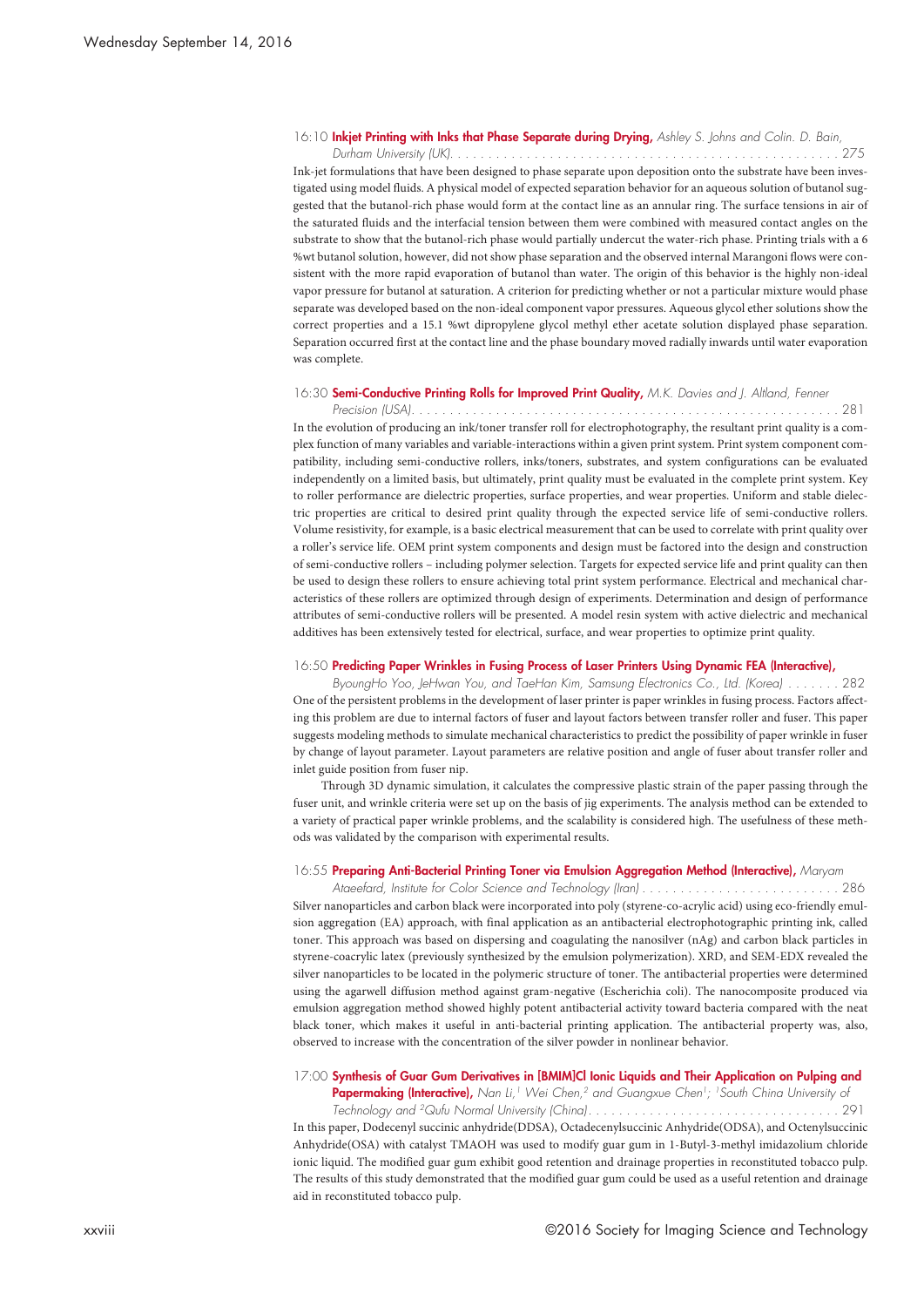16:10 **Inkjet Printing with Inks that Phase Separate during Drying,** *Ashley S. Johns and Colin. D. Bain, Durham University (UK)*. . . . . . . . . . . . . . . . . . . . . . . . . . . . . . . . . . . . . . . . . . . . . . . . . . . . 275

Ink-jet formulations that have been designed to phase separate upon deposition onto the substrate have been investigated using model fluids. A physical model of expected separation behavior for an aqueous solution of butanol suggested that the butanol-rich phase would form at the contact line as an annular ring. The surface tensions in air of the saturated fluids and the interfacial tension between them were combined with measured contact angles on the substrate to show that the butanol-rich phase would partially undercut the water-rich phase. Printing trials with a 6 %wt butanol solution, however, did not show phase separation and the observed internal Marangoni flows were consistent with the more rapid evaporation of butanol than water. The origin of this behavior is the highly non-ideal vapor pressure for butanol at saturation. A criterion for predicting whether or not a particular mixture would phase separate was developed based on the non-ideal component vapor pressures. Aqueous glycol ether solutions show the correct properties and a 15.1 %wt dipropylene glycol methyl ether acetate solution displayed phase separation. Separation occurred first at the contact line and the phase boundary moved radially inwards until water evaporation was complete.

16:30 **Semi-Conductive Printing Rolls for Improved Print Quality,** *M.K. Davies and J. Altland, Fenner Precision (USA)*. . . . . . . . . . . . . . . . . . . . . . . . . . . . . . . . . . . . . . . . . . . . . . . . . . . . . . . . . 281

In the evolution of producing an ink/toner transfer roll for electrophotography, the resultant print quality is a complex function of many variables and variable-interactions within a given print system. Print system component compatibility, including semi-conductive rollers, inks/toners, substrates, and system configurations can be evaluated independently on a limited basis, but ultimately, print quality must be evaluated in the complete print system. Key to roller performance are dielectric properties, surface properties, and wear properties. Uniform and stable dielectric properties are critical to desired print quality through the expected service life of semi-conductive rollers. Volume resistivity, for example, is a basic electrical measurement that can be used to correlate with print quality over a roller's service life. OEM print system components and design must be factored into the design and construction of semi-conductive rollers – including polymer selection. Targets for expected service life and print quality can then be used to design these rollers to ensure achieving total print system performance. Electrical and mechanical characteristics of these rollers are optimized through design of experiments. Determination and design of performance attributes of semi-conductive rollers will be presented. A model resin system with active dielectric and mechanical additives has been extensively tested for electrical, surface, and wear properties to optimize print quality.

16:50 **Predicting Paper Wrinkles in Fusing Process of Laser Printers Using Dynamic FEA (Interactive),** *ByoungHo Yoo, JeHwan You, and TaeHan Kim, Samsung Electronics Co., Ltd. (Korea)* . . . . . . . 282

One of the persistent problems in the development of laser printer is paper wrinkles in fusing process. Factors affecting this problem are due to internal factors of fuser and layout factors between transfer roller and fuser. This paper suggests modeling methods to simulate mechanical characteristics to predict the possibility of paper wrinkle in fuser by change of layout parameter. Layout parameters are relative position and angle of fuser about transfer roller and inlet guide position from fuser nip.

Through 3D dynamic simulation, it calculates the compressive plastic strain of the paper passing through the fuser unit, and wrinkle criteria were set up on the basis of jig experiments. The analysis method can be extended to a variety of practical paper wrinkle problems, and the scalability is considered high. The usefulness of these methods was validated by the comparison with experimental results.

16:55 **Preparing Anti-Bacterial Printing Toner via Emulsion Aggregation Method (Interactive),** *Maryam Ataeefard, Institute for Color Science and Technology (Iran)* . . . . . . . . . . . . . . . . . . . . . . . . . . 286

Silver nanoparticles and carbon black were incorporated into poly (styrene-co-acrylic acid) using eco-friendly emulsion aggregation (EA) approach, with final application as an antibacterial electrophotographic printing ink, called toner. This approach was based on dispersing and coagulating the nanosilver (nAg) and carbon black particles in styrene-coacrylic latex (previously synthesized by the emulsion polymerization). XRD, and SEM-EDX revealed the silver nanoparticles to be located in the polymeric structure of toner. The antibacterial properties were determined using the agarwell diffusion method against gram-negative (Escherichia coli). The nanocomposite produced via emulsion aggregation method showed highly potent antibacterial activity toward bacteria compared with the neat black toner, which makes it useful in anti-bacterial printing application. The antibacterial property was, also, observed to increase with the concentration of the silver powder in nonlinear behavior.

17:00 **Synthesis of Guar Gum Derivatives in [BMIM]Cl Ionic Liquids and Their Application on Pulping and Papermaking (Interactive),** *Nan Li,[1] Wei Chen,[2] and Guangxue Chen[1]; [1]South China University of Technology and [2]Qufu Normal University (China)*. . . . . . . . . . . . . . . . . . . . . . . . . . . . . . . . . . . 291

In this paper, Dodecenyl succinic anhydride(DDSA), Octadecenylsuccinic Anhydride(ODSA), and Octenylsuccinic Anhydride(OSA) with catalyst TMAOH was used to modify guar gum in 1-Butyl-3-methyl imidazolium chloride ionic liquid. The modified guar gum exhibit good retention and drainage properties in reconstituted tobacco pulp. The results of this study demonstrated that the modified guar gum could be used as a useful retention and drainage aid in reconstituted tobacco pulp.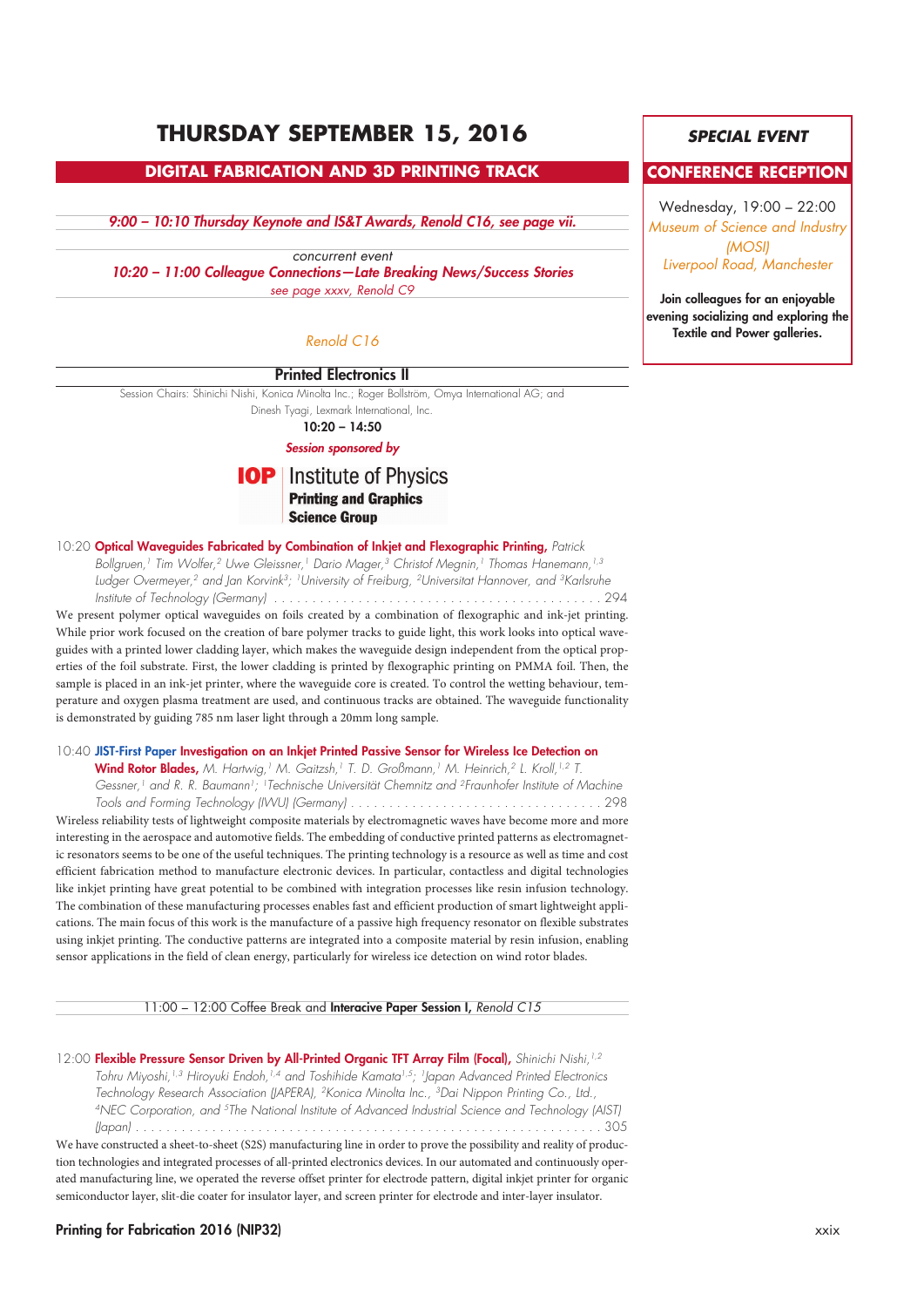# THURSDAY SEPTEMBER 15, 2016

## DIGITAL FABRICATION AND 3D PRINTING TRACK

*9:00 – 10:10 Thursday Keynote and IS&T Awards, Renold C16, see page vii.*

concurrent event
*10:20 – 11:00 Colleague Connections—Late Breaking News/Success Stories*
*see page xxxv, Renold C9*

*Renold C16*

### Printed Electronics II

Session Chairs: Shinichi Nishi, Konica Minolta Inc.; Roger Bollström, Omya International AG; and Dinesh Tyagi, Lexmark International, Inc.

**10:20 – 14:50**

*Session sponsored by*

**IOP** Institute of Physics
**Printing and Graphics Science Group**

10:20 **Optical Waveguides Fabricated by Combination of Inkjet and Flexographic Printing,** *Patrick Bollgruen,[1] Tim Wolfer,[2] Uwe Gleissner,[1] Dario Mager,[3] Christof Megnin,[1] Thomas Hanemann,[1,3] Ludger Overmeyer,[2] and Jan Korvink[3]; [1]University of Freiburg, [2]Universitat Hannover, and [3]Karlsruhe Institute of Technology (Germany)* . . . . . . . . . . 294

We present polymer optical waveguides on foils created by a combination of flexographic and ink-jet printing. While prior work focused on the creation of bare polymer tracks to guide light, this work looks into optical waveguides with a printed lower cladding layer, which makes the waveguide design independent from the optical properties of the foil substrate. First, the lower cladding is printed by flexographic printing on PMMA foil. Then, the sample is placed in an ink-jet printer, where the waveguide core is created. To control the wetting behaviour, temperature and oxygen plasma treatment are used, and continuous tracks are obtained. The waveguide functionality is demonstrated by guiding 785 nm laser light through a 20mm long sample.

10:40 **JIST-First Paper Investigation on an Inkjet Printed Passive Sensor for Wireless Ice Detection on Wind Rotor Blades,** *M. Hartwig,[1] M. Gaitzsh,[1] T. D. Großmann,[1] M. Heinrich,[2] L. Kroll,[1,2] T. Gessner,[1] and R. R. Baumann[1]; [1]Technische Universität Chemnitz and [2]Fraunhofer Institute of Machine Tools and Forming Technology (IWU) (Germany)* . . . . . . . . . . 298

Wireless reliability tests of lightweight composite materials by electromagnetic waves have become more and more interesting in the aerospace and automotive fields. The embedding of conductive printed patterns as electromagnetic resonators seems to be one of the useful techniques. The printing technology is a resource as well as time and cost efficient fabrication method to manufacture electronic devices. In particular, contactless and digital technologies like inkjet printing have great potential to be combined with integration processes like resin infusion technology. The combination of these manufacturing processes enables fast and efficient production of smart lightweight applications. The main focus of this work is the manufacture of a passive high frequency resonator on flexible substrates using inkjet printing. The conductive patterns are integrated into a composite material by resin infusion, enabling sensor applications in the field of clean energy, particularly for wireless ice detection on wind rotor blades.

11:00 – 12:00 Coffee Break and **Interacive Paper Session I,** *Renold C15*

12:00 **Flexible Pressure Sensor Driven by All-Printed Organic TFT Array Film (Focal),** *Shinichi Nishi,[1,2] Tohru Miyoshi,[1,3] Hiroyuki Endoh,[1,4] and Toshihide Kamata[1,5]; [1]Japan Advanced Printed Electronics Technology Research Association (JAPERA), [2]Konica Minolta Inc., [3]Dai Nippon Printing Co., Ltd., [4]NEC Corporation, and [5]The National Institute of Advanced Industrial Science and Technology (AIST) (Japan)* . . . . . . . . . . 305

We have constructed a sheet-to-sheet (S2S) manufacturing line in order to prove the possibility and reality of production technologies and integrated processes of all-printed electronics devices. In our automated and continuously operated manufacturing line, we operated the reverse offset printer for electrode pattern, digital inkjet printer for organic semiconductor layer, slit-die coater for insulator layer, and screen printer for electrode and inter-layer insulator.

---

### *SPECIAL EVENT*

### CONFERENCE RECEPTION

Wednesday, 19:00 – 22:00
*Museum of Science and Industry (MOSI)*
*Liverpool Road, Manchester*

**Join colleagues for an enjoyable evening socializing and exploring the Textile and Power galleries.**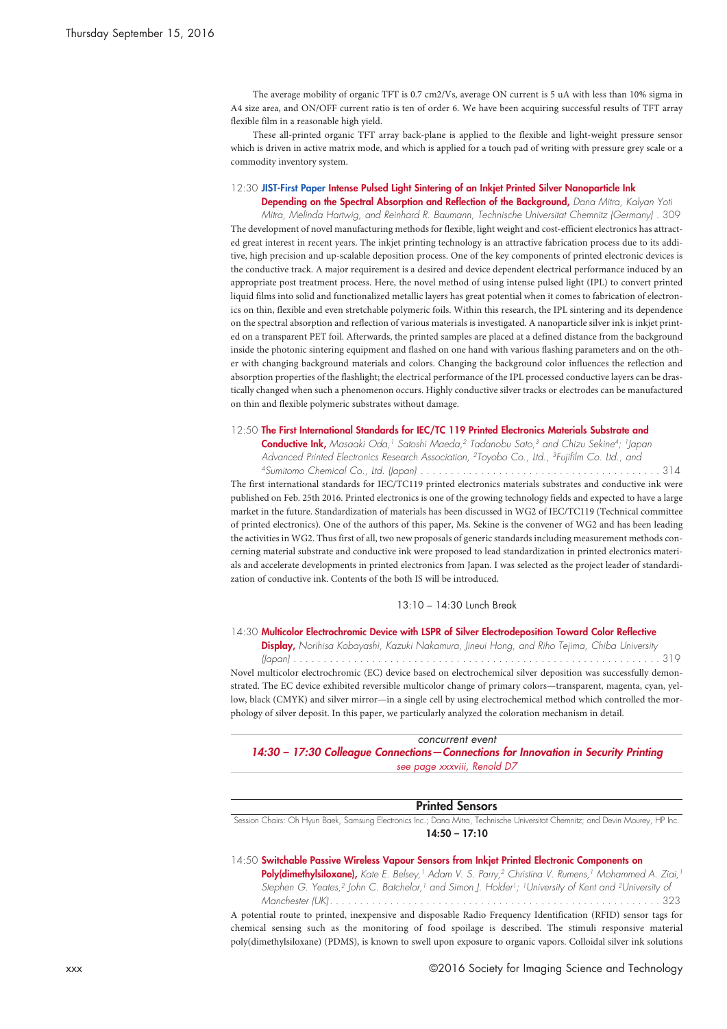The average mobility of organic TFT is 0.7 cm2/Vs, average ON current is 5 uA with less than 10% sigma in A4 size area, and ON/OFF current ratio is ten of order 6. We have been acquiring successful results of TFT array flexible film in a reasonable high yield.

These all-printed organic TFT array back-plane is applied to the flexible and light-weight pressure sensor which is driven in active matrix mode, and which is applied for a touch pad of writing with pressure grey scale or a commodity inventory system.

12:30 **JIST-First Paper Intense Pulsed Light Sintering of an Inkjet Printed Silver Nanoparticle Ink Depending on the Spectral Absorption and Reflection of the Background,** *Dana Mitra, Kalyan Yoti Mitra, Melinda Hartwig, and Reinhard R. Baumann, Technische Universitat Chemnitz (Germany)* . 309

The development of novel manufacturing methods for flexible, light weight and cost-efficient electronics has attracted great interest in recent years. The inkjet printing technology is an attractive fabrication process due to its additive, high precision and up-scalable deposition process. One of the key components of printed electronic devices is the conductive track. A major requirement is a desired and device dependent electrical performance induced by an appropriate post treatment process. Here, the novel method of using intense pulsed light (IPL) to convert printed liquid films into solid and functionalized metallic layers has great potential when it comes to fabrication of electronics on thin, flexible and even stretchable polymeric foils. Within this research, the IPL sintering and its dependence on the spectral absorption and reflection of various materials is investigated. A nanoparticle silver ink is inkjet printed on a transparent PET foil. Afterwards, the printed samples are placed at a defined distance from the background inside the photonic sintering equipment and flashed on one hand with various flashing parameters and on the other with changing background materials and colors. Changing the background color influences the reflection and absorption properties of the flashlight; the electrical performance of the IPL processed conductive layers can be drastically changed when such a phenomenon occurs. Highly conductive silver tracks or electrodes can be manufactured on thin and flexible polymeric substrates without damage.

12:50 **The First International Standards for IEC/TC 119 Printed Electronics Materials Substrate and Conductive Ink,** *Masaaki Oda,[1] Satoshi Maeda,[2] Tadanobu Sato,[3] and Chizu Sekine[4]; [1]Japan Advanced Printed Electronics Research Association, [2]Toyobo Co., Ltd., [3]Fujifilm Co. Ltd., and [4]Sumitomo Chemical Co., Ltd. (Japan)* . . . . . . . . . . . . . . . . . . . . . . . . . . . . . . . . . . . . . . . . . 314

The first international standards for IEC/TC119 printed electronics materials substrates and conductive ink were published on Feb. 25th 2016. Printed electronics is one of the growing technology fields and expected to have a large market in the future. Standardization of materials has been discussed in WG2 of IEC/TC119 (Technical committee of printed electronics). One of the authors of this paper, Ms. Sekine is the convener of WG2 and has been leading the activities in WG2. Thus first of all, two new proposals of generic standards including measurement methods concerning material substrate and conductive ink were proposed to lead standardization in printed electronics materials and accelerate developments in printed electronics from Japan. I was selected as the project leader of standardization of conductive ink. Contents of the both IS will be introduced.

13:10 – 14:30 Lunch Break

14:30 **Multicolor Electrochromic Device with LSPR of Silver Electrodeposition Toward Color Reflective Display,** *Norihisa Kobayashi, Kazuki Nakamura, Jineui Hong, and Riho Tejima, Chiba University (Japan)* . . . . . . . . . . . . . . . . . . . . . . . . . . . . . . . . . . . . . . . . . . . . . . . . . . . . . . . . . . . . . . . . 319

Novel multicolor electrochromic (EC) device based on electrochemical silver deposition was successfully demonstrated. The EC device exhibited reversible multicolor change of primary colors—transparent, magenta, cyan, yellow, black (CMYK) and silver mirror—in a single cell by using electrochemical method which controlled the morphology of silver deposit. In this paper, we particularly analyzed the coloration mechanism in detail.

*concurrent event*
***14:30 – 17:30 Colleague Connections—Connections for Innovation in Security Printing***
*see page xxxviii, Renold D7*

## Printed Sensors

Session Chairs: Oh Hyun Baek, Samsung Electronics Inc.; Dana Mitra, Technische Universitat Chemnitz; and Devin Mourey, HP Inc.

**14:50 – 17:10**

14:50 **Switchable Passive Wireless Vapour Sensors from Inkjet Printed Electronic Components on Poly(dimethylsiloxane),** *Kate E. Belsey,[1] Adam V. S. Parry,[2] Christina V. Rumens,[1] Mohammed A. Ziai,[1] Stephen G. Yeates,[2] John C. Batchelor,[1] and Simon J. Holder[1]; [1]University of Kent and [2]University of Manchester (UK)* . . . . . . . . . . . . . . . . . . . . . . . . . . . . . . . . . . . . . . . . . . . . . . . . . . . . . . . . . 323

A potential route to printed, inexpensive and disposable Radio Frequency Identification (RFID) sensor tags for chemical sensing such as the monitoring of food spoilage is described. The stimuli responsive material poly(dimethylsiloxane) (PDMS), is known to swell upon exposure to organic vapors. Colloidal silver ink solutions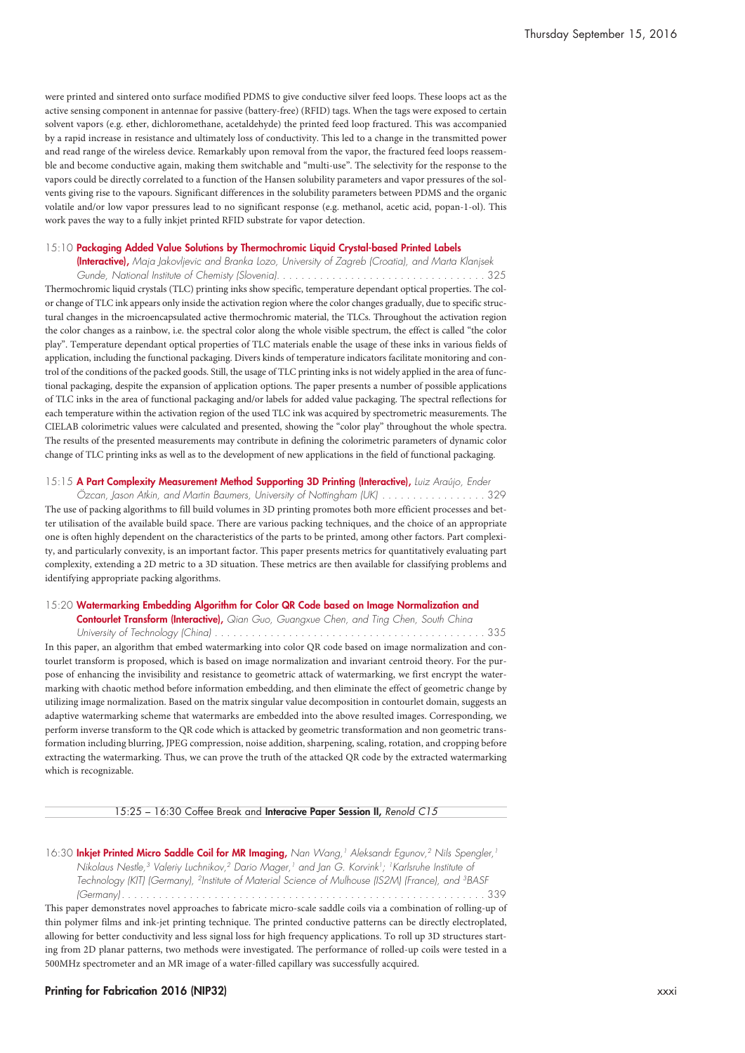were printed and sintered onto surface modified PDMS to give conductive silver feed loops. These loops act as the active sensing component in antennae for passive (battery-free) (RFID) tags. When the tags were exposed to certain solvent vapors (e.g. ether, dichloromethane, acetaldehyde) the printed feed loop fractured. This was accompanied by a rapid increase in resistance and ultimately loss of conductivity. This led to a change in the transmitted power and read range of the wireless device. Remarkably upon removal from the vapor, the fractured feed loops reassemble and become conductive again, making them switchable and "multi-use". The selectivity for the response to the vapors could be directly correlated to a function of the Hansen solubility parameters and vapor pressures of the solvents giving rise to the vapours. Significant differences in the solubility parameters between PDMS and the organic volatile and/or low vapor pressures lead to no significant response (e.g. methanol, acetic acid, popan-1-ol). This work paves the way to a fully inkjet printed RFID substrate for vapor detection.

15:10 **Packaging Added Value Solutions by Thermochromic Liquid Crystal-based Printed Labels (Interactive),** *Maja Jakovljevic and Branka Lozo, University of Zagreb (Croatia), and Marta Klanjsek Gunde, National Institute of Chemisty (Slovenia).* . . . . . . . . . . . . . . . . . . . . . . . . . . . . . . . . . . 325

Thermochromic liquid crystals (TLC) printing inks show specific, temperature dependant optical properties. The color change of TLC ink appears only inside the activation region where the color changes gradually, due to specific structural changes in the microencapsulated active thermochromic material, the TLCs. Throughout the activation region the color changes as a rainbow, i.e. the spectral color along the whole visible spectrum, the effect is called "the color play". Temperature dependant optical properties of TLC materials enable the usage of these inks in various fields of application, including the functional packaging. Divers kinds of temperature indicators facilitate monitoring and control of the conditions of the packed goods. Still, the usage of TLC printing inks is not widely applied in the area of functional packaging, despite the expansion of application options. The paper presents a number of possible applications of TLC inks in the area of functional packaging and/or labels for added value packaging. The spectral reflections for each temperature within the activation region of the used TLC ink was acquired by spectrometric measurements. The CIELAB colorimetric values were calculated and presented, showing the "color play" throughout the whole spectra. The results of the presented measurements may contribute in defining the colorimetric parameters of dynamic color change of TLC printing inks as well as to the development of new applications in the field of functional packaging.

15:15 **A Part Complexity Measurement Method Supporting 3D Printing (Interactive),** *Luiz Araújo, Ender Özcan, Jason Atkin, and Martin Baumers, University of Nottingham (UK)* . . . . . . . . . . . . . . . . . 329

The use of packing algorithms to fill build volumes in 3D printing promotes both more efficient processes and better utilisation of the available build space. There are various packing techniques, and the choice of an appropriate one is often highly dependent on the characteristics of the parts to be printed, among other factors. Part complexity, and particularly convexity, is an important factor. This paper presents metrics for quantitatively evaluating part complexity, extending a 2D metric to a 3D situation. These metrics are then available for classifying problems and identifying appropriate packing algorithms.

15:20 **Watermarking Embedding Algorithm for Color QR Code based on Image Normalization and Contourlet Transform (Interactive),** *Qian Guo, Guangxue Chen, and Ting Chen, South China University of Technology (China)* . . . . . . . . . . . . . . . . . . . . . . . . . . . . . . . . . . . . . . . . . . . 335

In this paper, an algorithm that embed watermarking into color QR code based on image normalization and contourlet transform is proposed, which is based on image normalization and invariant centroid theory. For the purpose of enhancing the invisibility and resistance to geometric attack of watermarking, we first encrypt the watermarking with chaotic method before information embedding, and then eliminate the effect of geometric change by utilizing image normalization. Based on the matrix singular value decomposition in contourlet domain, suggests an adaptive watermarking scheme that watermarks are embedded into the above resulted images. Corresponding, we perform inverse transform to the QR code which is attacked by geometric transformation and non geometric transformation including blurring, JPEG compression, noise addition, sharpening, scaling, rotation, and cropping before extracting the watermarking. Thus, we can prove the truth of the attacked QR code by the extracted watermarking which is recognizable.

15:25 – 16:30 Coffee Break and **Interacive Paper Session II,** *Renold C15*

16:30 **Inkjet Printed Micro Saddle Coil for MR Imaging,** *Nan Wang,[1] Aleksandr Egunov,[2] Nils Spengler,[1] Nikolaus Nestle,[3] Valeriy Luchnikov,[2] Dario Mager,[1] and Jan G. Korvink[1]; [1]Karlsruhe Institute of Technology (KIT) (Germany), [2]Institute of Material Science of Mulhouse (IS2M) (France), and [3]BASF (Germany)* . . . . . . . . . . . . . . . . . . . . . . . . . . . . . . . . . . . . . . . . . . . . . . . . . . . . . . . . . . 339

This paper demonstrates novel approaches to fabricate micro-scale saddle coils via a combination of rolling-up of thin polymer films and ink-jet printing technique. The printed conductive patterns can be directly electroplated, allowing for better conductivity and less signal loss for high frequency applications. To roll up 3D structures starting from 2D planar patterns, two methods were investigated. The performance of rolled-up coils were tested in a 500MHz spectrometer and an MR image of a water-filled capillary was successfully acquired.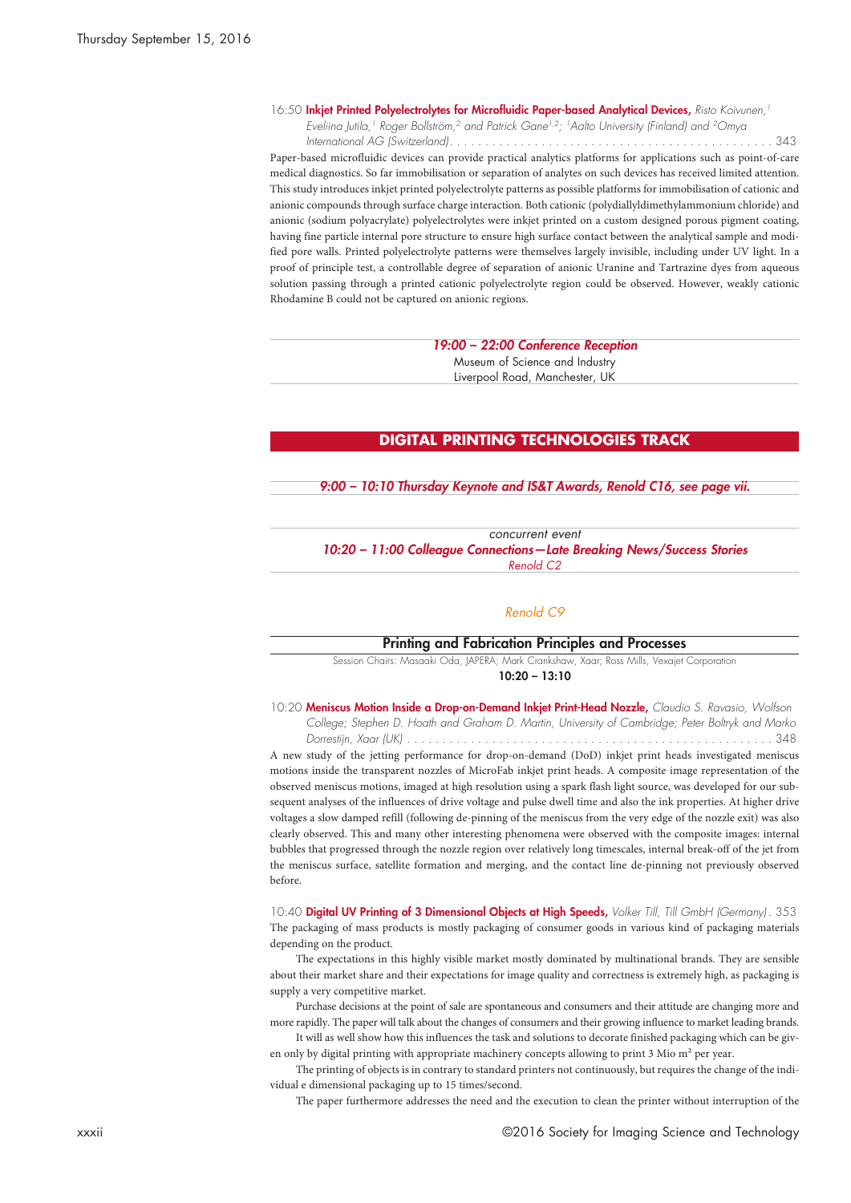16:50 **Inkjet Printed Polyelectrolytes for Microfluidic Paper-based Analytical Devices,** *Risto Koivunen,[1] Eveliina Jutila,[1] Roger Bollström,[2] and Patrick Gane[1,2]; [1]Aalto University (Finland) and [2]Omya International AG (Switzerland)* . . . . . . . . . . . . . . . . . . . . . . . . . . . . . . . . . . . . . . . . . . . . . . . 343

Paper-based microfluidic devices can provide practical analytics platforms for applications such as point-of-care medical diagnostics. So far immobilisation or separation of analytes on such devices has received limited attention. This study introduces inkjet printed polyelectrolyte patterns as possible platforms for immobilisation of cationic and anionic compounds through surface charge interaction. Both cationic (polydiallyldimethylammonium chloride) and anionic (sodium polyacrylate) polyelectrolytes were inkjet printed on a custom designed porous pigment coating, having fine particle internal pore structure to ensure high surface contact between the analytical sample and modified pore walls. Printed polyelectrolyte patterns were themselves largely invisible, including under UV light. In a proof of principle test, a controllable degree of separation of anionic Uranine and Tartrazine dyes from aqueous solution passing through a printed cationic polyelectrolyte region could be observed. However, weakly cationic Rhodamine B could not be captured on anionic regions.

*19:00 – 22:00 Conference Reception*
Museum of Science and Industry
Liverpool Road, Manchester, UK

## DIGITAL PRINTING TECHNOLOGIES TRACK

*9:00 – 10:10 Thursday Keynote and IS&T Awards, Renold C16, see page vii.*

*concurrent event*
*10:20 – 11:00 Colleague Connections—Late Breaking News/Success Stories*
*Renold C2*

*Renold C9*

### Printing and Fabrication Principles and Processes

Session Chairs: Masaaki Oda, JAPERA; Mark Crankshaw, Xaar; Ross Mills, Vexajet Corporation
**10:20 – 13:10**

10:20 **Meniscus Motion Inside a Drop-on-Demand Inkjet Print-Head Nozzle,** *Claudio S. Ravasio, Wolfson College; Stephen D. Hoath and Graham D. Martin, University of Cambridge; Peter Boltryk and Marko Dorrestijn, Xaar (UK)* . . . . . . . . . . . . . . . . . . . . . . . . . . . . . . . . . . . . . . . . . . . . . . . . . . . . . . 348

A new study of the jetting performance for drop-on-demand (DoD) inkjet print heads investigated meniscus motions inside the transparent nozzles of MicroFab inkjet print heads. A composite image representation of the observed meniscus motions, imaged at high resolution using a spark flash light source, was developed for our subsequent analyses of the influences of drive voltage and pulse dwell time and also the ink properties. At higher drive voltages a slow damped refill (following de-pinning of the meniscus from the very edge of the nozzle exit) was also clearly observed. This and many other interesting phenomena were observed with the composite images: internal bubbles that progressed through the nozzle region over relatively long timescales, internal break-off of the jet from the meniscus surface, satellite formation and merging, and the contact line de-pinning not previously observed before.

10:40 **Digital UV Printing of 3 Dimensional Objects at High Speeds,** *Volker Till, Till GmbH (Germany)* . 353

The packaging of mass products is mostly packaging of consumer goods in various kind of packaging materials depending on the product.

The expectations in this highly visible market mostly dominated by multinational brands. They are sensible about their market share and their expectations for image quality and correctness is extremely high, as packaging is supply a very competitive market.

Purchase decisions at the point of sale are spontaneous and consumers and their attitude are changing more and more rapidly. The paper will talk about the changes of consumers and their growing influence to market leading brands.

It will as well show how this influences the task and solutions to decorate finished packaging which can be given only by digital printing with appropriate machinery concepts allowing to print 3 Mio m² per year.

The printing of objects is in contrary to standard printers not continuously, but requires the change of the individual e dimensional packaging up to 15 times/second.

The paper furthermore addresses the need and the execution to clean the printer without interruption of the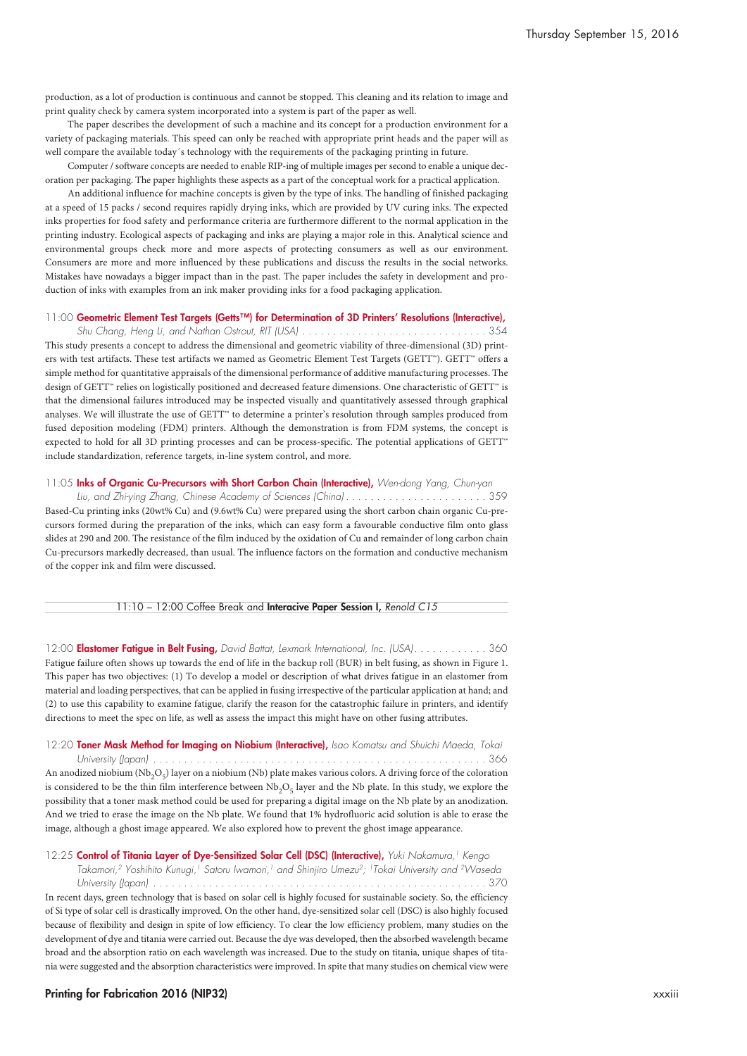production, as a lot of production is continuous and cannot be stopped. This cleaning and its relation to image and print quality check by camera system incorporated into a system is part of the paper as well.

The paper describes the development of such a machine and its concept for a production environment for a variety of packaging materials. This speed can only be reached with appropriate print heads and the paper will as well compare the available today´s technology with the requirements of the packaging printing in future.

Computer / software concepts are needed to enable RIP-ing of multiple images per second to enable a unique decoration per packaging. The paper highlights these aspects as a part of the conceptual work for a practical application.

An additional influence for machine concepts is given by the type of inks. The handling of finished packaging at a speed of 15 packs / second requires rapidly drying inks, which are provided by UV curing inks. The expected inks properties for food safety and performance criteria are furthermore different to the normal application in the printing industry. Ecological aspects of packaging and inks are playing a major role in this. Analytical science and environmental groups check more and more aspects of protecting consumers as well as our environment. Consumers are more and more influenced by these publications and discuss the results in the social networks. Mistakes have nowadays a bigger impact than in the past. The paper includes the safety in development and production of inks with examples from an ink maker providing inks for a food packaging application.

11:00 **Geometric Element Test Targets (Getts™) for Determination of 3D Printers' Resolutions (Interactive),** *Shu Chang, Heng Li, and Nathan Ostrout, RIT (USA)* . . . . . . . . . . . . . . . . . . . . . . . . . . . . . . 354

This study presents a concept to address the dimensional and geometric viability of three-dimensional (3D) printers with test artifacts. These test artifacts we named as Geometric Element Test Targets (GETT™). GETT™ offers a simple method for quantitative appraisals of the dimensional performance of additive manufacturing processes. The design of GETT™ relies on logistically positioned and decreased feature dimensions. One characteristic of GETT™ is that the dimensional failures introduced may be inspected visually and quantitatively assessed through graphical analyses. We will illustrate the use of GETT™ to determine a printer's resolution through samples produced from fused deposition modeling (FDM) printers. Although the demonstration is from FDM systems, the concept is expected to hold for all 3D printing processes and can be process-specific. The potential applications of GETT™ include standardization, reference targets, in-line system control, and more.

11:05 **Inks of Organic Cu-Precursors with Short Carbon Chain (Interactive),** *Wen-dong Yang, Chun-yan Liu, and Zhi-ying Zhang, Chinese Academy of Sciences (China)* . . . . . . . . . . . . . . . . . . . . . . . 359

Based-Cu printing inks (20wt% Cu) and (9.6wt% Cu) were prepared using the short carbon chain organic Cu-precursors formed during the preparation of the inks, which can easy form a favourable conductive film onto glass slides at 290 and 200. The resistance of the film induced by the oxidation of Cu and remainder of long carbon chain Cu-precursors markedly decreased, than usual. The influence factors on the formation and conductive mechanism of the copper ink and film were discussed.

11:10 – 12:00 Coffee Break and **Interacive Paper Session I,** *Renold C15*

12:00 **Elastomer Fatigue in Belt Fusing,** *David Battat, Lexmark International, Inc. (USA)* . . . . . . . . . . . . 360

Fatigue failure often shows up towards the end of life in the backup roll (BUR) in belt fusing, as shown in Figure 1. This paper has two objectives: (1) To develop a model or description of what drives fatigue in an elastomer from material and loading perspectives, that can be applied in fusing irrespective of the particular application at hand; and (2) to use this capability to examine fatigue, clarify the reason for the catastrophic failure in printers, and identify directions to meet the spec on life, as well as assess the impact this might have on other fusing attributes.

12:20 **Toner Mask Method for Imaging on Niobium (Interactive),** *Isao Komatsu and Shuichi Maeda, Tokai University (Japan)* . . . . . . . . . . . . . . . . . . . . . . . . . . . . . . . . . . . . . . . . . . . . . . . . . . . . . . . 366

An anodized niobium ($Nb_2O_5$) layer on a niobium (Nb) plate makes various colors. A driving force of the coloration is considered to be the thin film interference between $Nb_2O_5$ layer and the Nb plate. In this study, we explore the possibility that a toner mask method could be used for preparing a digital image on the Nb plate by an anodization. And we tried to erase the image on the Nb plate. We found that 1% hydrofluoric acid solution is able to erase the image, although a ghost image appeared. We also explored how to prevent the ghost image appearance.

12:25 **Control of Titania Layer of Dye-Sensitized Solar Cell (DSC) (Interactive),** *Yuki Nakamura,[1] Kengo Takamori,[2] Yoshihito Kunugi,[1] Satoru Iwamori,[1] and Shinjiro Umezu[2]; [1]Tokai University and [2]Waseda University (Japan)* . . . . . . . . . . . . . . . . . . . . . . . . . . . . . . . . . . . . . . . . . . . . . . . . . . . . . . . 370

In recent days, green technology that is based on solar cell is highly focused for sustainable society. So, the efficiency of Si type of solar cell is drastically improved. On the other hand, dye-sensitized solar cell (DSC) is also highly focused because of flexibility and design in spite of low efficiency. To clear the low efficiency problem, many studies on the development of dye and titania were carried out. Because the dye was developed, then the absorbed wavelength became broad and the absorption ratio on each wavelength was increased. Due to the study on titania, unique shapes of titania were suggested and the absorption characteristics were improved. In spite that many studies on chemical view were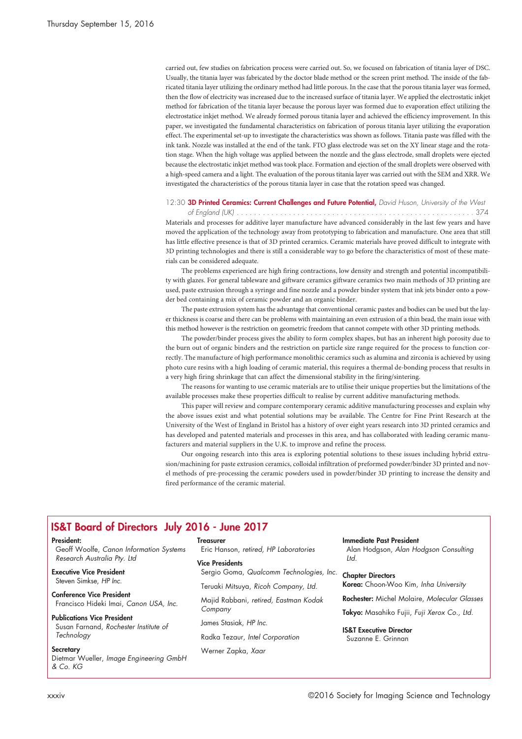carried out, few studies on fabrication process were carried out. So, we focused on fabrication of titania layer of DSC. Usually, the titania layer was fabricated by the doctor blade method or the screen print method. The inside of the fabricated titania layer utilizing the ordinary method had little porous. In the case that the porous titania layer was formed, then the flow of electricity was increased due to the increased surface of titania layer. We applied the electrostatic inkjet method for fabrication of the titania layer because the porous layer was formed due to evaporation effect utilizing the electrostatice inkjet method. We already formed porous titania layer and achieved the efficiency improvement. In this paper, we investigated the fundamental characteristics on fabrication of porous titania layer utilizing the evaporation effect. The experimental set-up to investigate the characteristics was shown as follows. Titania paste was filled with the ink tank. Nozzle was installed at the end of the tank. FTO glass electrode was set on the XY linear stage and the rotation stage. When the high voltage was applied between the nozzle and the glass electrode, small droplets were ejected because the electrostatic inkjet method was took place. Formation and ejection of the small droplets were observed with a high-speed camera and a light. The evaluation of the porous titania layer was carried out with the SEM and XRR. We investigated the characteristics of the porous titania layer in case that the rotation speed was changed.

12:30 **3D Printed Ceramics: Current Challenges and Future Potential,** *David Huson, University of the West of England (UK)* . . . . . 374

Materials and processes for additive layer manufacture have advanced considerably in the last few years and have moved the application of the technology away from prototyping to fabrication and manufacture. One area that still has little effective presence is that of 3D printed ceramics. Ceramic materials have proved difficult to integrate with 3D printing technologies and there is still a considerable way to go before the characteristics of most of these materials can be considered adequate.

The problems experienced are high firing contractions, low density and strength and potential incompatibility with glazes. For general tableware and giftware ceramics giftware ceramics two main methods of 3D printing are used, paste extrusion through a syringe and fine nozzle and a powder binder system that ink jets binder onto a powder bed containing a mix of ceramic powder and an organic binder.

The paste extrusion system has the advantage that conventional ceramic pastes and bodies can be used but the layer thickness is coarse and there can be problems with maintaining an even extrusion of a thin bead, the main issue with this method however is the restriction on geometric freedom that cannot compete with other 3D printing methods.

The powder/binder process gives the ability to form complex shapes, but has an inherent high porosity due to the burn out of organic binders and the restriction on particle size range required for the process to function correctly. The manufacture of high performance monolithic ceramics such as alumina and zirconia is achieved by using photo cure resins with a high loading of ceramic material, this requires a thermal de-bonding process that results in a very high firing shrinkage that can affect the dimensional stability in the firing/sintering.

The reasons for wanting to use ceramic materials are to utilise their unique properties but the limitations of the available processes make these properties difficult to realise by current additive manufacturing methods.

This paper will review and compare contemporary ceramic additive manufacturing processes and explain why the above issues exist and what potential solutions may be available. The Centre for Fine Print Research at the University of the West of England in Bristol has a history of over eight years research into 3D printed ceramics and has developed and patented materials and processes in this area, and has collaborated with leading ceramic manufacturers and material suppliers in the U.K. to improve and refine the process.

Our ongoing research into this area is exploring potential solutions to these issues including hybrid extrusion/machining for paste extrusion ceramics, colloidal infiltration of preformed powder/binder 3D printed and novel methods of pre-processing the ceramic powders used in powder/binder 3D printing to increase the density and fired performance of the ceramic material.

## IS&T Board of Directors July 2016 - June 2017

**President:**
Geoff Woolfe, *Canon Information Systems Research Australia Pty. Ltd*

**Executive Vice President**
Steven Simkse, *HP Inc.*

**Conference Vice President**
Francisco Hideki Imai, *Canon USA, Inc.*

**Publications Vice President**
Susan Farnand, *Rochester Institute of Technology*

**Secretary**
Dietmar Wueller, *Image Engineering GmbH & Co. KG*

**Treasurer**
Eric Hanson, *retired, HP Laboratories*

**Vice Presidents**
Sergio Goma, *Qualcomm Technologies, Inc.*
Teruaki Mitsuya, *Ricoh Company, Ltd.*
Majid Rabbani, *retired, Eastman Kodak Company*
James Stasiak, *HP Inc.*
Radka Tezaur, *Intel Corporation*
Werner Zapka, *Xaar*

**Immediate Past President**
Alan Hodgson, *Alan Hodgson Consulting Ltd.*

**Chapter Directors**
**Korea:** Choon-Woo Kim, *Inha University*
**Rochester:** Michel Molaire, *Molecular Glasses*
**Tokyo:** Masahiko Fujii, *Fuji Xerox Co., Ltd.*

**IS&T Executive Director**
Suzanne E. Grinnan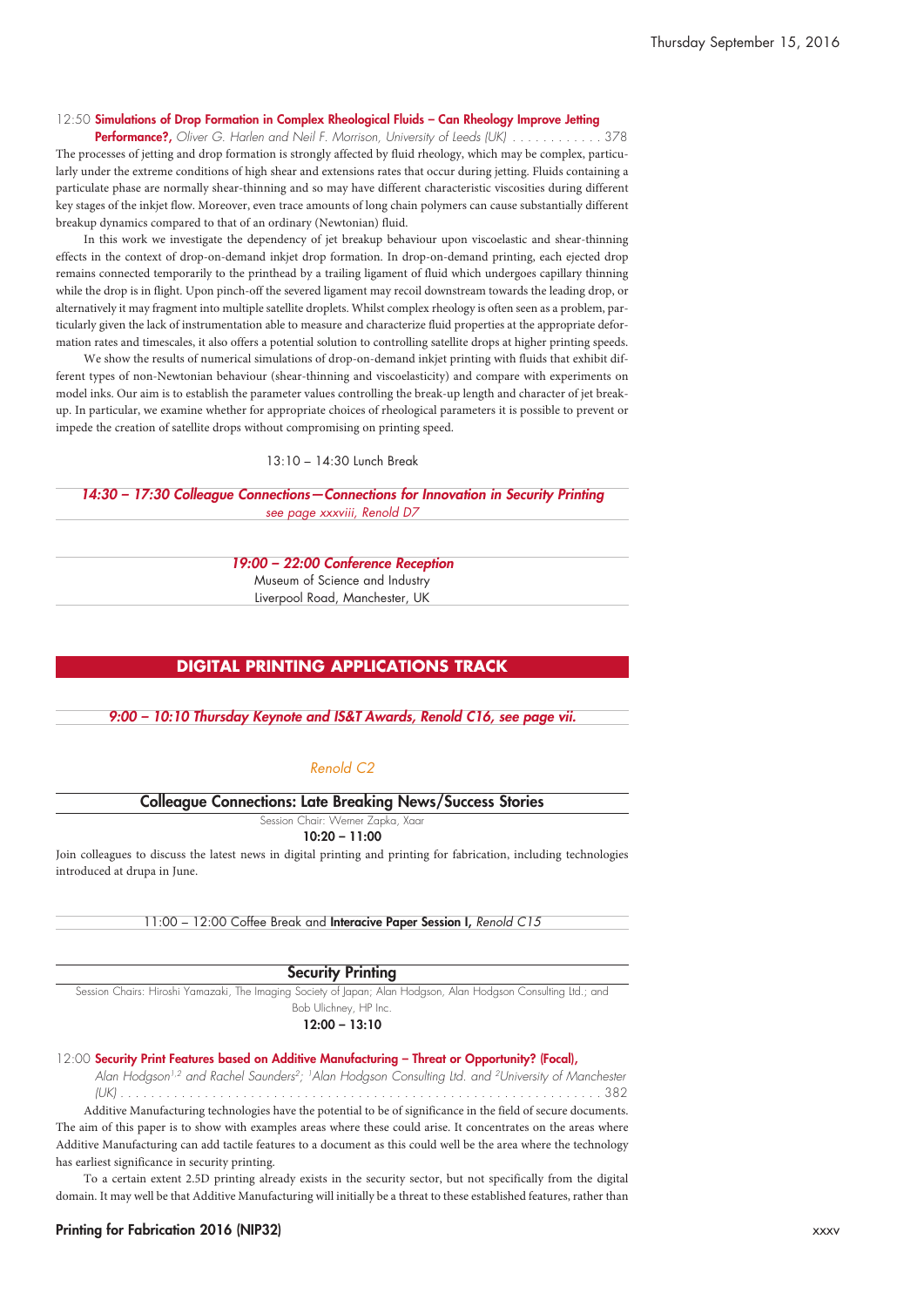12:50 **Simulations of Drop Formation in Complex Rheological Fluids – Can Rheology Improve Jetting Performance?,** *Oliver G. Harlen and Neil F. Morrison, University of Leeds (UK)* . . . . . . . . . . . . 378

The processes of jetting and drop formation is strongly affected by fluid rheology, which may be complex, particularly under the extreme conditions of high shear and extensions rates that occur during jetting. Fluids containing a particulate phase are normally shear-thinning and so may have different characteristic viscosities during different key stages of the inkjet flow. Moreover, even trace amounts of long chain polymers can cause substantially different breakup dynamics compared to that of an ordinary (Newtonian) fluid.

In this work we investigate the dependency of jet breakup behaviour upon viscoelastic and shear-thinning effects in the context of drop-on-demand inkjet drop formation. In drop-on-demand printing, each ejected drop remains connected temporarily to the printhead by a trailing ligament of fluid which undergoes capillary thinning while the drop is in flight. Upon pinch-off the severed ligament may recoil downstream towards the leading drop, or alternatively it may fragment into multiple satellite droplets. Whilst complex rheology is often seen as a problem, particularly given the lack of instrumentation able to measure and characterize fluid properties at the appropriate deformation rates and timescales, it also offers a potential solution to controlling satellite drops at higher printing speeds.

We show the results of numerical simulations of drop-on-demand inkjet printing with fluids that exhibit different types of non-Newtonian behaviour (shear-thinning and viscoelasticity) and compare with experiments on model inks. Our aim is to establish the parameter values controlling the break-up length and character of jet breakup. In particular, we examine whether for appropriate choices of rheological parameters it is possible to prevent or impede the creation of satellite drops without compromising on printing speed.

13:10 – 14:30 Lunch Break

***14:30 – 17:30 Colleague Connections—Connections for Innovation in Security Printing***
*see page xxxviii, Renold D7*

***19:00 – 22:00 Conference Reception***
Museum of Science and Industry
Liverpool Road, Manchester, UK

## DIGITAL PRINTING APPLICATIONS TRACK

***9:00 – 10:10 Thursday Keynote and IS&T Awards, Renold C16, see page vii.***

*Renold C2*

### Colleague Connections: Late Breaking News/Success Stories

Session Chair: Werner Zapka, Xaar

**10:20 – 11:00**

Join colleagues to discuss the latest news in digital printing and printing for fabrication, including technologies introduced at drupa in June.

11:00 – 12:00 Coffee Break and **Interacive Paper Session I,** *Renold C15*

### Security Printing

Session Chairs: Hiroshi Yamazaki, The Imaging Society of Japan; Alan Hodgson, Alan Hodgson Consulting Ltd.; and Bob Ulichney, HP Inc.

**12:00 – 13:10**

12:00 **Security Print Features based on Additive Manufacturing – Threat or Opportunity? (Focal),** *Alan Hodgson[1,2] and Rachel Saunders[2]; [1]Alan Hodgson Consulting Ltd. and [2]University of Manchester (UK)* . . . . . . . . . . . . . . . . . . . . . . . . . . . . . . . . . . . . . . . . . . . . . . . . . . . . . . . . . . . . . . 382

Additive Manufacturing technologies have the potential to be of significance in the field of secure documents. The aim of this paper is to show with examples areas where these could arise. It concentrates on the areas where Additive Manufacturing can add tactile features to a document as this could well be the area where the technology has earliest significance in security printing.

To a certain extent 2.5D printing already exists in the security sector, but not specifically from the digital domain. It may well be that Additive Manufacturing will initially be a threat to these established features, rather than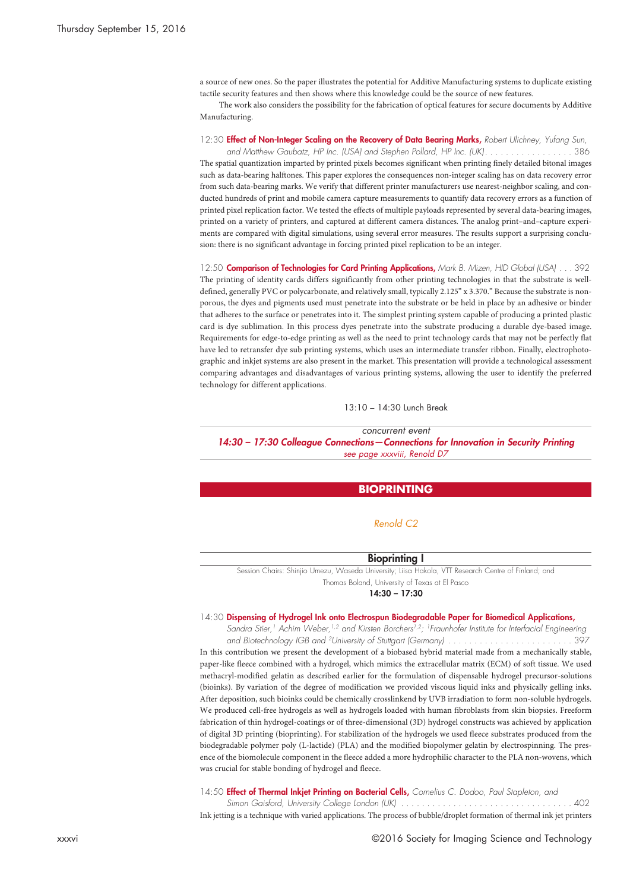a source of new ones. So the paper illustrates the potential for Additive Manufacturing systems to duplicate existing tactile security features and then shows where this knowledge could be the source of new features.

The work also considers the possibility for the fabrication of optical features for secure documents by Additive Manufacturing.

12:30 **Effect of Non-Integer Scaling on the Recovery of Data Bearing Marks,** *Robert Ulichney, Yufang Sun, and Matthew Gaubatz, HP Inc. (USA) and Stephen Pollard, HP Inc. (UK)* . . . . . . . . . . . . . . . . 386

The spatial quantization imparted by printed pixels becomes significant when printing finely detailed bitonal images such as data-bearing halftones. This paper explores the consequences non-integer scaling has on data recovery error from such data-bearing marks. We verify that different printer manufacturers use nearest-neighbor scaling, and conducted hundreds of print and mobile camera capture measurements to quantify data recovery errors as a function of printed pixel replication factor. We tested the effects of multiple payloads represented by several data-bearing images, printed on a variety of printers, and captured at different camera distances. The analog print–and–capture experiments are compared with digital simulations, using several error measures. The results support a surprising conclusion: there is no significant advantage in forcing printed pixel replication to be an integer.

12:50 **Comparison of Technologies for Card Printing Applications,** *Mark B. Mizen, HID Global (USA)* . . . 392

The printing of identity cards differs significantly from other printing technologies in that the substrate is well-defined, generally PVC or polycarbonate, and relatively small, typically 2.125" x 3.370." Because the substrate is non-porous, the dyes and pigments used must penetrate into the substrate or be held in place by an adhesive or binder that adheres to the surface or penetrates into it. The simplest printing system capable of producing a printed plastic card is dye sublimation. In this process dyes penetrate into the substrate producing a durable dye-based image. Requirements for edge-to-edge printing as well as the need to print technology cards that may not be perfectly flat have led to retransfer dye sub printing systems, which uses an intermediate transfer ribbon. Finally, electrophotographic and inkjet systems are also present in the market. This presentation will provide a technological assessment comparing advantages and disadvantages of various printing systems, allowing the user to identify the preferred technology for different applications.

13:10 – 14:30 Lunch Break

*concurrent event*

***14:30 – 17:30 Colleague Connections—Connections for Innovation in Security Printing***

*see page xxxviii, Renold D7*

## BIOPRINTING

*Renold C2*

### Bioprinting I

Session Chairs: Shinjio Umezu, Waseda University; Liisa Hakola, VTT Research Centre of Finland; and Thomas Boland, University of Texas at El Pasco

**14:30 – 17:30**

14:30 **Dispensing of Hydrogel Ink onto Electrospun Biodegradable Paper for Biomedical Applications,** *Sandra Stier,[1] Achim Weber,[1,2] and Kirsten Borchers[1,2]; [1]Fraunhofer Institute for Interfacial Engineering and Biotechnology IGB and [2]University of Stuttgart (Germany)* . . . . . . . . . . . . . . . . . . . . . . . . 397

In this contribution we present the development of a biobased hybrid material made from a mechanically stable, paper-like fleece combined with a hydrogel, which mimics the extracellular matrix (ECM) of soft tissue. We used methacryl-modified gelatin as described earlier for the formulation of dispensable hydrogel precursor-solutions (bioinks). By variation of the degree of modification we provided viscous liquid inks and physically gelling inks. After deposition, such bioinks could be chemically crosslinkend by UVB irradiation to form non-soluble hydrogels. We produced cell-free hydrogels as well as hydrogels loaded with human fibroblasts from skin biopsies. Freeform fabrication of thin hydrogel-coatings or of three-dimensional (3D) hydrogel constructs was achieved by application of digital 3D printing (bioprinting). For stabilization of the hydrogels we used fleece substrates produced from the biodegradable polymer poly (L-lactide) (PLA) and the modified biopolymer gelatin by electrospinning. The presence of the biomolecule component in the fleece added a more hydrophilic character to the PLA non-wovens, which was crucial for stable bonding of hydrogel and fleece.

14:50 **Effect of Thermal Inkjet Printing on Bacterial Cells,** *Cornelius C. Dodoo, Paul Stapleton, and Simon Gaisford, University College London (UK)* . . . . . . . . . . . . . . . . . . . . . . . . . . . . . . . . . . . . 402

Ink jetting is a technique with varied applications. The process of bubble/droplet formation of thermal ink jet printers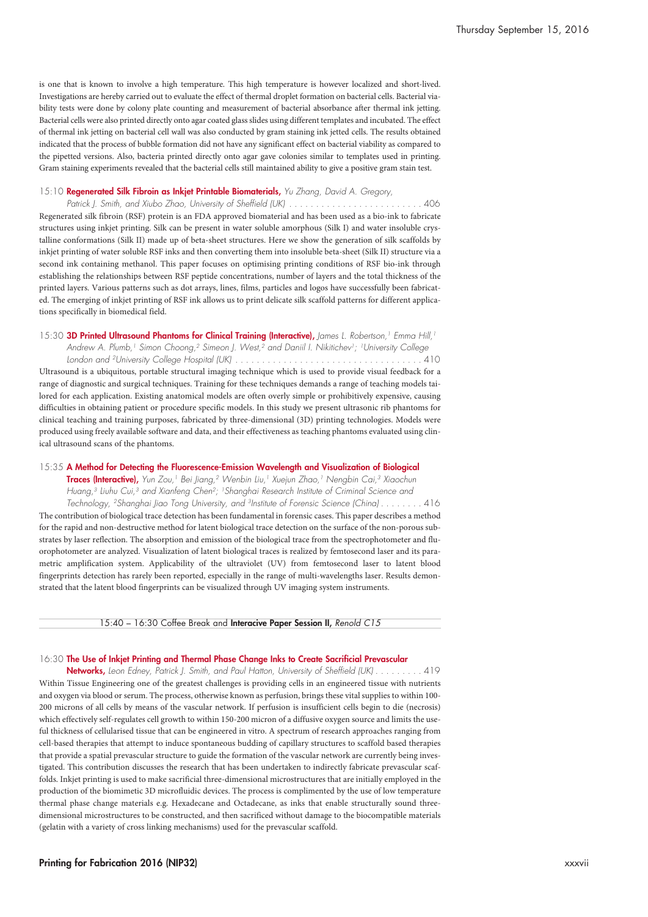is one that is known to involve a high temperature. This high temperature is however localized and short-lived. Investigations are hereby carried out to evaluate the effect of thermal droplet formation on bacterial cells. Bacterial viability tests were done by colony plate counting and measurement of bacterial absorbance after thermal ink jetting. Bacterial cells were also printed directly onto agar coated glass slides using different templates and incubated. The effect of thermal ink jetting on bacterial cell wall was also conducted by gram staining ink jetted cells. The results obtained indicated that the process of bubble formation did not have any significant effect on bacterial viability as compared to the pipetted versions. Also, bacteria printed directly onto agar gave colonies similar to templates used in printing. Gram staining experiments revealed that the bacterial cells still maintained ability to give a positive gram stain test.

15:10 **Regenerated Silk Fibroin as Inkjet Printable Biomaterials,** *Yu Zhang, David A. Gregory, Patrick J. Smith, and Xiubo Zhao, University of Sheffield (UK)* . . . . . . . . . . . . . . . . . . . . . . . . . 406

Regenerated silk fibroin (RSF) protein is an FDA approved biomaterial and has been used as a bio-ink to fabricate structures using inkjet printing. Silk can be present in water soluble amorphous (Silk I) and water insoluble crystalline conformations (Silk II) made up of beta-sheet structures. Here we show the generation of silk scaffolds by inkjet printing of water soluble RSF inks and then converting them into insoluble beta-sheet (Silk II) structure via a second ink containing methanol. This paper focuses on optimising printing conditions of RSF bio-ink through establishing the relationships between RSF peptide concentrations, number of layers and the total thickness of the printed layers. Various patterns such as dot arrays, lines, films, particles and logos have successfully been fabricated. The emerging of inkjet printing of RSF ink allows us to print delicate silk scaffold patterns for different applications specifically in biomedical field.

15:30 **3D Printed Ultrasound Phantoms for Clinical Training (Interactive),** *James L. Robertson,[1] Emma Hill,[1] Andrew A. Plumb,[1] Simon Choong,[2] Simeon J. West,[2] and Daniil I. Nikitichev[1]; [1]University College London and [2]University College Hospital (UK)* . . . . . . . . . . . . . . . . . . . . . . . . . . . . . . . . . . . . 410

Ultrasound is a ubiquitous, portable structural imaging technique which is used to provide visual feedback for a range of diagnostic and surgical techniques. Training for these techniques demands a range of teaching models tailored for each application. Existing anatomical models are often overly simple or prohibitively expensive, causing difficulties in obtaining patient or procedure specific models. In this study we present ultrasonic rib phantoms for clinical teaching and training purposes, fabricated by three-dimensional (3D) printing technologies. Models were produced using freely available software and data, and their effectiveness as teaching phantoms evaluated using clinical ultrasound scans of the phantoms.

15:35 **A Method for Detecting the Fluorescence-Emission Wavelength and Visualization of Biological Traces (Interactive),** *Yun Zou,[1] Bei Jiang,[2] Wenbin Liu,[1] Xuejun Zhao,[1] Nengbin Cai,[3] Xiaochun Huang,[3] Liuhu Cui,[3] and Xianfeng Chen[2]; [1]Shanghai Research Institute of Criminal Science and Technology, [2]Shanghai Jiao Tong University, and [3]Institute of Forensic Science (China)* . . . . . . . . 416

The contribution of biological trace detection has been fundamental in forensic cases. This paper describes a method for the rapid and non-destructive method for latent biological trace detection on the surface of the non-porous substrates by laser reflection. The absorption and emission of the biological trace from the spectrophotometer and fluorophotometer are analyzed. Visualization of latent biological traces is realized by femtosecond laser and its parametric amplification system. Applicability of the ultraviolet (UV) from femtosecond laser to latent blood fingerprints detection has rarely been reported, especially in the range of multi-wavelengths laser. Results demonstrated that the latent blood fingerprints can be visualized through UV imaging system instruments.

15:40 – 16:30 Coffee Break and **Interacive Paper Session II,** *Renold C15*

16:30 **The Use of Inkjet Printing and Thermal Phase Change Inks to Create Sacrificial Prevascular Networks,** *Leon Edney, Patrick J. Smith, and Paul Hatton, University of Sheffield (UK)* . . . . . . . . . 419

Within Tissue Engineering one of the greatest challenges is providing cells in an engineered tissue with nutrients and oxygen via blood or serum. The process, otherwise known as perfusion, brings these vital supplies to within 100-200 microns of all cells by means of the vascular network. If perfusion is insufficient cells begin to die (necrosis) which effectively self-regulates cell growth to within 150-200 micron of a diffusive oxygen source and limits the useful thickness of cellularised tissue that can be engineered in vitro. A spectrum of research approaches ranging from cell-based therapies that attempt to induce spontaneous budding of capillary structures to scaffold based therapies that provide a spatial prevascular structure to guide the formation of the vascular network are currently being investigated. This contribution discusses the research that has been undertaken to indirectly fabricate prevascular scaffolds. Inkjet printing is used to make sacrificial three-dimensional microstructures that are initially employed in the production of the biomimetic 3D microfluidic devices. The process is complimented by the use of low temperature thermal phase change materials e.g. Hexadecane and Octadecane, as inks that enable structurally sound three-dimensional microstructures to be constructed, and then sacrificed without damage to the biocompatible materials (gelatin with a variety of cross linking mechanisms) used for the prevascular scaffold.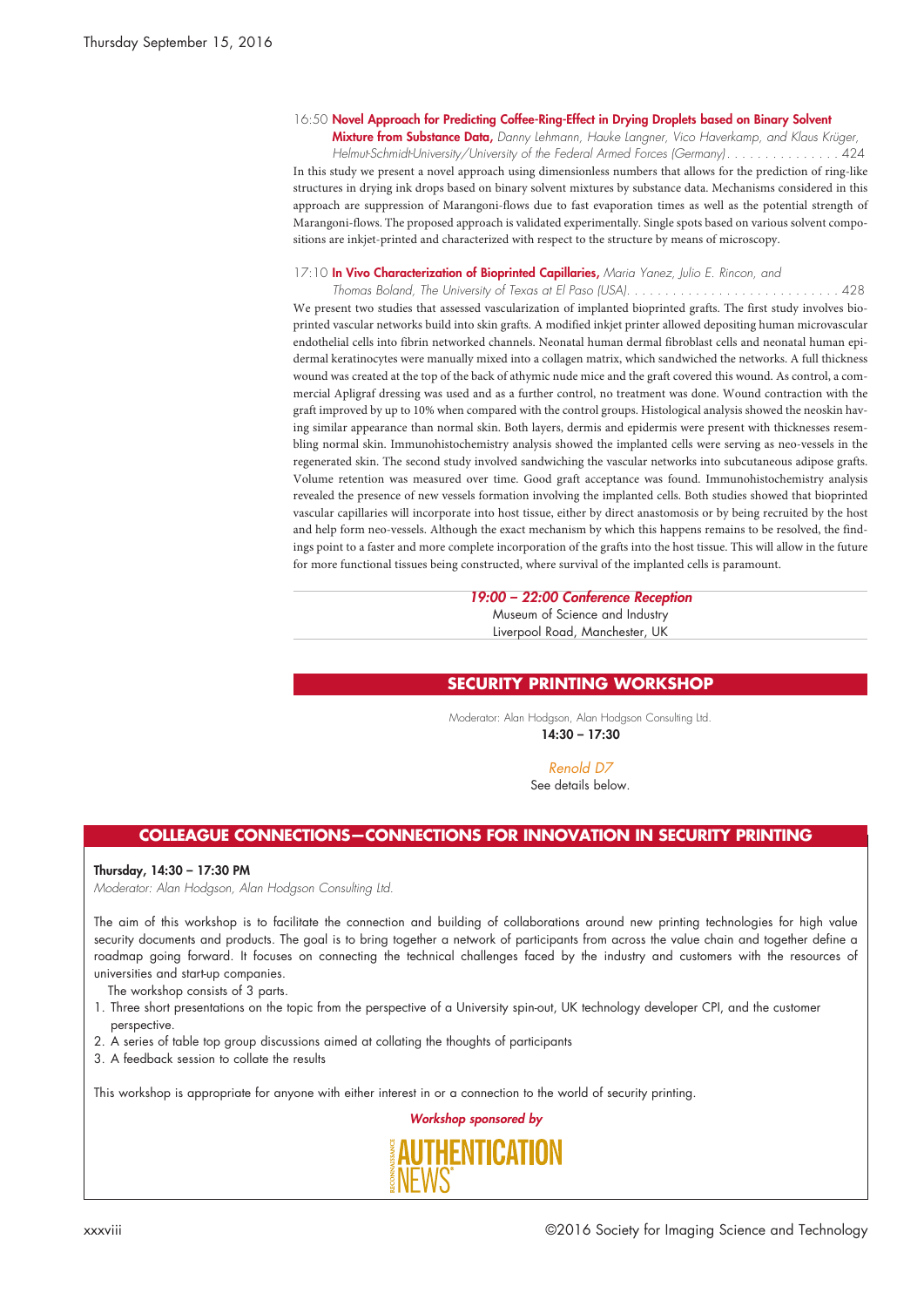16:50 **Novel Approach for Predicting Coffee-Ring-Effect in Drying Droplets based on Binary Solvent Mixture from Substance Data,** *Danny Lehmann, Hauke Langner, Vico Haverkamp, and Klaus Krüger, Helmut-Schmidt-University/University of the Federal Armed Forces (Germany)*. . . . . . . . . . . . . . . 424

In this study we present a novel approach using dimensionless numbers that allows for the prediction of ring-like structures in drying ink drops based on binary solvent mixtures by substance data. Mechanisms considered in this approach are suppression of Marangoni-flows due to fast evaporation times as well as the potential strength of Marangoni-flows. The proposed approach is validated experimentally. Single spots based on various solvent compositions are inkjet-printed and characterized with respect to the structure by means of microscopy.

17:10 **In Vivo Characterization of Bioprinted Capillaries,** *Maria Yanez, Julio E. Rincon, and Thomas Boland, The University of Texas at El Paso (USA)*. . . . . . . . . . . . . . . . . . . . . . . . . . . . 428

We present two studies that assessed vascularization of implanted bioprinted grafts. The first study involves bioprinted vascular networks build into skin grafts. A modified inkjet printer allowed depositing human microvascular endothelial cells into fibrin networked channels. Neonatal human dermal fibroblast cells and neonatal human epidermal keratinocytes were manually mixed into a collagen matrix, which sandwiched the networks. A full thickness wound was created at the top of the back of athymic nude mice and the graft covered this wound. As control, a commercial Apligraf dressing was used and as a further control, no treatment was done. Wound contraction with the graft improved by up to 10% when compared with the control groups. Histological analysis showed the neoskin having similar appearance than normal skin. Both layers, dermis and epidermis were present with thicknesses resembling normal skin. Immunohistochemistry analysis showed the implanted cells were serving as neo-vessels in the regenerated skin. The second study involved sandwiching the vascular networks into subcutaneous adipose grafts. Volume retention was measured over time. Good graft acceptance was found. Immunohistochemistry analysis revealed the presence of new vessels formation involving the implanted cells. Both studies showed that bioprinted vascular capillaries will incorporate into host tissue, either by direct anastomosis or by being recruited by the host and help form neo-vessels. Although the exact mechanism by which this happens remains to be resolved, the findings point to a faster and more complete incorporation of the grafts into the host tissue. This will allow in the future for more functional tissues being constructed, where survival of the implanted cells is paramount.

*19:00 – 22:00 Conference Reception*
Museum of Science and Industry
Liverpool Road, Manchester, UK

## SECURITY PRINTING WORKSHOP

Moderator: Alan Hodgson, Alan Hodgson Consulting Ltd.
**14:30 – 17:30**

*Renold D7*
See details below.

## COLLEAGUE CONNECTIONS—CONNECTIONS FOR INNOVATION IN SECURITY PRINTING

**Thursday, 14:30 – 17:30 PM**
*Moderator: Alan Hodgson, Alan Hodgson Consulting Ltd.*

The aim of this workshop is to facilitate the connection and building of collaborations around new printing technologies for high value security documents and products. The goal is to bring together a network of participants from across the value chain and together define a roadmap going forward. It focuses on connecting the technical challenges faced by the industry and customers with the resources of universities and start-up companies.

The workshop consists of 3 parts.

1. Three short presentations on the topic from the perspective of a University spin-out, UK technology developer CPI, and the customer perspective.
2. A series of table top group discussions aimed at collating the thoughts of participants
3. A feedback session to collate the results

This workshop is appropriate for anyone with either interest in or a connection to the world of security printing.

*Workshop sponsored by*

RECONNAISSANCE AUTHENTICATION NEWS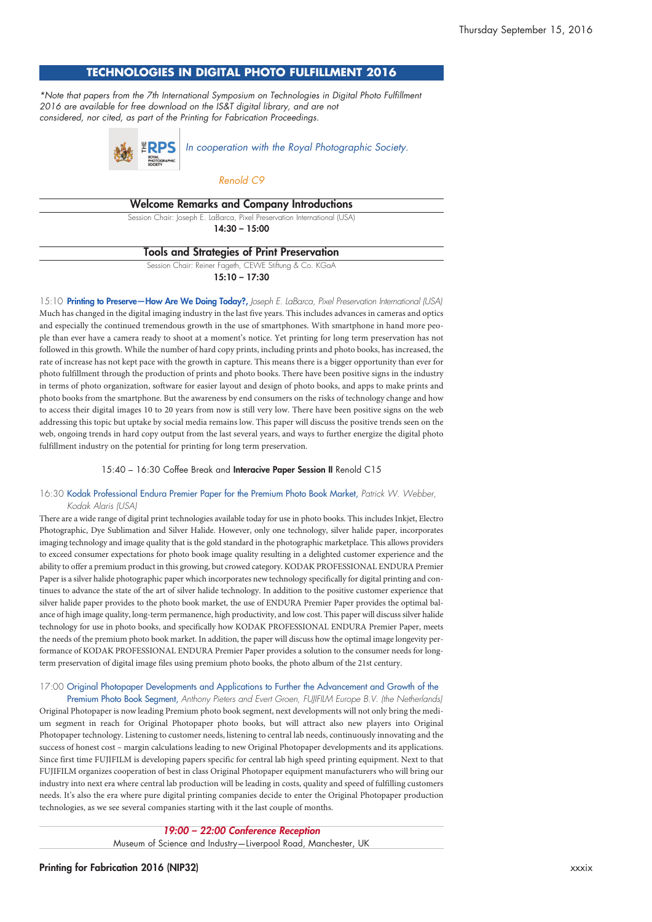Thursday September 15, 2016

## TECHNOLOGIES IN DIGITAL PHOTO FULFILLMENT 2016

*\*Note that papers from the 7th International Symposium on Technologies in Digital Photo Fulfillment 2016 are available for free download on the IS&T digital library, and are not considered, nor cited, as part of the Printing for Fabrication Proceedings.*

*In cooperation with the Royal Photographic Society.*

*Renold C9*

### Welcome Remarks and Company Introductions

Session Chair: Joseph E. LaBarca, Pixel Preservation International (USA)

**14:30 – 15:00**

### Tools and Strategies of Print Preservation

Session Chair: Reiner Fageth, CEWE Stiftung & Co. KGaA

**15:10 – 17:30**

15:10 **Printing to Preserve—How Are We Doing Today?,** *Joseph E. LaBarca, Pixel Preservation International (USA)*

Much has changed in the digital imaging industry in the last five years. This includes advances in cameras and optics and especially the continued tremendous growth in the use of smartphones. With smartphone in hand more people than ever have a camera ready to shoot at a moment's notice. Yet printing for long term preservation has not followed in this growth. While the number of hard copy prints, including prints and photo books, has increased, the rate of increase has not kept pace with the growth in capture. This means there is a bigger opportunity than ever for photo fulfillment through the production of prints and photo books. There have been positive signs in the industry in terms of photo organization, software for easier layout and design of photo books, and apps to make prints and photo books from the smartphone. But the awareness by end consumers on the risks of technology change and how to access their digital images 10 to 20 years from now is still very low. There have been positive signs on the web addressing this topic but uptake by social media remains low. This paper will discuss the positive trends seen on the web, ongoing trends in hard copy output from the last several years, and ways to further energize the digital photo fulfillment industry on the potential for printing for long term preservation.

15:40 – 16:30 Coffee Break and **Interacive Paper Session II** Renold C15

16:30 Kodak Professional Endura Premier Paper for the Premium Photo Book Market, *Patrick W. Webber, Kodak Alaris (USA)*

There are a wide range of digital print technologies available today for use in photo books. This includes Inkjet, Electro Photographic, Dye Sublimation and Silver Halide. However, only one technology, silver halide paper, incorporates imaging technology and image quality that is the gold standard in the photographic marketplace. This allows providers to exceed consumer expectations for photo book image quality resulting in a delighted customer experience and the ability to offer a premium product in this growing, but crowed category. KODAK PROFESSIONAL ENDURA Premier Paper is a silver halide photographic paper which incorporates new technology specifically for digital printing and continues to advance the state of the art of silver halide technology. In addition to the positive customer experience that silver halide paper provides to the photo book market, the use of ENDURA Premier Paper provides the optimal balance of high image quality, long-term permanence, high productivity, and low cost. This paper will discuss silver halide technology for use in photo books, and specifically how KODAK PROFESSIONAL ENDURA Premier Paper, meets the needs of the premium photo book market. In addition, the paper will discuss how the optimal image longevity performance of KODAK PROFESSIONAL ENDURA Premier Paper provides a solution to the consumer needs for long-term preservation of digital image files using premium photo books, the photo album of the 21st century.

17:00 Original Photopaper Developments and Applications to Further the Advancement and Growth of the Premium Photo Book Segment, *Anthony Pieters and Evert Groen, FUJIFILM Europe B.V. (the Netherlands)*

Original Photopaper is now leading Premium photo book segment, next developments will not only bring the medium segment in reach for Original Photopaper photo books, but will attract also new players into Original Photopaper technology. Listening to customer needs, listening to central lab needs, continuously innovating and the success of honest cost – margin calculations leading to new Original Photopaper developments and its applications. Since first time FUJIFILM is developing papers specific for central lab high speed printing equipment. Next to that FUJIFILM organizes cooperation of best in class Original Photopaper equipment manufacturers who will bring our industry into next era where central lab production will be leading in costs, quality and speed of fulfilling customers needs. It's also the era where pure digital printing companies decide to enter the Original Photopaper production technologies, as we see several companies starting with it the last couple of months.

***19:00 – 22:00 Conference Reception***

Museum of Science and Industry—Liverpool Road, Manchester, UK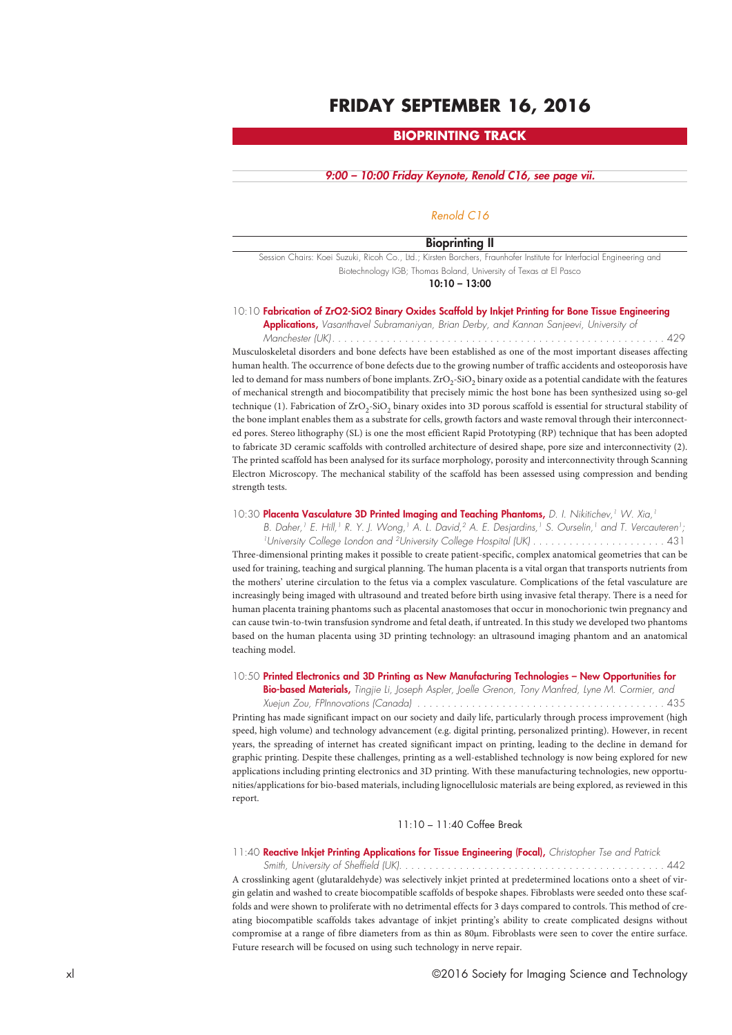# FRIDAY SEPTEMBER 16, 2016

## BIOPRINTING TRACK

*9:00 – 10:00 Friday Keynote, Renold C16, see page vii.*

*Renold C16*

### Bioprinting II

Session Chairs: Koei Suzuki, Ricoh Co., Ltd.; Kirsten Borchers, Fraunhofer Institute for Interfacial Engineering and Biotechnology IGB; Thomas Boland, University of Texas at El Pasco

**10:10 – 13:00**

10:10 **Fabrication of ZrO2-SiO2 Binary Oxides Scaffold by Inkjet Printing for Bone Tissue Engineering Applications,** *Vasanthavel Subramaniyan, Brian Derby, and Kannan Sanjeevi, University of Manchester (UK)* . . . . . . . . . . 429

Musculoskeletal disorders and bone defects have been established as one of the most important diseases affecting human health. The occurrence of bone defects due to the growing number of traffic accidents and osteoporosis have led to demand for mass numbers of bone implants. $ZrO_2$-$SiO_2$ binary oxide as a potential candidate with the features of mechanical strength and biocompatibility that precisely mimic the host bone has been synthesized using so-gel technique (1). Fabrication of $ZrO_2$-$SiO_2$ binary oxides into 3D porous scaffold is essential for structural stability of the bone implant enables them as a substrate for cells, growth factors and waste removal through their interconnected pores. Stereo lithography (SL) is one the most efficient Rapid Prototyping (RP) technique that has been adopted to fabricate 3D ceramic scaffolds with controlled architecture of desired shape, pore size and interconnectivity (2). The printed scaffold has been analysed for its surface morphology, porosity and interconnectivity through Scanning Electron Microscopy. The mechanical stability of the scaffold has been assessed using compression and bending strength tests.

10:30 **Placenta Vasculature 3D Printed Imaging and Teaching Phantoms,** *D. I. Nikitichev,[1] W. Xia,[1] B. Daher,[1] E. Hill,[1] R. Y. J. Wong,[1] A. L. David,[2] A. E. Desjardins,[1] S. Ourselin,[1] and T. Vercauteren[1]; [1]University College London and [2]University College Hospital (UK)* . . . . . . . . . . 431

Three-dimensional printing makes it possible to create patient-specific, complex anatomical geometries that can be used for training, teaching and surgical planning. The human placenta is a vital organ that transports nutrients from the mothers' uterine circulation to the fetus via a complex vasculature. Complications of the fetal vasculature are increasingly being imaged with ultrasound and treated before birth using invasive fetal therapy. There is a need for human placenta training phantoms such as placental anastomoses that occur in monochorionic twin pregnancy and can cause twin-to-twin transfusion syndrome and fetal death, if untreated. In this study we developed two phantoms based on the human placenta using 3D printing technology: an ultrasound imaging phantom and an anatomical teaching model.

10:50 **Printed Electronics and 3D Printing as New Manufacturing Technologies – New Opportunities for Bio-based Materials,** *Tingjie Li, Joseph Aspler, Joelle Grenon, Tony Manfred, Lyne M. Cormier, and Xuejun Zou, FPInnovations (Canada)* . . . . . . . . . . 435

Printing has made significant impact on our society and daily life, particularly through process improvement (high speed, high volume) and technology advancement (e.g. digital printing, personalized printing). However, in recent years, the spreading of internet has created significant impact on printing, leading to the decline in demand for graphic printing. Despite these challenges, printing as a well-established technology is now being explored for new applications including printing electronics and 3D printing. With these manufacturing technologies, new opportunities/applications for bio-based materials, including lignocellulosic materials are being explored, as reviewed in this report.

11:10 – 11:40 Coffee Break

11:40 **Reactive Inkjet Printing Applications for Tissue Engineering (Focal),** *Christopher Tse and Patrick Smith, University of Sheffield (UK)*. . . . . . . . . . 442

A crosslinking agent (glutaraldehyde) was selectively inkjet printed at predetermined locations onto a sheet of virgin gelatin and washed to create biocompatible scaffolds of bespoke shapes. Fibroblasts were seeded onto these scaffolds and were shown to proliferate with no detrimental effects for 3 days compared to controls. This method of creating biocompatible scaffolds takes advantage of inkjet printing's ability to create complicated designs without compromise at a range of fibre diameters from as thin as 80μm. Fibroblasts were seen to cover the entire surface. Future research will be focused on using such technology in nerve repair.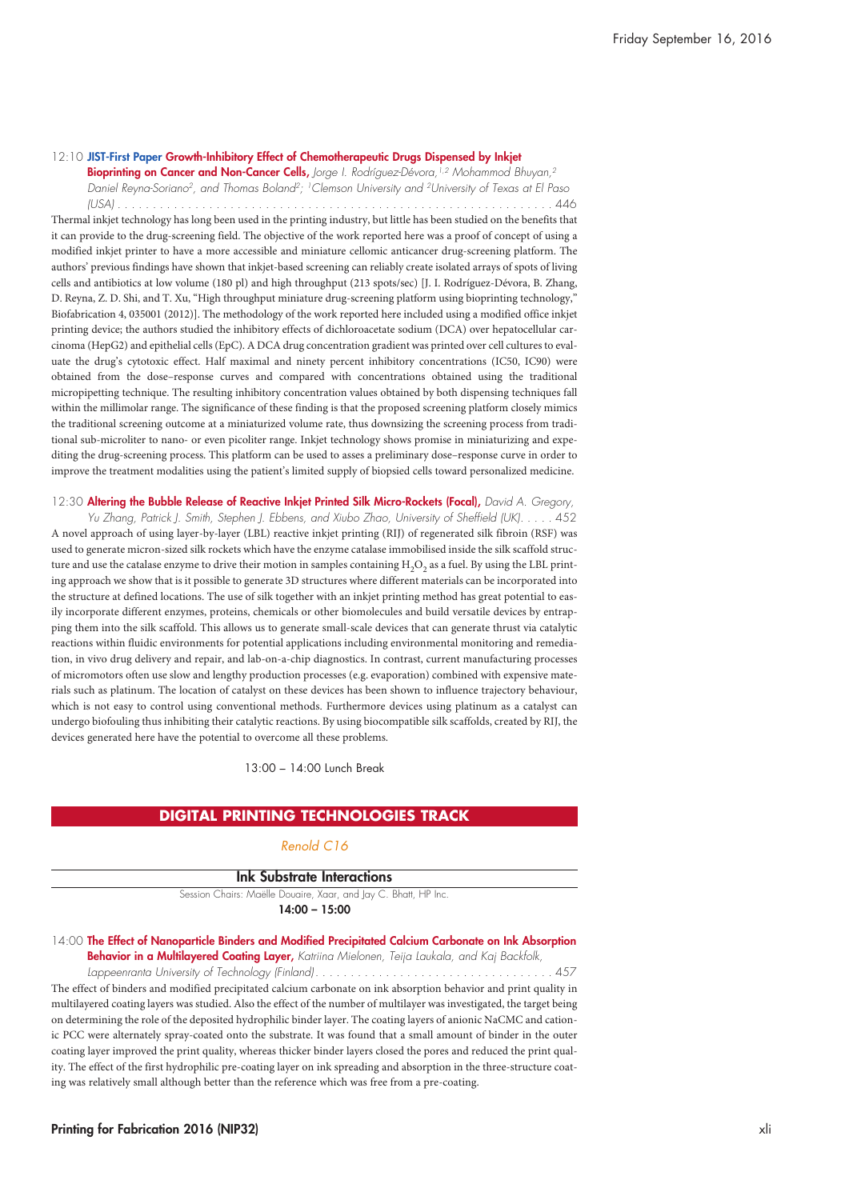12:10 **JIST-First Paper Growth-Inhibitory Effect of Chemotherapeutic Drugs Dispensed by Inkjet Bioprinting on Cancer and Non-Cancer Cells,** *Jorge I. Rodríguez-Dévora,[1,2] Mohammod Bhuyan,[2] Daniel Reyna-Soriano[2], and Thomas Boland[2]; [1]Clemson University and [2]University of Texas at El Paso (USA)* . . . . . . . . . . . . . . . . . . . . . . . . . . . . . . . . . . . . . . . . . . . . . . . . . . . . . . . . . . . . 446

Thermal inkjet technology has long been used in the printing industry, but little has been studied on the benefits that it can provide to the drug-screening field. The objective of the work reported here was a proof of concept of using a modified inkjet printer to have a more accessible and miniature cellomic anticancer drug-screening platform. The authors' previous findings have shown that inkjet-based screening can reliably create isolated arrays of spots of living cells and antibiotics at low volume (180 pl) and high throughput (213 spots/sec) [J. I. Rodríguez-Dévora, B. Zhang, D. Reyna, Z. D. Shi, and T. Xu, "High throughput miniature drug-screening platform using bioprinting technology," Biofabrication 4, 035001 (2012)]. The methodology of the work reported here included using a modified office inkjet printing device; the authors studied the inhibitory effects of dichloroacetate sodium (DCA) over hepatocellular carcinoma (HepG2) and epithelial cells (EpC). A DCA drug concentration gradient was printed over cell cultures to evaluate the drug's cytotoxic effect. Half maximal and ninety percent inhibitory concentrations (IC50, IC90) were obtained from the dose–response curves and compared with concentrations obtained using the traditional micropipetting technique. The resulting inhibitory concentration values obtained by both dispensing techniques fall within the millimolar range. The significance of these finding is that the proposed screening platform closely mimics the traditional screening outcome at a miniaturized volume rate, thus downsizing the screening process from traditional sub-microliter to nano- or even picoliter range. Inkjet technology shows promise in miniaturizing and expediting the drug-screening process. This platform can be used to asses a preliminary dose–response curve in order to improve the treatment modalities using the patient's limited supply of biopsied cells toward personalized medicine.

12:30 **Altering the Bubble Release of Reactive Inkjet Printed Silk Micro-Rockets (Focal),** *David A. Gregory, Yu Zhang, Patrick J. Smith, Stephen J. Ebbens, and Xiubo Zhao, University of Sheffield (UK)* . . . . . 452

A novel approach of using layer-by-layer (LBL) reactive inkjet printing (RIJ) of regenerated silk fibroin (RSF) was used to generate micron-sized silk rockets which have the enzyme catalase immobilised inside the silk scaffold structure and use the catalase enzyme to drive their motion in samples containing $H_2O_2$ as a fuel. By using the LBL printing approach we show that is it possible to generate 3D structures where different materials can be incorporated into the structure at defined locations. The use of silk together with an inkjet printing method has great potential to easily incorporate different enzymes, proteins, chemicals or other biomolecules and build versatile devices by entrapping them into the silk scaffold. This allows us to generate small-scale devices that can generate thrust via catalytic reactions within fluidic environments for potential applications including environmental monitoring and remediation, in vivo drug delivery and repair, and lab-on-a-chip diagnostics. In contrast, current manufacturing processes of micromotors often use slow and lengthy production processes (e.g. evaporation) combined with expensive materials such as platinum. The location of catalyst on these devices has been shown to influence trajectory behaviour, which is not easy to control using conventional methods. Furthermore devices using platinum as a catalyst can undergo biofouling thus inhibiting their catalytic reactions. By using biocompatible silk scaffolds, created by RIJ, the devices generated here have the potential to overcome all these problems.

13:00 – 14:00 Lunch Break

## DIGITAL PRINTING TECHNOLOGIES TRACK

*Renold C16*

### Ink Substrate Interactions

Session Chairs: Maëlle Douaire, Xaar, and Jay C. Bhatt, HP Inc.

**14:00 – 15:00**

14:00 **The Effect of Nanoparticle Binders and Modified Precipitated Calcium Carbonate on Ink Absorption Behavior in a Multilayered Coating Layer,** *Katriina Mielonen, Teija Laukala, and Kaj Backfolk, Lappeenranta University of Technology (Finland)* . . . . . . . . . . . . . . . . . . . . . . . . . . . . . . . . . . . . 457

The effect of binders and modified precipitated calcium carbonate on ink absorption behavior and print quality in multilayered coating layers was studied. Also the effect of the number of multilayer was investigated, the target being on determining the role of the deposited hydrophilic binder layer. The coating layers of anionic NaCMC and cationic PCC were alternately spray-coated onto the substrate. It was found that a small amount of binder in the outer coating layer improved the print quality, whereas thicker binder layers closed the pores and reduced the print quality. The effect of the first hydrophilic pre-coating layer on ink spreading and absorption in the three-structure coating was relatively small although better than the reference which was free from a pre-coating.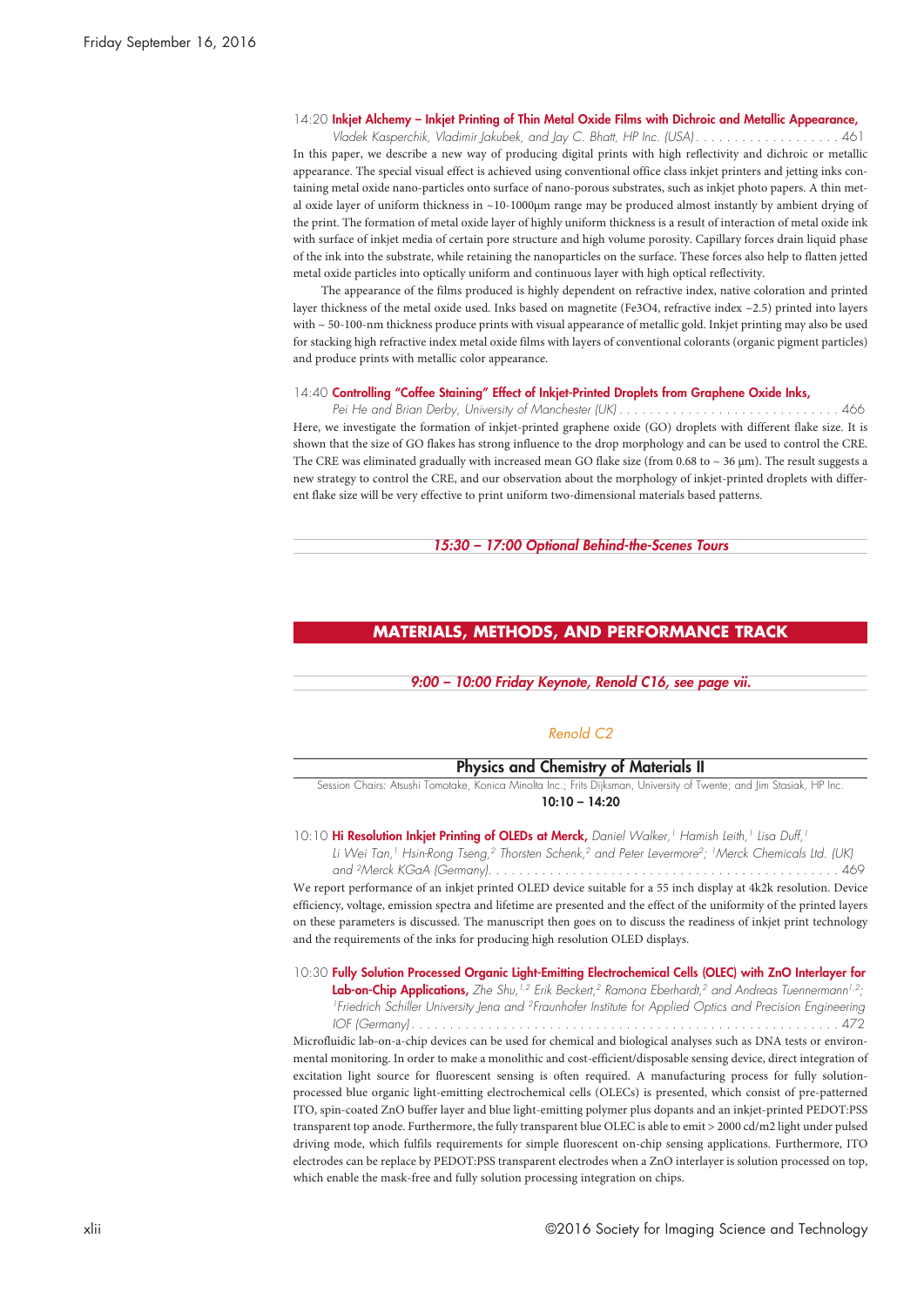14:20 **Inkjet Alchemy – Inkjet Printing of Thin Metal Oxide Films with Dichroic and Metallic Appearance,** *Vladek Kasperchik, Vladimir Jakubek, and Jay C. Bhatt, HP Inc. (USA)* . . . . . . . . . . . . . . . . . . . 461

In this paper, we describe a new way of producing digital prints with high reflectivity and dichroic or metallic appearance. The special visual effect is achieved using conventional office class inkjet printers and jetting inks containing metal oxide nano-particles onto surface of nano-porous substrates, such as inkjet photo papers. A thin metal oxide layer of uniform thickness in ~10-1000µm range may be produced almost instantly by ambient drying of the print. The formation of metal oxide layer of highly uniform thickness is a result of interaction of metal oxide ink with surface of inkjet media of certain pore structure and high volume porosity. Capillary forces drain liquid phase of the ink into the substrate, while retaining the nanoparticles on the surface. These forces also help to flatten jetted metal oxide particles into optically uniform and continuous layer with high optical reflectivity.

The appearance of the films produced is highly dependent on refractive index, native coloration and printed layer thickness of the metal oxide used. Inks based on magnetite (Fe3O4, refractive index ~2.5) printed into layers with ~ 50-100-nm thickness produce prints with visual appearance of metallic gold. Inkjet printing may also be used for stacking high refractive index metal oxide films with layers of conventional colorants (organic pigment particles) and produce prints with metallic color appearance.

14:40 **Controlling "Coffee Staining" Effect of Inkjet-Printed Droplets from Graphene Oxide Inks,** *Pei He and Brian Derby, University of Manchester (UK)* . . . . . . . . . . . . . . . . . . . . . . . . . . . . . 466

Here, we investigate the formation of inkjet-printed graphene oxide (GO) droplets with different flake size. It is shown that the size of GO flakes has strong influence to the drop morphology and can be used to control the CRE. The CRE was eliminated gradually with increased mean GO flake size (from 0.68 to ~ 36 µm). The result suggests a new strategy to control the CRE, and our observation about the morphology of inkjet-printed droplets with different flake size will be very effective to print uniform two-dimensional materials based patterns.

*15:30 – 17:00 Optional Behind-the-Scenes Tours*

## MATERIALS, METHODS, AND PERFORMANCE TRACK

*9:00 – 10:00 Friday Keynote, Renold C16, see page vii.*

*Renold C2*

### Physics and Chemistry of Materials II

Session Chairs: Atsushi Tomotake, Konica Minolta Inc.; Frits Dijksman, University of Twente; and Jim Stasiak, HP Inc.

**10:10 – 14:20**

10:10 **Hi Resolution Inkjet Printing of OLEDs at Merck,** *Daniel Walker,[1] Hamish Leith,[1] Lisa Duff,[1] Li Wei Tan,[1] Hsin-Rong Tseng,[2] Thorsten Schenk,[2] and Peter Levermore[2]; [1]Merck Chemicals Ltd. (UK) and [2]Merck KGaA (Germany)*. . . . . . . . . . . . . . . . . . . . . . . . . . . . . . . . . . . . . . . . . . . . . 469

We report performance of an inkjet printed OLED device suitable for a 55 inch display at 4k2k resolution. Device efficiency, voltage, emission spectra and lifetime are presented and the effect of the uniformity of the printed layers on these parameters is discussed. The manuscript then goes on to discuss the readiness of inkjet print technology and the requirements of the inks for producing high resolution OLED displays.

10:30 **Fully Solution Processed Organic Light-Emitting Electrochemical Cells (OLEC) with ZnO Interlayer for Lab-on-Chip Applications,** *Zhe Shu,[1,2] Erik Beckert,[2] Ramona Eberhardt,[2] and Andreas Tuennermann[1,2]; [1]Friedrich Schiller University Jena and [2]Fraunhofer Institute for Applied Optics and Precision Engineering IOF (Germany)* . . . . . . . . . . . . . . . . . . . . . . . . . . . . . . . . . . . . . . . . . . . . . . . . . . . . . . 472

Microfluidic lab-on-a-chip devices can be used for chemical and biological analyses such as DNA tests or environmental monitoring. In order to make a monolithic and cost-efficient/disposable sensing device, direct integration of excitation light source for fluorescent sensing is often required. A manufacturing process for fully solution-processed blue organic light-emitting electrochemical cells (OLECs) is presented, which consist of pre-patterned ITO, spin-coated ZnO buffer layer and blue light-emitting polymer plus dopants and an inkjet-printed PEDOT:PSS transparent top anode. Furthermore, the fully transparent blue OLEC is able to emit > 2000 cd/m2 light under pulsed driving mode, which fulfils requirements for simple fluorescent on-chip sensing applications. Furthermore, ITO electrodes can be replace by PEDOT:PSS transparent electrodes when a ZnO interlayer is solution processed on top, which enable the mask-free and fully solution processing integration on chips.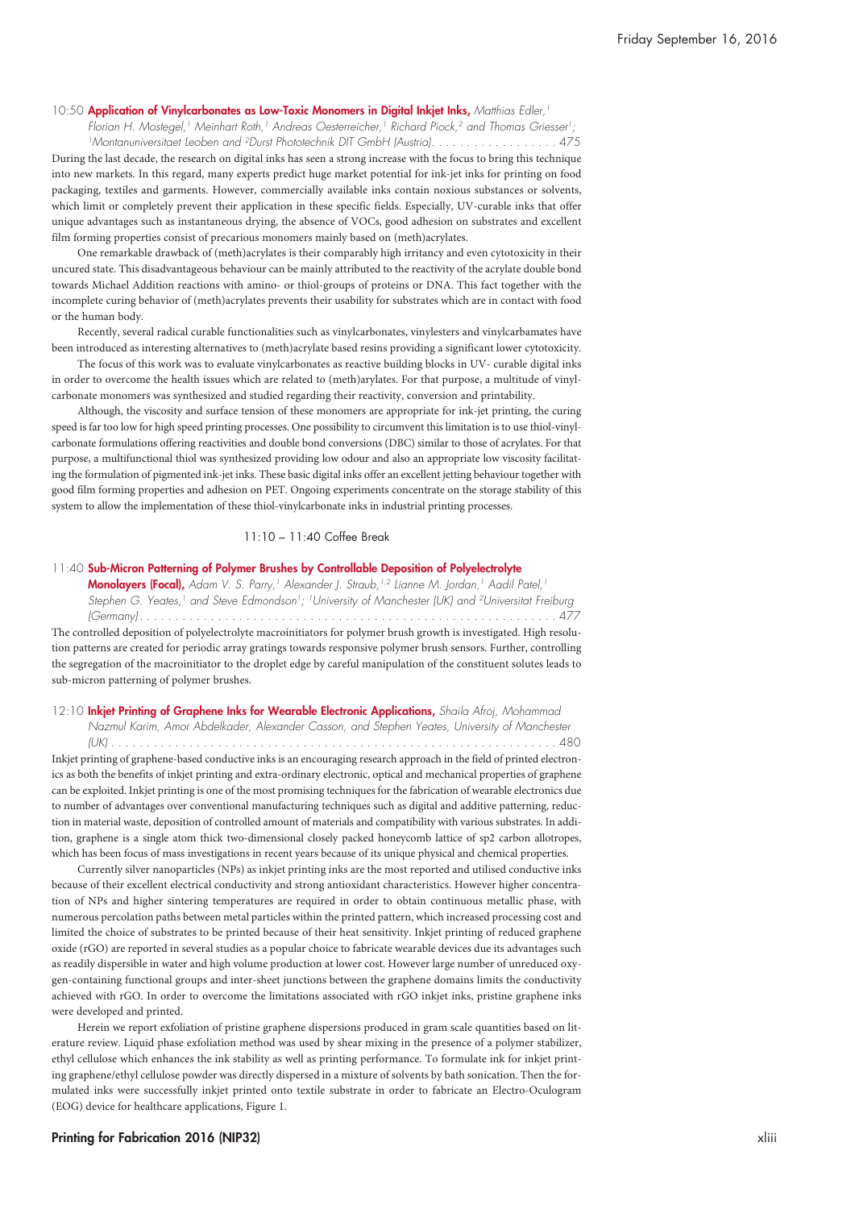10:50 **Application of Vinylcarbonates as Low-Toxic Monomers in Digital Inkjet Inks,** *Matthias Edler,[1] Florian H. Mostegel,[1] Meinhart Roth,[1] Andreas Oesterreicher,[1] Richard Piock,[2] and Thomas Griesser[1]; [1]Montanuniversitaet Leoben and [2]Durst Phototechnik DIT GmbH (Austria)* . . . . . . . . . . . . . . . . . . 475

During the last decade, the research on digital inks has seen a strong increase with the focus to bring this technique into new markets. In this regard, many experts predict huge market potential for ink-jet inks for printing on food packaging, textiles and garments. However, commercially available inks contain noxious substances or solvents, which limit or completely prevent their application in these specific fields. Especially, UV-curable inks that offer unique advantages such as instantaneous drying, the absence of VOCs, good adhesion on substrates and excellent film forming properties consist of precarious monomers mainly based on (meth)acrylates.

One remarkable drawback of (meth)acrylates is their comparably high irritancy and even cytotoxicity in their uncured state. This disadvantageous behaviour can be mainly attributed to the reactivity of the acrylate double bond towards Michael Addition reactions with amino- or thiol-groups of proteins or DNA. This fact together with the incomplete curing behavior of (meth)acrylates prevents their usability for substrates which are in contact with food or the human body.

Recently, several radical curable functionalities such as vinylcarbonates, vinylesters and vinylcarbamates have been introduced as interesting alternatives to (meth)acrylate based resins providing a significant lower cytotoxicity.

The focus of this work was to evaluate vinylcarbonates as reactive building blocks in UV- curable digital inks in order to overcome the health issues which are related to (meth)arylates. For that purpose, a multitude of vinylcarbonate monomers was synthesized and studied regarding their reactivity, conversion and printability.

Although, the viscosity and surface tension of these monomers are appropriate for ink-jet printing, the curing speed is far too low for high speed printing processes. One possibility to circumvent this limitation is to use thiol-vinylcarbonate formulations offering reactivities and double bond conversions (DBC) similar to those of acrylates. For that purpose, a multifunctional thiol was synthesized providing low odour and also an appropriate low viscosity facilitating the formulation of pigmented ink-jet inks. These basic digital inks offer an excellent jetting behaviour together with good film forming properties and adhesion on PET. Ongoing experiments concentrate on the storage stability of this system to allow the implementation of these thiol-vinylcarbonate inks in industrial printing processes.

11:10 – 11:40 Coffee Break

11:40 **Sub-Micron Patterning of Polymer Brushes by Controllable Deposition of Polyelectrolyte Monolayers (Focal),** *Adam V. S. Parry,[1] Alexander J. Straub,[1,2] Lianne M. Jordan,[1] Aadil Patel,[1] Stephen G. Yeates,[1] and Steve Edmondson[1]; [1]University of Manchester (UK) and [2]Universitat Freiburg (Germany)* . . . . . . . . . . . . . . . . . . . . . . . . . . . . . . . . . . . . . . . . . . . . . . . . . . . . . . . . . . . . 477

The controlled deposition of polyelectrolyte macroinitiators for polymer brush growth is investigated. High resolution patterns are created for periodic array gratings towards responsive polymer brush sensors. Further, controlling the segregation of the macroinitiator to the droplet edge by careful manipulation of the constituent solutes leads to sub-micron patterning of polymer brushes.

12:10 **Inkjet Printing of Graphene Inks for Wearable Electronic Applications,** *Shaila Afroj, Mohammad Nazmul Karim, Amor Abdelkader, Alexander Casson, and Stephen Yeates, University of Manchester (UK)* . . . . . . . . . . . . . . . . . . . . . . . . . . . . . . . . . . . . . . . . . . . . . . . . . . . . . . . . . . . . . . . . . . 480

Inkjet printing of graphene-based conductive inks is an encouraging research approach in the field of printed electronics as both the benefits of inkjet printing and extra-ordinary electronic, optical and mechanical properties of graphene can be exploited. Inkjet printing is one of the most promising techniques for the fabrication of wearable electronics due to number of advantages over conventional manufacturing techniques such as digital and additive patterning, reduction in material waste, deposition of controlled amount of materials and compatibility with various substrates. In addition, graphene is a single atom thick two-dimensional closely packed honeycomb lattice of sp2 carbon allotropes, which has been focus of mass investigations in recent years because of its unique physical and chemical properties.

Currently silver nanoparticles (NPs) as inkjet printing inks are the most reported and utilised conductive inks because of their excellent electrical conductivity and strong antioxidant characteristics. However higher concentration of NPs and higher sintering temperatures are required in order to obtain continuous metallic phase, with numerous percolation paths between metal particles within the printed pattern, which increased processing cost and limited the choice of substrates to be printed because of their heat sensitivity. Inkjet printing of reduced graphene oxide (rGO) are reported in several studies as a popular choice to fabricate wearable devices due its advantages such as readily dispersible in water and high volume production at lower cost. However large number of unreduced oxygen-containing functional groups and inter-sheet junctions between the graphene domains limits the conductivity achieved with rGO. In order to overcome the limitations associated with rGO inkjet inks, pristine graphene inks were developed and printed.

Herein we report exfoliation of pristine graphene dispersions produced in gram scale quantities based on literature review. Liquid phase exfoliation method was used by shear mixing in the presence of a polymer stabilizer, ethyl cellulose which enhances the ink stability as well as printing performance. To formulate ink for inkjet printing graphene/ethyl cellulose powder was directly dispersed in a mixture of solvents by bath sonication. Then the formulated inks were successfully inkjet printed onto textile substrate in order to fabricate an Electro-Oculogram (EOG) device for healthcare applications, Figure 1.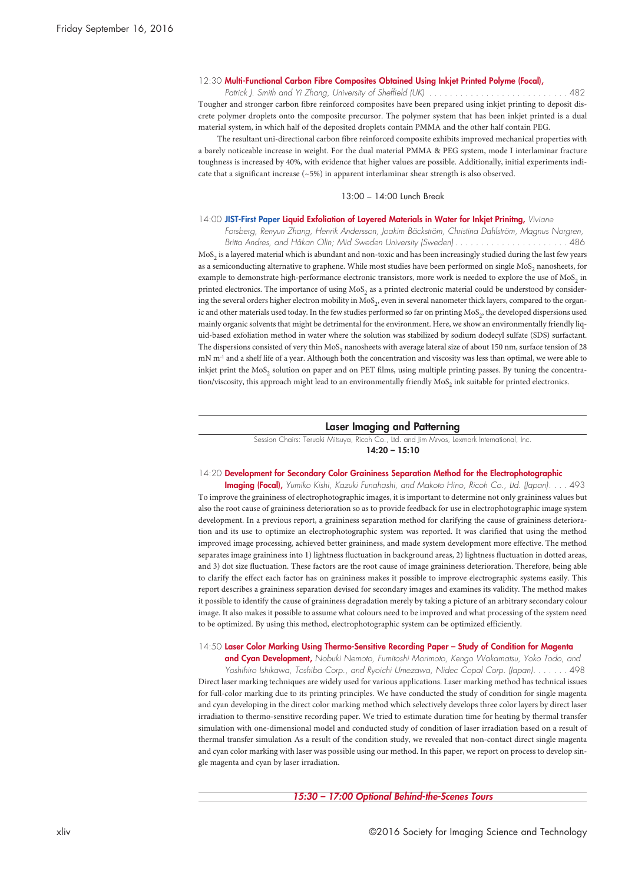12:30 **Multi-Functional Carbon Fibre Composites Obtained Using Inkjet Printed Polyme (Focal),** *Patrick J. Smith and Yi Zhang, University of Sheffield (UK)* . . . . . . . . . . . . . . . . . . . . . . . . . . . 482

Tougher and stronger carbon fibre reinforced composites have been prepared using inkjet printing to deposit discrete polymer droplets onto the composite precursor. The polymer system that has been inkjet printed is a dual material system, in which half of the deposited droplets contain PMMA and the other half contain PEG.

The resultant uni-directional carbon fibre reinforced composite exhibits improved mechanical properties with a barely noticeable increase in weight. For the dual material PMMA & PEG system, mode I interlaminar fracture toughness is increased by 40%, with evidence that higher values are possible. Additionally, initial experiments indicate that a significant increase (~5%) in apparent interlaminar shear strength is also observed.

13:00 – 14:00 Lunch Break

14:00 **JIST-First Paper Liquid Exfoliation of Layered Materials in Water for Inkjet Prinitng,** *Viviane Forsberg, Renyun Zhang, Henrik Andersson, Joakim Bäckström, Christina Dahlström, Magnus Norgren, Britta Andres, and Håkan Olin; Mid Sweden University (Sweden)* . . . . . . . . . . . . . . . . . . . . . . 486

$MoS_2$ is a layered material which is abundant and non-toxic and has been increasingly studied during the last few years as a semiconducting alternative to graphene. While most studies have been performed on single $MoS_2$ nanosheets, for example to demonstrate high-performance electronic transistors, more work is needed to explore the use of $MoS_2$ in printed electronics. The importance of using $MoS_2$ as a printed electronic material could be understood by considering the several orders higher electron mobility in $MoS_2$, even in several nanometer thick layers, compared to the organic and other materials used today. In the few studies performed so far on printing $MoS_2$, the developed dispersions used mainly organic solvents that might be detrimental for the environment. Here, we show an environmentally friendly liquid-based exfoliation method in water where the solution was stabilized by sodium dodecyl sulfate (SDS) surfactant. The dispersions consisted of very thin $MoS_2$ nanosheets with average lateral size of about 150 nm, surface tension of 28 mN m$^{-1}$ and a shelf life of a year. Although both the concentration and viscosity was less than optimal, we were able to inkjet print the $MoS_2$ solution on paper and on PET films, using multiple printing passes. By tuning the concentration/viscosity, this approach might lead to an environmentally friendly $MoS_2$ ink suitable for printed electronics.

## Laser Imaging and Patterning

Session Chairs: Teruaki Mitsuya, Ricoh Co., Ltd. and Jim Mrvos, Lexmark International, Inc.

**14:20 – 15:10**

14:20 **Development for Secondary Color Graininess Separation Method for the Electrophotographic Imaging (Focal),** *Yumiko Kishi, Kazuki Funahashi, and Makoto Hino, Ricoh Co., Ltd. (Japan)*. . . . 493

To improve the graininess of electrophotographic images, it is important to determine not only graininess values but also the root cause of graininess deterioration so as to provide feedback for use in electrophotographic image system development. In a previous report, a graininess separation method for clarifying the cause of graininess deterioration and its use to optimize an electrophotographic system was reported. It was clarified that using the method improved image processing, achieved better graininess, and made system development more effective. The method separates image graininess into 1) lightness fluctuation in background areas, 2) lightness fluctuation in dotted areas, and 3) dot size fluctuation. These factors are the root cause of image graininess deterioration. Therefore, being able to clarify the effect each factor has on graininess makes it possible to improve electrographic systems easily. This report describes a graininess separation devised for secondary images and examines its validity. The method makes it possible to identify the cause of graininess degradation merely by taking a picture of an arbitrary secondary colour image. It also makes it possible to assume what colours need to be improved and what processing of the system need to be optimized. By using this method, electrophotographic system can be optimized efficiently.

14:50 **Laser Color Marking Using Thermo-Sensitive Recording Paper – Study of Condition for Magenta and Cyan Development,** *Nobuki Nemoto, Fumitoshi Morimoto, Kengo Wakamatsu, Yoko Todo, and Yoshihiro Ishikawa, Toshiba Corp., and Ryoichi Umezawa, Nidec Copal Corp. (Japan)*. . . . . . 498

Direct laser marking techniques are widely used for various applications. Laser marking method has technical issues for full-color marking due to its printing principles. We have conducted the study of condition for single magenta and cyan developing in the direct color marking method which selectively develops three color layers by direct laser irradiation to thermo-sensitive recording paper. We tried to estimate duration time for heating by thermal transfer simulation with one-dimensional model and conducted study of condition of laser irradiation based on a result of thermal transfer simulation As a result of the condition study, we revealed that non-contact direct single magenta and cyan color marking with laser was possible using our method. In this paper, we report on process to develop single magenta and cyan by laser irradiation.

***15:30 – 17:00 Optional Behind-the-Scenes Tours***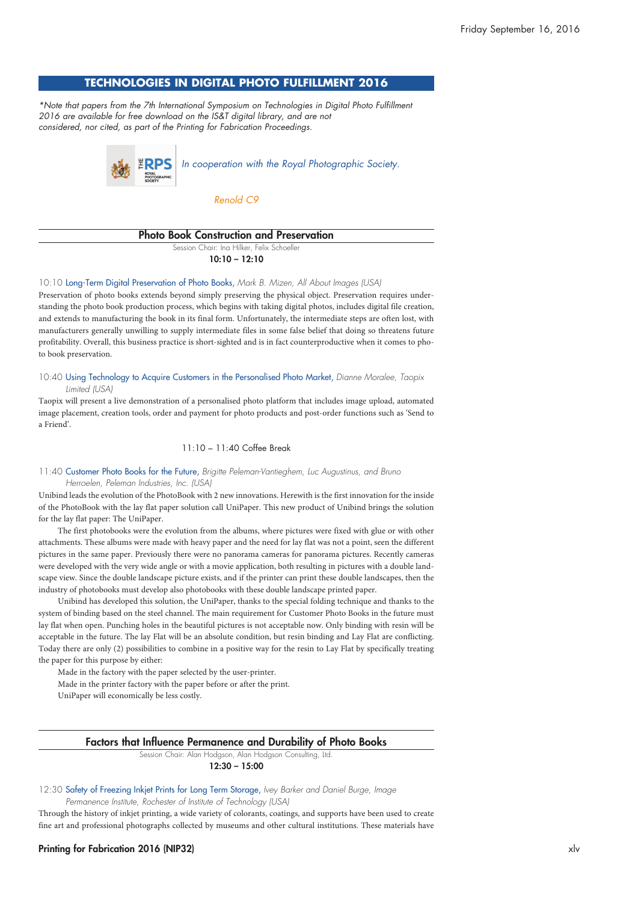## TECHNOLOGIES IN DIGITAL PHOTO FULFILLMENT 2016

*\*Note that papers from the 7th International Symposium on Technologies in Digital Photo Fulfillment 2016 are available for free download on the IS&T digital library, and are not considered, nor cited, as part of the Printing for Fabrication Proceedings.*

*In cooperation with the Royal Photographic Society.*

*Renold C9*

### Photo Book Construction and Preservation

Session Chair: Ina Hilker, Felix Schoeller

**10:10 – 12:10**

10:10 Long-Term Digital Preservation of Photo Books, *Mark B. Mizen, All About Images (USA)*

Preservation of photo books extends beyond simply preserving the physical object. Preservation requires understanding the photo book production process, which begins with taking digital photos, includes digital file creation, and extends to manufacturing the book in its final form. Unfortunately, the intermediate steps are often lost, with manufacturers generally unwilling to supply intermediate files in some false belief that doing so threatens future profitability. Overall, this business practice is short-sighted and is in fact counterproductive when it comes to photo book preservation.

10:40 Using Technology to Acquire Customers in the Personalised Photo Market, *Dianne Moralee, Taopix Limited (USA)*

Taopix will present a live demonstration of a personalised photo platform that includes image upload, automated image placement, creation tools, order and payment for photo products and post-order functions such as 'Send to a Friend'.

11:10 – 11:40 Coffee Break

11:40 Customer Photo Books for the Future, *Brigitte Peleman-Vantieghem, Luc Augustinus, and Bruno Herroelen, Peleman Industries, Inc. (USA)*

Unibind leads the evolution of the PhotoBook with 2 new innovations. Herewith is the first innovation for the inside of the PhotoBook with the lay flat paper solution call UniPaper. This new product of Unibind brings the solution for the lay flat paper: The UniPaper.

The first photobooks were the evolution from the albums, where pictures were fixed with glue or with other attachments. These albums were made with heavy paper and the need for lay flat was not a point, seen the different pictures in the same paper. Previously there were no panorama cameras for panorama pictures. Recently cameras were developed with the very wide angle or with a movie application, both resulting in pictures with a double landscape view. Since the double landscape picture exists, and if the printer can print these double landscapes, then the industry of photobooks must develop also photobooks with these double landscape printed paper.

Unibind has developed this solution, the UniPaper, thanks to the special folding technique and thanks to the system of binding based on the steel channel. The main requirement for Customer Photo Books in the future must lay flat when open. Punching holes in the beautiful pictures is not acceptable now. Only binding with resin will be acceptable in the future. The lay Flat will be an absolute condition, but resin binding and Lay Flat are conflicting. Today there are only (2) possibilities to combine in a positive way for the resin to Lay Flat by specifically treating the paper for this purpose by either:

Made in the factory with the paper selected by the user-printer.

Made in the printer factory with the paper before or after the print.

UniPaper will economically be less costly.

### Factors that Influence Permanence and Durability of Photo Books

Session Chair: Alan Hodgson, Alan Hodgson Consulting, Ltd.

**12:30 – 15:00**

12:30 Safety of Freezing Inkjet Prints for Long Term Storage, *Ivey Barker and Daniel Burge, Image Permanence Institute, Rochester of Institute of Technology (USA)*

Through the history of inkjet printing, a wide variety of colorants, coatings, and supports have been used to create fine art and professional photographs collected by museums and other cultural institutions. These materials have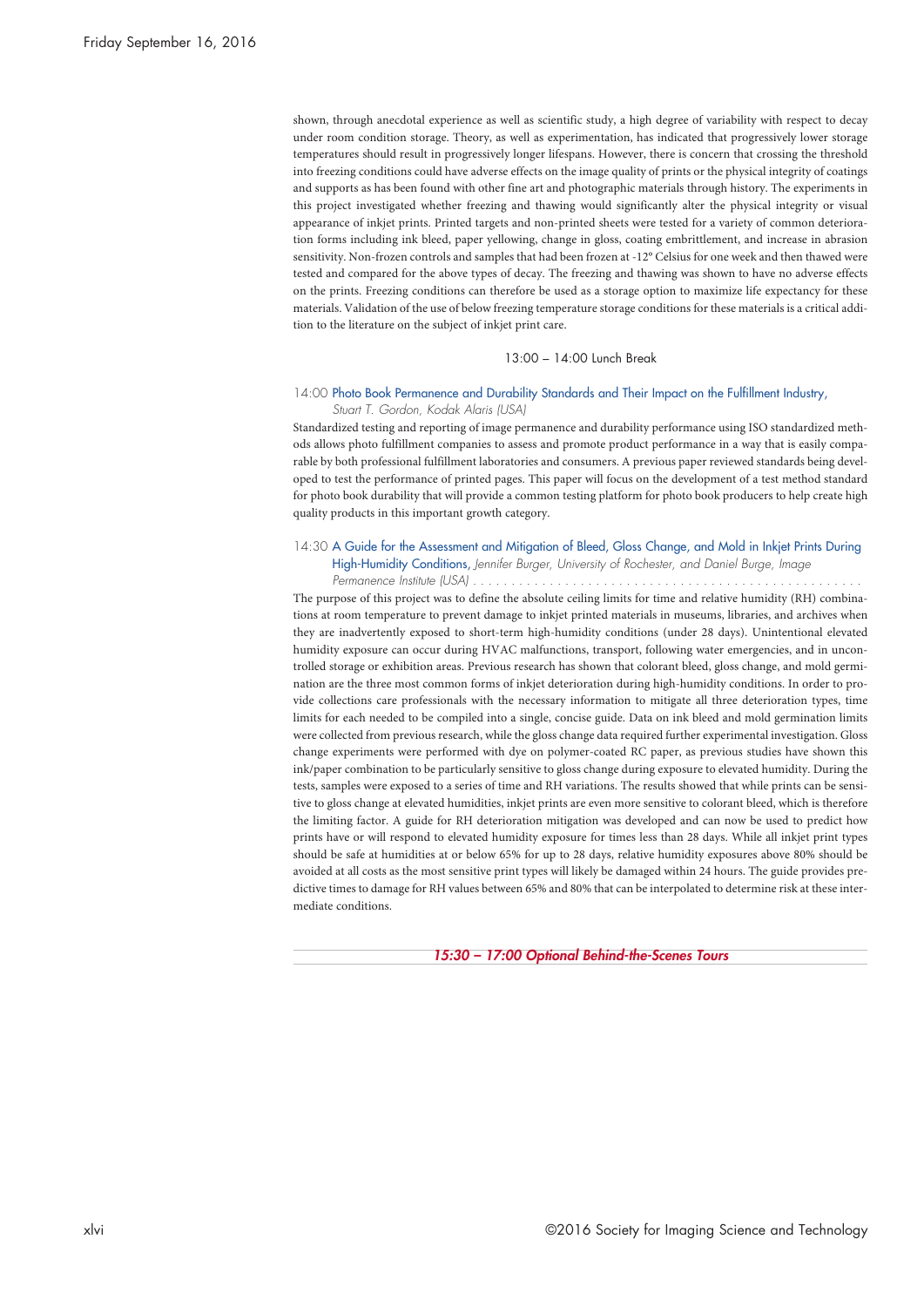shown, through anecdotal experience as well as scientific study, a high degree of variability with respect to decay under room condition storage. Theory, as well as experimentation, has indicated that progressively lower storage temperatures should result in progressively longer lifespans. However, there is concern that crossing the threshold into freezing conditions could have adverse effects on the image quality of prints or the physical integrity of coatings and supports as has been found with other fine art and photographic materials through history. The experiments in this project investigated whether freezing and thawing would significantly alter the physical integrity or visual appearance of inkjet prints. Printed targets and non-printed sheets were tested for a variety of common deterioration forms including ink bleed, paper yellowing, change in gloss, coating embrittlement, and increase in abrasion sensitivity. Non-frozen controls and samples that had been frozen at -12° Celsius for one week and then thawed were tested and compared for the above types of decay. The freezing and thawing was shown to have no adverse effects on the prints. Freezing conditions can therefore be used as a storage option to maximize life expectancy for these materials. Validation of the use of below freezing temperature storage conditions for these materials is a critical addition to the literature on the subject of inkjet print care.

13:00 – 14:00 Lunch Break

14:00 Photo Book Permanence and Durability Standards and Their Impact on the Fulfillment Industry, *Stuart T. Gordon, Kodak Alaris (USA)*

Standardized testing and reporting of image permanence and durability performance using ISO standardized methods allows photo fulfillment companies to assess and promote product performance in a way that is easily comparable by both professional fulfillment laboratories and consumers. A previous paper reviewed standards being developed to test the performance of printed pages. This paper will focus on the development of a test method standard for photo book durability that will provide a common testing platform for photo book producers to help create high quality products in this important growth category.

14:30 A Guide for the Assessment and Mitigation of Bleed, Gloss Change, and Mold in Inkjet Prints During High-Humidity Conditions, *Jennifer Burger, University of Rochester, and Daniel Burge, Image Permanence Institute (USA)*

The purpose of this project was to define the absolute ceiling limits for time and relative humidity (RH) combinations at room temperature to prevent damage to inkjet printed materials in museums, libraries, and archives when they are inadvertently exposed to short-term high-humidity conditions (under 28 days). Unintentional elevated humidity exposure can occur during HVAC malfunctions, transport, following water emergencies, and in uncontrolled storage or exhibition areas. Previous research has shown that colorant bleed, gloss change, and mold germination are the three most common forms of inkjet deterioration during high-humidity conditions. In order to provide collections care professionals with the necessary information to mitigate all three deterioration types, time limits for each needed to be compiled into a single, concise guide. Data on ink bleed and mold germination limits were collected from previous research, while the gloss change data required further experimental investigation. Gloss change experiments were performed with dye on polymer-coated RC paper, as previous studies have shown this ink/paper combination to be particularly sensitive to gloss change during exposure to elevated humidity. During the tests, samples were exposed to a series of time and RH variations. The results showed that while prints can be sensitive to gloss change at elevated humidities, inkjet prints are even more sensitive to colorant bleed, which is therefore the limiting factor. A guide for RH deterioration mitigation was developed and can now be used to predict how prints have or will respond to elevated humidity exposure for times less than 28 days. While all inkjet print types should be safe at humidities at or below 65% for up to 28 days, relative humidity exposures above 80% should be avoided at all costs as the most sensitive print types will likely be damaged within 24 hours. The guide provides predictive times to damage for RH values between 65% and 80% that can be interpolated to determine risk at these intermediate conditions.

***15:30 – 17:00 Optional Behind-the-Scenes Tours***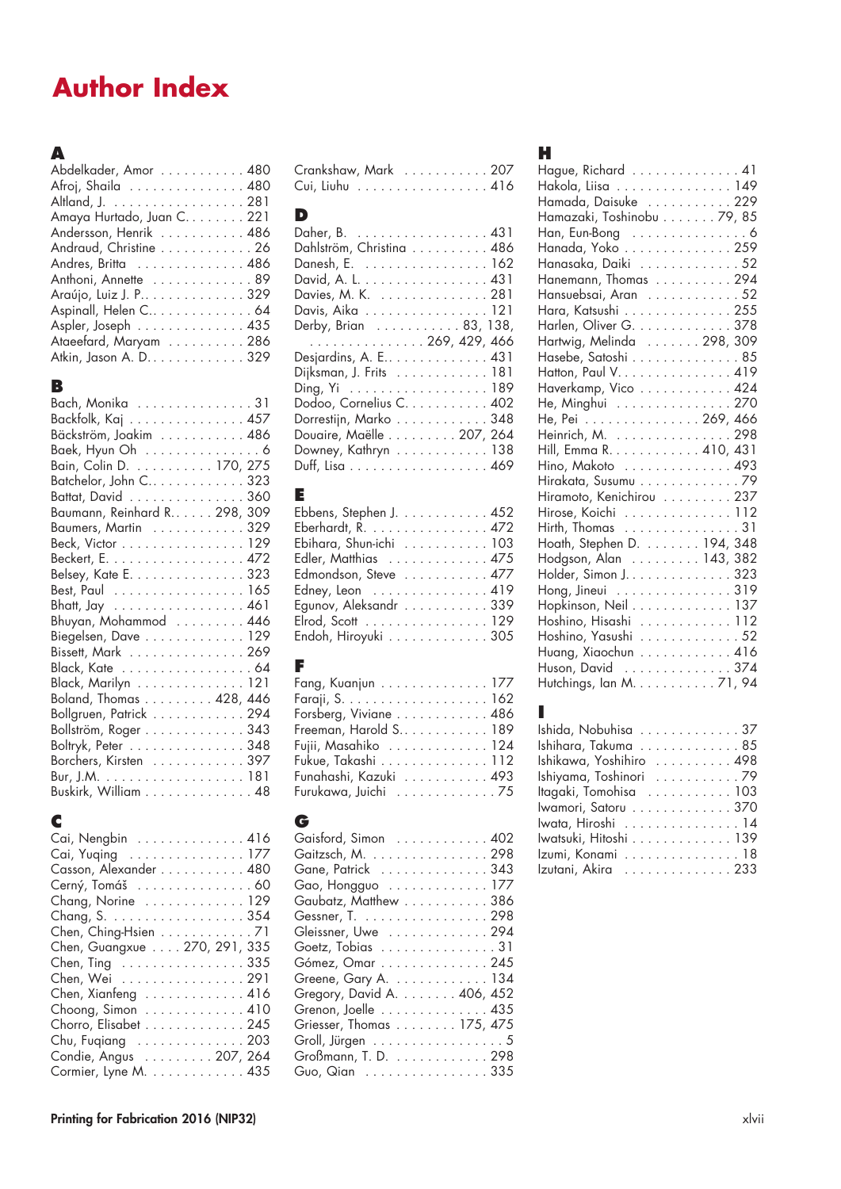# Author Index

## A

Abdelkader, Amor . . . . . . . . . . . 480
Afroj, Shaila . . . . . . . . . . . . . . . 480
Altland, J. . . . . . . . . . . . . . . . . . 281
Amaya Hurtado, Juan C. . . . . . . . 221
Andersson, Henrik . . . . . . . . . . . 486
Andraud, Christine . . . . . . . . . . . . 26
Andres, Britta . . . . . . . . . . . . . . 486
Anthoni, Annette . . . . . . . . . . . . . 89
Araújo, Luiz J. P.. . . . . . . . . . . . . 329
Aspinall, Helen C.. . . . . . . . . . . . . 64
Aspler, Joseph . . . . . . . . . . . . . . 435
Ataeefard, Maryam . . . . . . . . . . 286
Atkin, Jason A. D.. . . . . . . . . . . . 329

## B

Bach, Monika . . . . . . . . . . . . . . . 31
Backfolk, Kaj . . . . . . . . . . . . . . . 457
Bäckström, Joakim . . . . . . . . . . . 486
Baek, Hyun Oh . . . . . . . . . . . . . . . 6
Bain, Colin D. . . . . . . . . . . 170, 275
Batchelor, John C.. . . . . . . . . . . . 323
Battat, David . . . . . . . . . . . . . . . 360
Baumann, Reinhard R. . . . . . 298, 309
Baumers, Martin . . . . . . . . . . . . 329
Beck, Victor . . . . . . . . . . . . . . . . 129
Beckert, E. . . . . . . . . . . . . . . . . . 472
Belsey, Kate E. . . . . . . . . . . . . . . 323
Best, Paul . . . . . . . . . . . . . . . . . 165
Bhatt, Jay . . . . . . . . . . . . . . . . . 461
Bhuyan, Mohammod . . . . . . . . . 446
Biegelsen, Dave . . . . . . . . . . . . . 129
Bissett, Mark . . . . . . . . . . . . . . . 269
Black, Kate . . . . . . . . . . . . . . . . . 64
Black, Marilyn . . . . . . . . . . . . . . 121
Boland, Thomas . . . . . . . . . 428, 446
Bollgruen, Patrick . . . . . . . . . . . 294
Bollström, Roger . . . . . . . . . . . . 343
Boltryk, Peter . . . . . . . . . . . . . . . 348
Borchers, Kirsten . . . . . . . . . . . . 397
Bur, J.M. . . . . . . . . . . . . . . . . . . 181
Buskirk, William . . . . . . . . . . . . . 48

## C

Cai, Nengbin . . . . . . . . . . . . . . 416
Cai, Yuqing . . . . . . . . . . . . . . . 177
Casson, Alexander . . . . . . . . . . . 480
Cerný, Tomáš . . . . . . . . . . . . . . . 60
Chang, Norine . . . . . . . . . . . . . . 129
Chang, S. . . . . . . . . . . . . . . . . . 354
Chen, Ching-Hsien . . . . . . . . . . . . 71
Chen, Guangxue . . . . 270, 291, 335
Chen, Ting . . . . . . . . . . . . . . . . 335
Chen, Wei . . . . . . . . . . . . . . . . . 291
Chen, Xianfeng . . . . . . . . . . . . . 416
Choong, Simon . . . . . . . . . . . . . 410
Chorro, Elisabet . . . . . . . . . . . . . 245
Chu, Fuqiang . . . . . . . . . . . . . . 203
Condie, Angus . . . . . . . . . 207, 264
Cormier, Lyne M. . . . . . . . . . . . . 435
Crankshaw, Mark . . . . . . . . . . . 207
Cui, Liuhu . . . . . . . . . . . . . . . . . 416

## D

Daher, B. . . . . . . . . . . . . . . . . . 431
Dahlström, Christina . . . . . . . . . 486
Danesh, E. . . . . . . . . . . . . . . . . 162
David, A. L. . . . . . . . . . . . . . . . 431
Davies, M. K. . . . . . . . . . . . . . . 281
Davis, Aika . . . . . . . . . . . . . . . . 121
Derby, Brian . . . . . . . . . . . 83, 138, 269, 429, 466
Desjardins, A. E.. . . . . . . . . . . . . 431
Dijksman, J. Frits . . . . . . . . . . . . 181
Ding, Yi . . . . . . . . . . . . . . . . . . 189
Dodoo, Cornelius C.. . . . . . . . . . 402
Dorrestijn, Marko . . . . . . . . . . . . 348
Douaire, Maëlle . . . . . . . . . 207, 264
Downey, Kathryn . . . . . . . . . . . . 138
Duff, Lisa . . . . . . . . . . . . . . . . . 469

## E

Ebbens, Stephen J. . . . . . . . . . . . 452
Eberhardt, R. . . . . . . . . . . . . . . . 472
Ebihara, Shun-ichi . . . . . . . . . . . 103
Edler, Matthias . . . . . . . . . . . . . 475
Edmondson, Steve . . . . . . . . . . . 477
Edney, Leon . . . . . . . . . . . . . . . 419
Egunov, Aleksandr . . . . . . . . . . . 339
Elrod, Scott . . . . . . . . . . . . . . . . 129
Endoh, Hiroyuki . . . . . . . . . . . . . 305

## F

Fang, Kuanjun . . . . . . . . . . . . . . 177
Faraji, S. . . . . . . . . . . . . . . . . . . 162
Forsberg, Viviane . . . . . . . . . . . . 486
Freeman, Harold S.. . . . . . . . . . . 189
Fujii, Masahiko . . . . . . . . . . . . . 124
Fukue, Takashi . . . . . . . . . . . . . . 112
Funahashi, Kazuki . . . . . . . . . . . 493
Furukawa, Juichi . . . . . . . . . . . . . 75

## G

Gaisford, Simon . . . . . . . . . . . . 402
Gaitzsch, M. . . . . . . . . . . . . . . . 298
Gane, Patrick . . . . . . . . . . . . . . 343
Gao, Hongguo . . . . . . . . . . . . . 177
Gaubatz, Matthew . . . . . . . . . . . 386
Gessner, T. . . . . . . . . . . . . . . . . 298
Gleissner, Uwe . . . . . . . . . . . . . 294
Goetz, Tobias . . . . . . . . . . . . . . . 31
Gómez, Omar . . . . . . . . . . . . . . 245
Greene, Gary A. . . . . . . . . . . . . 134
Gregory, David A. . . . . . . . 406, 452
Grenon, Joelle . . . . . . . . . . . . . . 435
Griesser, Thomas . . . . . . . . 175, 475
Groll, Jürgen . . . . . . . . . . . . . . . . 5
Großmann, T. D. . . . . . . . . . . . . 298
Guo, Qian . . . . . . . . . . . . . . . . 335

## H

Hague, Richard . . . . . . . . . . . . . . 41
Hakola, Liisa . . . . . . . . . . . . . . . 149
Hamada, Daisuke . . . . . . . . . . . 229
Hamazaki, Toshinobu . . . . . . . 79, 85
Han, Eun-Bong . . . . . . . . . . . . . . . 6
Hanada, Yoko . . . . . . . . . . . . . . 259
Hanasaka, Daiki . . . . . . . . . . . . . 52
Hanemann, Thomas . . . . . . . . . . 294
Hansuebsai, Aran . . . . . . . . . . . . 52
Hara, Katsushi . . . . . . . . . . . . . . 255
Harlen, Oliver G. . . . . . . . . . . . . 378
Hartwig, Melinda . . . . . . . 298, 309
Hasebe, Satoshi . . . . . . . . . . . . . 85
Hatton, Paul V. . . . . . . . . . . . . . . 419
Haverkamp, Vico . . . . . . . . . . . . 424
He, Minghui . . . . . . . . . . . . . . . 270
He, Pei . . . . . . . . . . . . . . . 269, 466
Heinrich, M. . . . . . . . . . . . . . . . 298
Hill, Emma R. . . . . . . . . . . . 410, 431
Hino, Makoto . . . . . . . . . . . . . . 493
Hirakata, Susumu . . . . . . . . . . . . 79
Hiramoto, Kenichirou . . . . . . . . . 237
Hirose, Koichi . . . . . . . . . . . . . . 112
Hirth, Thomas . . . . . . . . . . . . . . . 31
Hoath, Stephen D. . . . . . . . 194, 348
Hodgson, Alan . . . . . . . . . 143, 382
Holder, Simon J. . . . . . . . . . . . . 323
Hong, Jineui . . . . . . . . . . . . . . . 319
Hopkinson, Neil . . . . . . . . . . . . . 137
Hoshino, Hisashi . . . . . . . . . . . . 112
Hoshino, Yasushi . . . . . . . . . . . . 52
Huang, Xiaochun . . . . . . . . . . . . 416
Huson, David . . . . . . . . . . . . . . 374
Hutchings, Ian M. . . . . . . . . . 71, 94

## I

Ishida, Nobuhisa . . . . . . . . . . . . . 37
Ishihara, Takuma . . . . . . . . . . . . . 85
Ishikawa, Yoshihiro . . . . . . . . . . 498
Ishiyama, Toshinori . . . . . . . . . . . 79
Itagaki, Tomohisa . . . . . . . . . . . 103
Iwamori, Satoru . . . . . . . . . . . . . 370
Iwata, Hiroshi . . . . . . . . . . . . . . . 14
Iwatsuki, Hitoshi . . . . . . . . . . . . 139
Izumi, Konami . . . . . . . . . . . . . . . 18
Izutani, Akira . . . . . . . . . . . . . . 233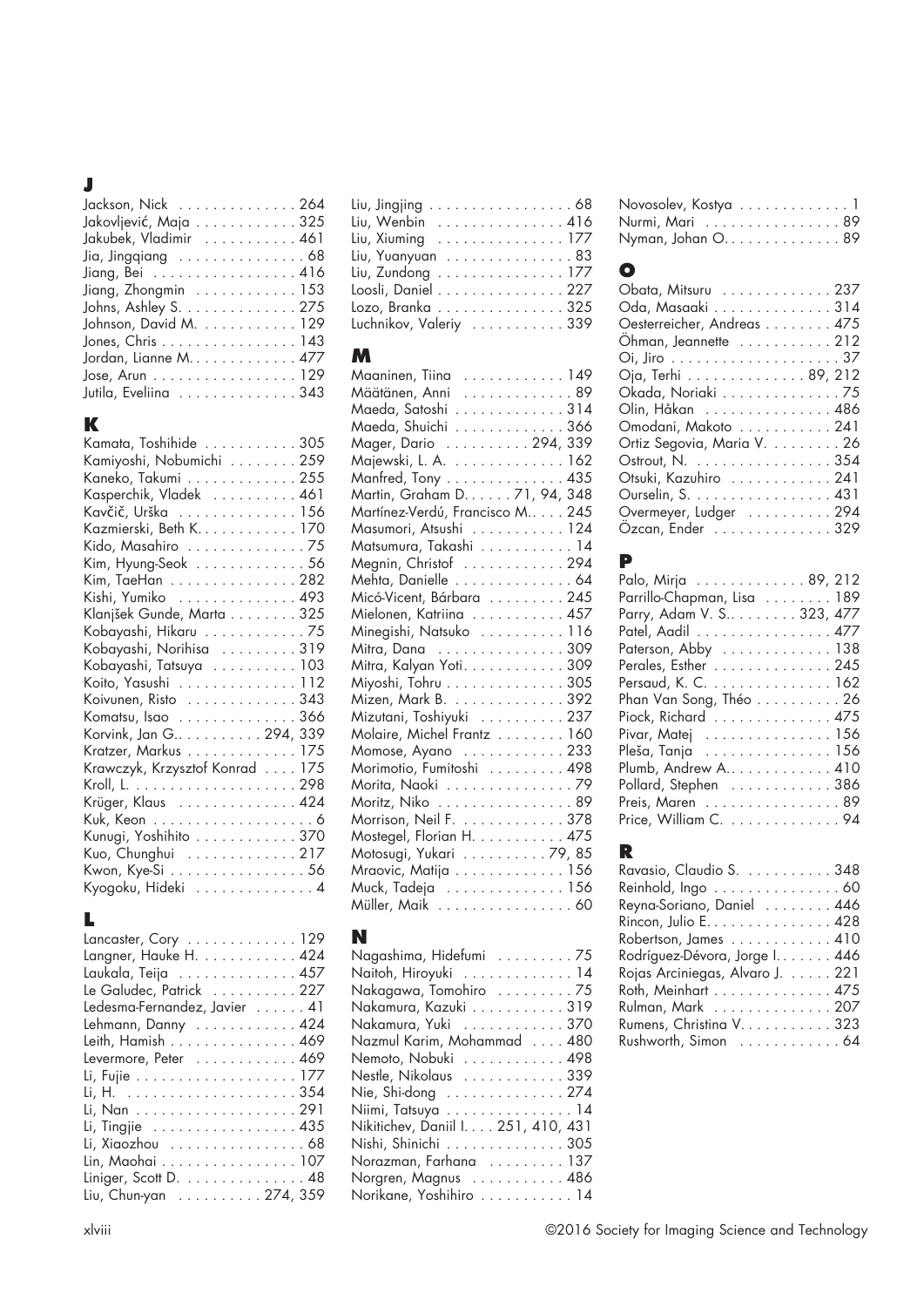## J

Jackson, Nick . . . . . . . . . . . . . . 264
Jakovljević, Maja . . . . . . . . . . . . 325
Jakubek, Vladimir . . . . . . . . . . . 461
Jia, Jingqiang . . . . . . . . . . . . . . . 68
Jiang, Bei . . . . . . . . . . . . . . . . . 416
Jiang, Zhongmin . . . . . . . . . . . . 153
Johns, Ashley S. . . . . . . . . . . . . . 275
Johnson, David M. . . . . . . . . . . . 129
Jones, Chris . . . . . . . . . . . . . . . . 143
Jordan, Lianne M. . . . . . . . . . . . . 477
Jose, Arun . . . . . . . . . . . . . . . . . 129
Jutila, Eveliina . . . . . . . . . . . . . . 343

## K

Kamata, Toshihide . . . . . . . . . . . 305
Kamiyoshi, Nobumichi . . . . . . . . 259
Kaneko, Takumi . . . . . . . . . . . . . 255
Kasperchik, Vladek . . . . . . . . . . 461
Kavčič, Urška . . . . . . . . . . . . . . 156
Kazmierski, Beth K. . . . . . . . . . . . 170
Kido, Masahiro . . . . . . . . . . . . . . 75
Kim, Hyung-Seok . . . . . . . . . . . . . 56
Kim, TaeHan . . . . . . . . . . . . . . . 282
Kishi, Yumiko . . . . . . . . . . . . . . 493
Klanjšek Gunde, Marta . . . . . . . . 325
Kobayashi, Hikaru . . . . . . . . . . . . 75
Kobayashi, Norihisa . . . . . . . . . 319
Kobayashi, Tatsuya . . . . . . . . . . 103
Koito, Yasushi . . . . . . . . . . . . . . 112
Koivunen, Risto . . . . . . . . . . . . . 343
Komatsu, Isao . . . . . . . . . . . . . . 366
Korvink, Jan G.. . . . . . . . . . . 294, 339
Kratzer, Markus . . . . . . . . . . . . . 175
Krawczyk, Krzysztof Konrad . . . . 175
Kroll, L. . . . . . . . . . . . . . . . . . . . 298
Krüger, Klaus . . . . . . . . . . . . . . 424
Kuk, Keon . . . . . . . . . . . . . . . . . . . 6
Kunugi, Yoshihito . . . . . . . . . . . . 370
Kuo, Chunghui . . . . . . . . . . . . . 217
Kwon, Kye-Si . . . . . . . . . . . . . . . . 56
Kyogoku, Hideki . . . . . . . . . . . . . . 4

## L

Lancaster, Cory . . . . . . . . . . . . . 129
Langner, Hauke H. . . . . . . . . . . . 424
Laukala, Teija . . . . . . . . . . . . . . 457
Le Galudec, Patrick . . . . . . . . . . 227
Ledesma-Fernandez, Javier . . . . . . 41
Lehmann, Danny . . . . . . . . . . . . 424
Leith, Hamish . . . . . . . . . . . . . . . 469
Levermore, Peter . . . . . . . . . . . . 469
Li, Fujie . . . . . . . . . . . . . . . . . . . 177
Li, H. . . . . . . . . . . . . . . . . . . . . 354
Li, Nan . . . . . . . . . . . . . . . . . . . 291
Li, Tingjie . . . . . . . . . . . . . . . . . 435
Li, Xiaozhou . . . . . . . . . . . . . . . . 68
Lin, Maohai . . . . . . . . . . . . . . . . 107
Liniger, Scott D. . . . . . . . . . . . . . . 48
Liu, Chun-yan . . . . . . . . . . 274, 359
Liu, Jingjing . . . . . . . . . . . . . . . . . 68
Liu, Wenbin . . . . . . . . . . . . . . . 416
Liu, Xiuming . . . . . . . . . . . . . . . 177
Liu, Yuanyuan . . . . . . . . . . . . . . . 83
Liu, Zundong . . . . . . . . . . . . . . . 177
Loosli, Daniel . . . . . . . . . . . . . . . 227
Lozo, Branka . . . . . . . . . . . . . . . 325
Luchnikov, Valeriy . . . . . . . . . . . 339

## M

Maaninen, Tiina . . . . . . . . . . . . 149
Määtänen, Anni . . . . . . . . . . . . . . 89
Maeda, Satoshi . . . . . . . . . . . . . 314
Maeda, Shuichi . . . . . . . . . . . . . 366
Mager, Dario . . . . . . . . . . . 294, 339
Majewski, L. A. . . . . . . . . . . . . . 162
Manfred, Tony . . . . . . . . . . . . . . 435
Martin, Graham D. . . . . . 71, 94, 348
Martínez-Verdú, Francisco M.. . . . 245
Masumori, Atsushi . . . . . . . . . . . 124
Matsumura, Takashi . . . . . . . . . . . 14
Megnin, Christof . . . . . . . . . . . . 294
Mehta, Danielle . . . . . . . . . . . . . . 64
Micó-Vicent, Bárbara . . . . . . . . . 245
Mielonen, Katriina . . . . . . . . . . . 457
Minegishi, Natsuko . . . . . . . . . . 116
Mitra, Dana . . . . . . . . . . . . . . . 309
Mitra, Kalyan Yoti. . . . . . . . . . . . 309
Miyoshi, Tohru . . . . . . . . . . . . . . 305
Mizen, Mark B. . . . . . . . . . . . . . 392
Mizutani, Toshiyuki . . . . . . . . . . 237
Molaire, Michel Frantz . . . . . . . . 160
Momose, Ayano . . . . . . . . . . . . 233
Morimotio, Fumitoshi . . . . . . . . . 498
Morita, Naoki . . . . . . . . . . . . . . . 79
Moritz, Niko . . . . . . . . . . . . . . . . 89
Morrison, Neil F. . . . . . . . . . . . . 378
Mostegel, Florian H. . . . . . . . . . . 475
Motosugi, Yukari . . . . . . . . . . 79, 85
Mraovic, Matija . . . . . . . . . . . . . 156
Muck, Tadeja . . . . . . . . . . . . . . 156
Müller, Maik . . . . . . . . . . . . . . . . 60

## N

Nagashima, Hidefumi . . . . . . . . . 75
Naitoh, Hiroyuki . . . . . . . . . . . . . 14
Nakagawa, Tomohiro . . . . . . . . . 75
Nakamura, Kazuki . . . . . . . . . . . 319
Nakamura, Yuki . . . . . . . . . . . . 370
Nazmul Karim, Mohammad . . . . 480
Nemoto, Nobuki . . . . . . . . . . . . 498
Nestle, Nikolaus . . . . . . . . . . . . 339
Nie, Shi-dong . . . . . . . . . . . . . . 274
Niimi, Tatsuya . . . . . . . . . . . . . . . 14
Nikitichev, Daniil I. . . . 251, 410, 431
Nishi, Shinichi . . . . . . . . . . . . . . 305
Norazman, Farhana . . . . . . . . . 137
Norgren, Magnus . . . . . . . . . . . 486
Norikane, Yoshihiro . . . . . . . . . . . 14
Novosolev, Kostya . . . . . . . . . . . . . 1
Nurmi, Mari . . . . . . . . . . . . . . . . 89
Nyman, Johan O. . . . . . . . . . . . . . 89

## O

Obata, Mitsuru . . . . . . . . . . . . . 237
Oda, Masaaki . . . . . . . . . . . . . . 314
Oesterreicher, Andreas . . . . . . . . 475
Öhman, Jeannette . . . . . . . . . . . 212
Oi, Jiro . . . . . . . . . . . . . . . . . . . . 37
Oja, Terhi . . . . . . . . . . . . . . 89, 212
Okada, Noriaki . . . . . . . . . . . . . . 75
Olin, Håkan . . . . . . . . . . . . . . . 486
Omodani, Makoto . . . . . . . . . . . 241
Ortiz Segovia, Maria V. . . . . . . . . 26
Ostrout, N. . . . . . . . . . . . . . . . . 354
Otsuki, Kazuhiro . . . . . . . . . . . . 241
Ourselin, S. . . . . . . . . . . . . . . . . 431
Overmeyer, Ludger . . . . . . . . . . 294
Özcan, Ender . . . . . . . . . . . . . . 329

## P

Palo, Mirja . . . . . . . . . . . . . 89, 212
Parrillo-Chapman, Lisa . . . . . . . . 189
Parry, Adam V. S.. . . . . . . . . 323, 477
Patel, Aadil . . . . . . . . . . . . . . . . 477
Paterson, Abby . . . . . . . . . . . . . 138
Perales, Esther . . . . . . . . . . . . . . 245
Persaud, K. C. . . . . . . . . . . . . . . 162
Phan Van Song, Théo . . . . . . . . . . 26
Piock, Richard . . . . . . . . . . . . . . 475
Pivar, Matej . . . . . . . . . . . . . . . 156
Pleša, Tanja . . . . . . . . . . . . . . . 156
Plumb, Andrew A.. . . . . . . . . . . . 410
Pollard, Stephen . . . . . . . . . . . . 386
Preis, Maren . . . . . . . . . . . . . . . . 89
Price, William C. . . . . . . . . . . . . . 94

## R

Ravasio, Claudio S. . . . . . . . . . . 348
Reinhold, Ingo . . . . . . . . . . . . . . . 60
Reyna-Soriano, Daniel . . . . . . . . 446
Rincon, Julio E.. . . . . . . . . . . . . . 428
Robertson, James . . . . . . . . . . . . 410
Rodríguez-Dévora, Jorge I.. . . . . . 446
Rojas Arciniegas, Alvaro J. . . . . . 221
Roth, Meinhart . . . . . . . . . . . . . . 475
Rulman, Mark . . . . . . . . . . . . . . 207
Rumens, Christina V.. . . . . . . . . . 323
Rushworth, Simon . . . . . . . . . . . . 64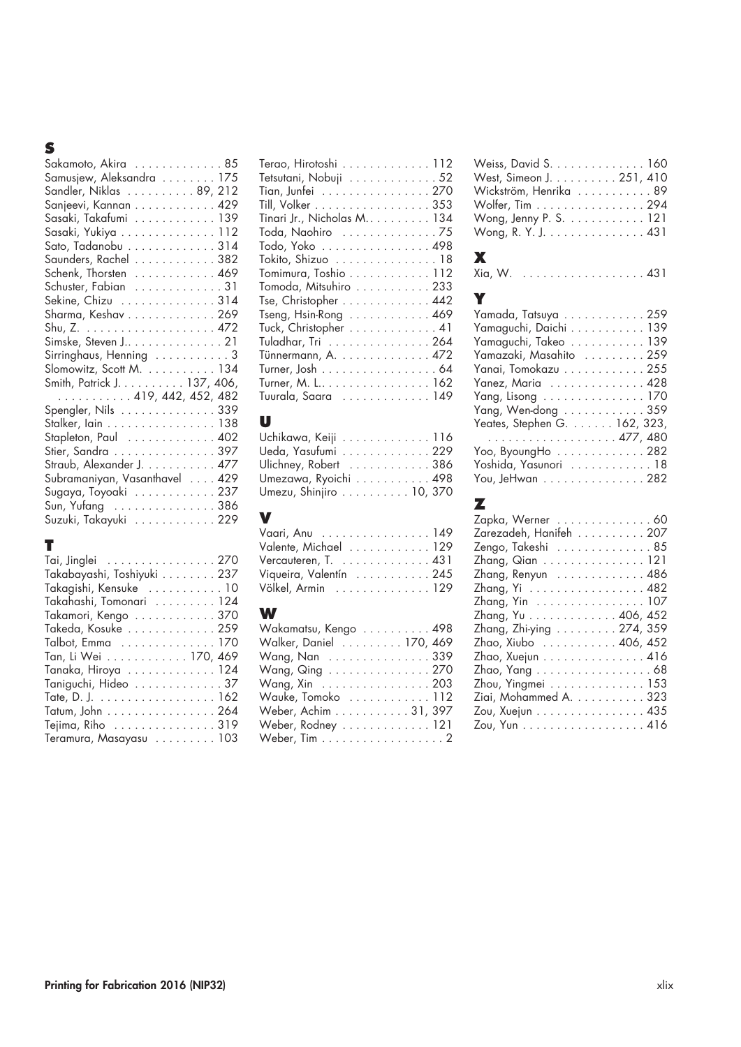## S

Sakamoto, Akira . . . . . . . . . . . . . 85
Samusjew, Aleksandra . . . . . . . . 175
Sandler, Niklas . . . . . . . . . . 89, 212
Sanjeevi, Kannan . . . . . . . . . . . . 429
Sasaki, Takafumi . . . . . . . . . . . . 139
Sasaki, Yukiya . . . . . . . . . . . . . . 112
Sato, Tadanobu . . . . . . . . . . . . . 314
Saunders, Rachel . . . . . . . . . . . . 382
Schenk, Thorsten . . . . . . . . . . . . 469
Schuster, Fabian . . . . . . . . . . . . . 31
Sekine, Chizu . . . . . . . . . . . . . . 314
Sharma, Keshav . . . . . . . . . . . . . 269
Shu, Z. . . . . . . . . . . . . . . . . . . . 472
Simske, Steven J.. . . . . . . . . . . . . . 21
Sirringhaus, Henning . . . . . . . . . . . 3
Slomowitz, Scott M. . . . . . . . . . . 134
Smith, Patrick J. . . . . . . . . . 137, 406, 419, 442, 452, 482
Spengler, Nils . . . . . . . . . . . . . . 339
Stalker, Iain . . . . . . . . . . . . . . . . 138
Stapleton, Paul . . . . . . . . . . . . . 402
Stier, Sandra . . . . . . . . . . . . . . . 397
Straub, Alexander J. . . . . . . . . . . 477
Subramaniyan, Vasanthavel . . . . 429
Sugaya, Toyoaki . . . . . . . . . . . . 237
Sun, Yufang . . . . . . . . . . . . . . . 386
Suzuki, Takayuki . . . . . . . . . . . . 229

## T

Tai, Jinglei . . . . . . . . . . . . . . . . 270
Takabayashi, Toshiyuki . . . . . . . . 237
Takagishi, Kensuke . . . . . . . . . . . 10
Takahashi, Tomonari . . . . . . . . . 124
Takamori, Kengo . . . . . . . . . . . . 370
Takeda, Kosuke . . . . . . . . . . . . . 259
Talbot, Emma . . . . . . . . . . . . . . 170
Tan, Li Wei . . . . . . . . . . . . 170, 469
Tanaka, Hiroya . . . . . . . . . . . . . 124
Taniguchi, Hideo . . . . . . . . . . . . . 37
Tate, D. J. . . . . . . . . . . . . . . . . . 162
Tatum, John . . . . . . . . . . . . . . . . 264
Tejima, Riho . . . . . . . . . . . . . . . 319
Teramura, Masayasu . . . . . . . . . 103
Terao, Hirotoshi . . . . . . . . . . . . . 112
Tetsutani, Nobuji . . . . . . . . . . . . . 52
Tian, Junfei . . . . . . . . . . . . . . . . 270
Till, Volker . . . . . . . . . . . . . . . . . 353
Tinari Jr., Nicholas M.. . . . . . . . . 134
Toda, Naohiro . . . . . . . . . . . . . . . 75
Todo, Yoko . . . . . . . . . . . . . . . . 498
Tokito, Shizuo . . . . . . . . . . . . . . . 18
Tomimura, Toshio . . . . . . . . . . . . 112
Tomoda, Mitsuhiro . . . . . . . . . . . 233
Tse, Christopher . . . . . . . . . . . . . 442
Tseng, Hsin-Rong . . . . . . . . . . . . 469
Tuck, Christopher . . . . . . . . . . . . . 41
Tuladhar, Tri . . . . . . . . . . . . . . . 264
Tünnermann, A. . . . . . . . . . . . . . 472
Turner, Josh . . . . . . . . . . . . . . . . . 64
Turner, M. L.. . . . . . . . . . . . . . . . 162
Tuurala, Saara . . . . . . . . . . . . . 149

## U

Uchikawa, Keiji . . . . . . . . . . . . . 116
Ueda, Yasufumi . . . . . . . . . . . . . 229
Ulichney, Robert . . . . . . . . . . . . 386
Umezawa, Ryoichi . . . . . . . . . . . 498
Umezu, Shinjiro . . . . . . . . . . 10, 370

## V

Vaari, Anu . . . . . . . . . . . . . . . . 149
Valente, Michael . . . . . . . . . . . . 129
Vercauteren, T. . . . . . . . . . . . . . 431
Viqueira, Valentín . . . . . . . . . . . 245
Völkel, Armin . . . . . . . . . . . . . . 129

## W

Wakamatsu, Kengo . . . . . . . . . . 498
Walker, Daniel . . . . . . . . . 170, 469
Wang, Nan . . . . . . . . . . . . . . . 339
Wang, Qing . . . . . . . . . . . . . . . 270
Wang, Xin . . . . . . . . . . . . . . . . 203
Wauke, Tomoko . . . . . . . . . . . . 112
Weber, Achim . . . . . . . . . . . 31, 397
Weber, Rodney . . . . . . . . . . . . . 121
Weber, Tim . . . . . . . . . . . . . . . . . . 2
Weiss, David S. . . . . . . . . . . . . . 160
West, Simeon J. . . . . . . . . . 251, 410
Wickström, Henrika . . . . . . . . . . . 89
Wolfer, Tim . . . . . . . . . . . . . . . . 294
Wong, Jenny P. S. . . . . . . . . . . . 121
Wong, R. Y. J. . . . . . . . . . . . . . . 431

## X

Xia, W. . . . . . . . . . . . . . . . . . . 431

## Y

Yamada, Tatsuya . . . . . . . . . . . . 259
Yamaguchi, Daichi . . . . . . . . . . . 139
Yamaguchi, Takeo . . . . . . . . . . . 139
Yamazaki, Masahito . . . . . . . . . 259
Yanai, Tomokazu . . . . . . . . . . . . 255
Yanez, Maria . . . . . . . . . . . . . . 428
Yang, Lisong . . . . . . . . . . . . . . . 170
Yang, Wen-dong . . . . . . . . . . . . 359
Yeates, Stephen G. . . . . . . 162, 323, 477, 480
Yoo, ByoungHo . . . . . . . . . . . . . 282
Yoshida, Yasunori . . . . . . . . . . . . 18
You, JeHwan . . . . . . . . . . . . . . . 282

## Z

Zapka, Werner . . . . . . . . . . . . . . 60
Zarezadeh, Hanifeh . . . . . . . . . . 207
Zengo, Takeshi . . . . . . . . . . . . . . 85
Zhang, Qian . . . . . . . . . . . . . . . 121
Zhang, Renyun . . . . . . . . . . . . . 486
Zhang, Yi . . . . . . . . . . . . . . . . . 482
Zhang, Yin . . . . . . . . . . . . . . . . 107
Zhang, Yu . . . . . . . . . . . . . 406, 452
Zhang, Zhi-ying . . . . . . . . . 274, 359
Zhao, Xiubo . . . . . . . . . . . 406, 452
Zhao, Xuejun . . . . . . . . . . . . . . . 416
Zhao, Yang . . . . . . . . . . . . . . . . . 68
Zhou, Yingmei . . . . . . . . . . . . . . 153
Ziai, Mohammed A. . . . . . . . . . . 323
Zou, Xuejun . . . . . . . . . . . . . . . . 435
Zou, Yun . . . . . . . . . . . . . . . . . . 416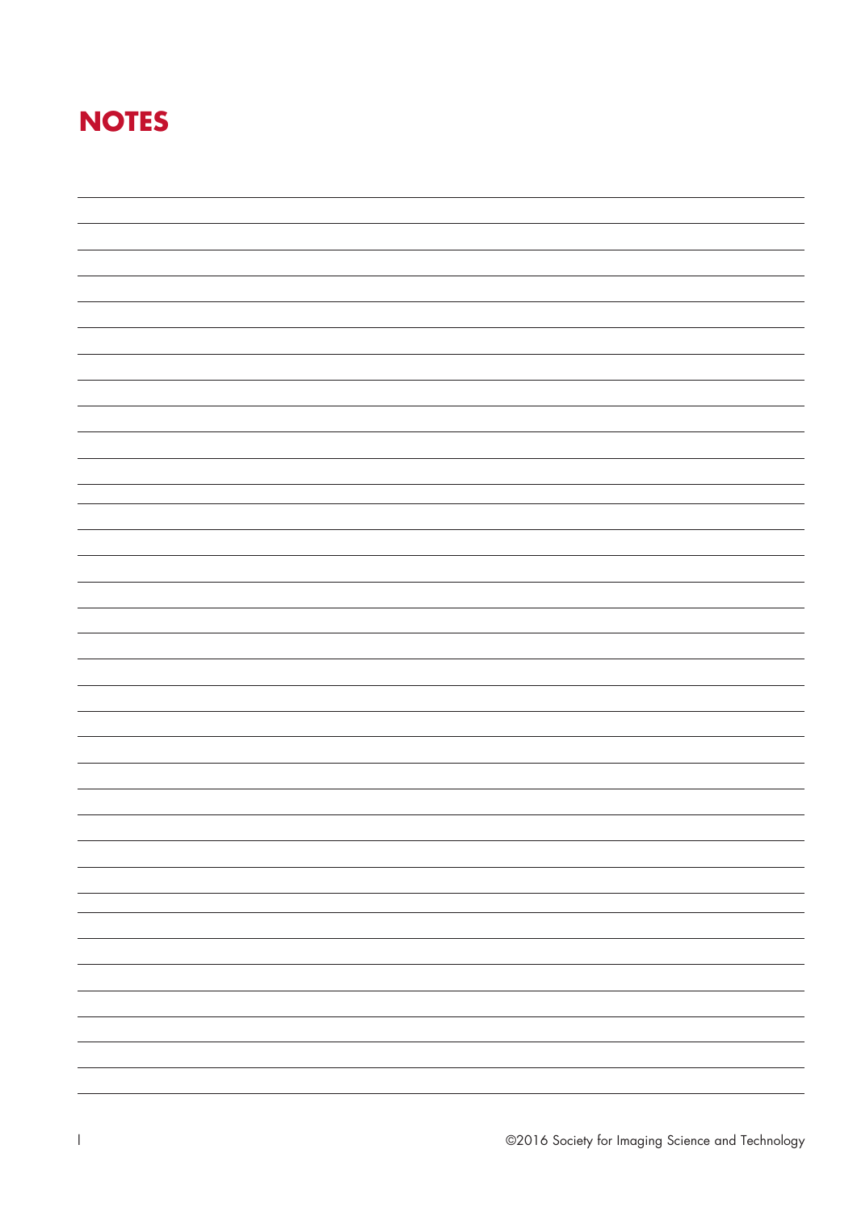# NOTES